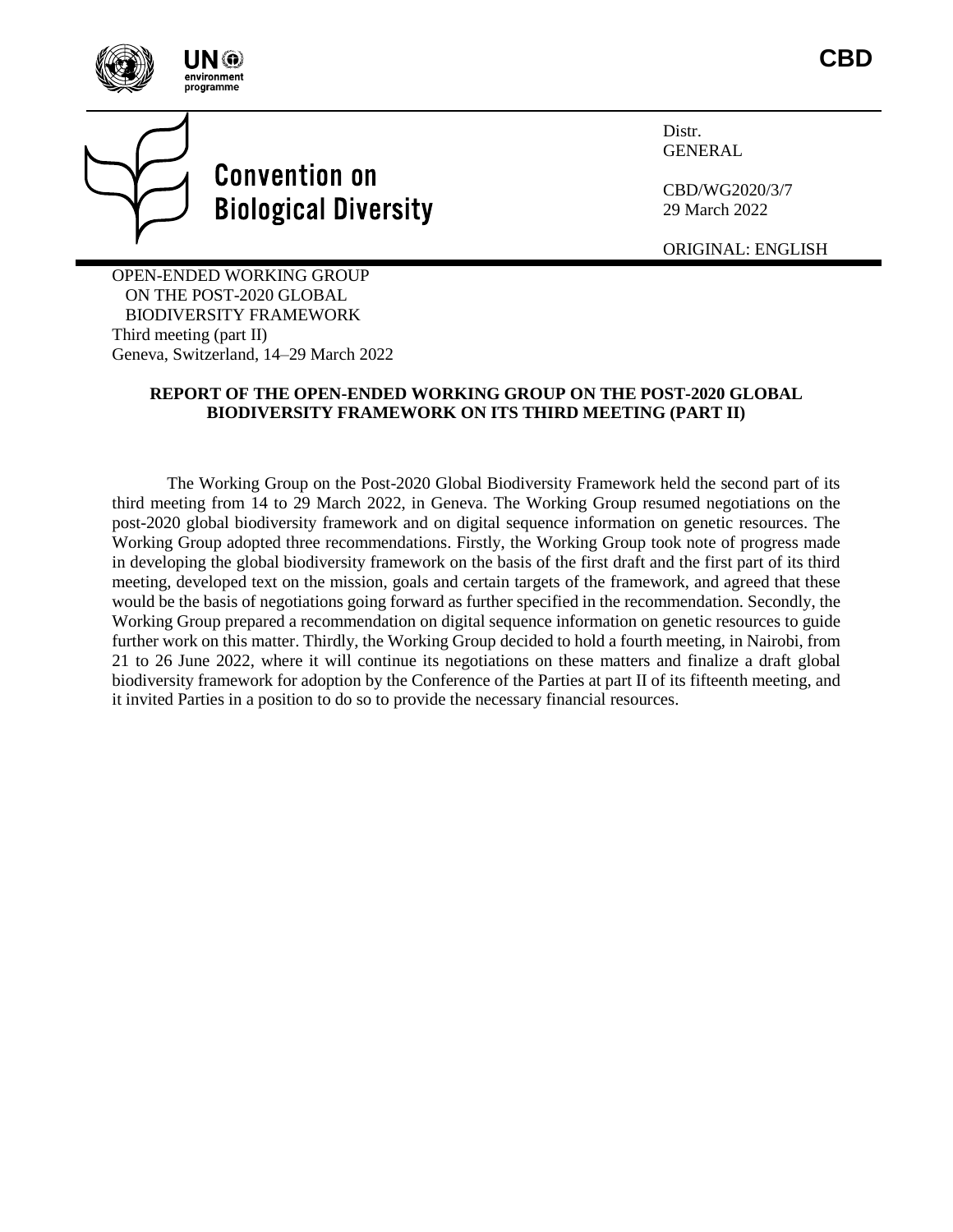CBD

Convention on Biological Diversity

Distr.
GENERAL

CBD/WG2020/3/7
29 March 2022

ORIGINAL: ENGLISH

OPEN-ENDED WORKING GROUP
ON THE POST-2020 GLOBAL
BIODIVERSITY FRAMEWORK
Third meeting (part II)
Geneva, Switzerland, 14–29 March 2022

# REPORT OF THE OPEN-ENDED WORKING GROUP ON THE POST-2020 GLOBAL BIODIVERSITY FRAMEWORK ON ITS THIRD MEETING (PART II)

The Working Group on the Post-2020 Global Biodiversity Framework held the second part of its third meeting from 14 to 29 March 2022, in Geneva. The Working Group resumed negotiations on the post-2020 global biodiversity framework and on digital sequence information on genetic resources. The Working Group adopted three recommendations. Firstly, the Working Group took note of progress made in developing the global biodiversity framework on the basis of the first draft and the first part of its third meeting, developed text on the mission, goals and certain targets of the framework, and agreed that these would be the basis of negotiations going forward as further specified in the recommendation. Secondly, the Working Group prepared a recommendation on digital sequence information on genetic resources to guide further work on this matter. Thirdly, the Working Group decided to hold a fourth meeting, in Nairobi, from 21 to 26 June 2022, where it will continue its negotiations on these matters and finalize a draft global biodiversity framework for adoption by the Conference of the Parties at part II of its fifteenth meeting, and it invited Parties in a position to do so to provide the necessary financial resources.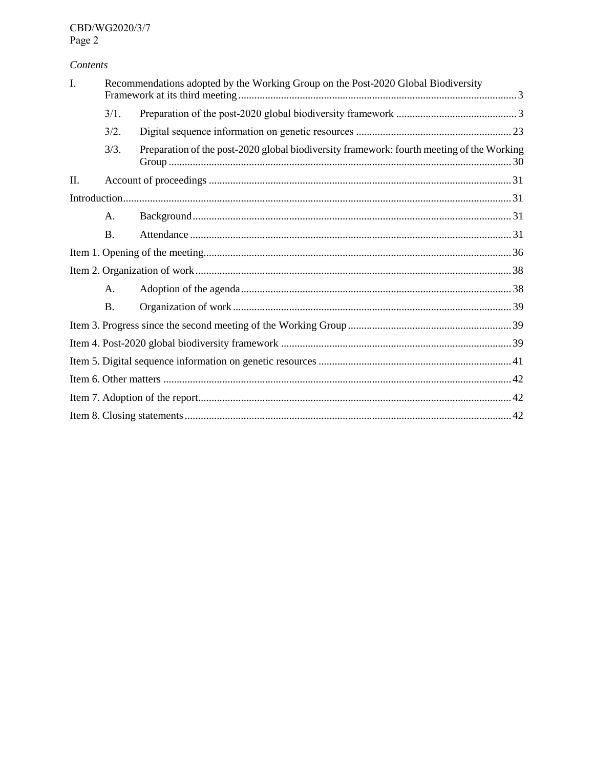*Contents*

| | | | |
|---|---|---|---|
| I. | Recommendations adopted by the Working Group on the Post-2020 Global Biodiversity Framework at its third meeting | | 3 |
| | 3/1. | Preparation of the post-2020 global biodiversity framework | 3 |
| | 3/2. | Digital sequence information on genetic resources | 23 |
| | 3/3. | Preparation of the post-2020 global biodiversity framework: fourth meeting of the Working Group | 30 |
| II. | Account of proceedings | | 31 |
| Introduction | | | 31 |
| | A. | Background | 31 |
| | B. | Attendance | 31 |
| Item 1. Opening of the meeting | | | 36 |
| Item 2. Organization of work | | | 38 |
| | A. | Adoption of the agenda | 38 |
| | B. | Organization of work | 39 |
| Item 3. Progress since the second meeting of the Working Group | | | 39 |
| Item 4. Post-2020 global biodiversity framework | | | 39 |
| Item 5. Digital sequence information on genetic resources | | | 41 |
| Item 6. Other matters | | | 42 |
| Item 7. Adoption of the report | | | 42 |
| Item 8. Closing statements | | | 42 |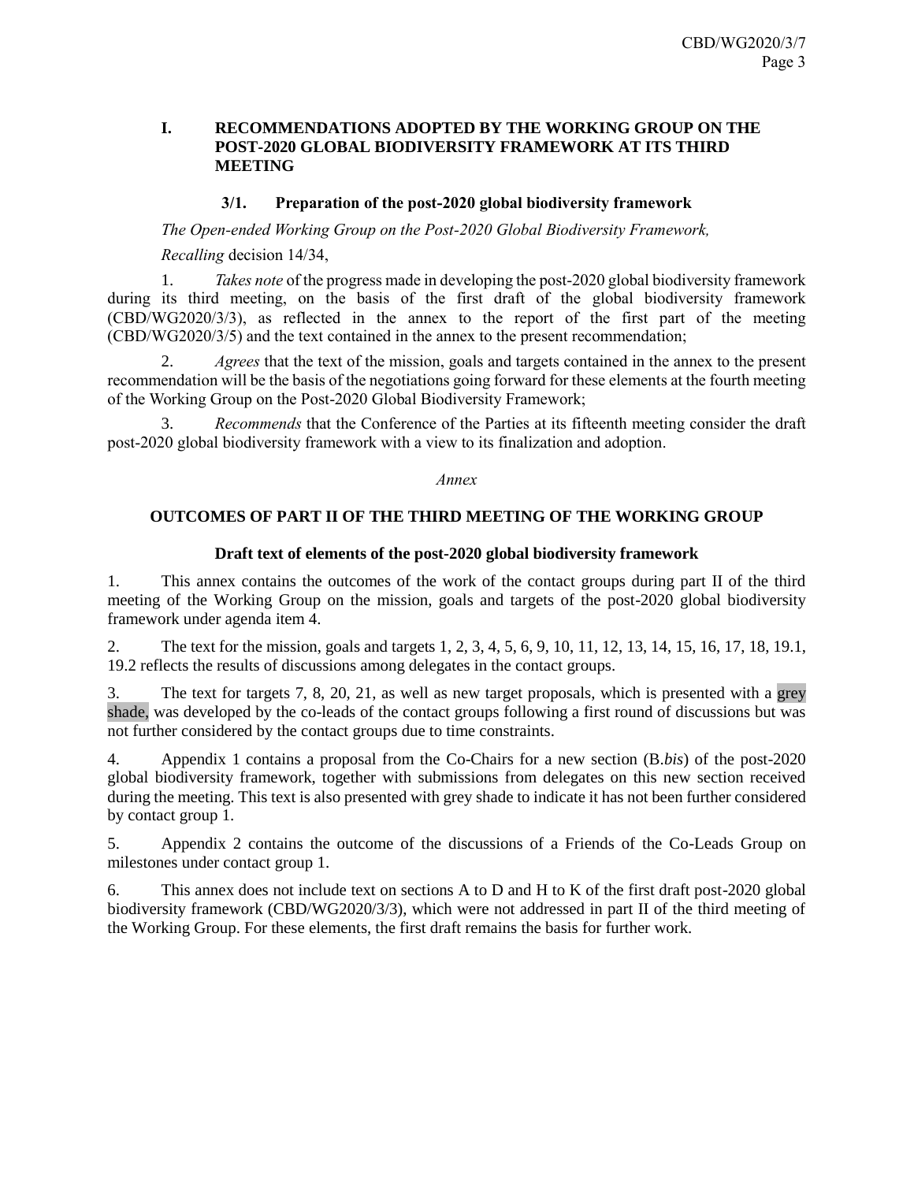## I. RECOMMENDATIONS ADOPTED BY THE WORKING GROUP ON THE POST-2020 GLOBAL BIODIVERSITY FRAMEWORK AT ITS THIRD MEETING

### 3/1. Preparation of the post-2020 global biodiversity framework

*The Open-ended Working Group on the Post-2020 Global Biodiversity Framework,*

*Recalling* decision 14/34,

1. *Takes note* of the progress made in developing the post-2020 global biodiversity framework during its third meeting, on the basis of the first draft of the global biodiversity framework (CBD/WG2020/3/3), as reflected in the annex to the report of the first part of the meeting (CBD/WG2020/3/5) and the text contained in the annex to the present recommendation;

2. *Agrees* that the text of the mission, goals and targets contained in the annex to the present recommendation will be the basis of the negotiations going forward for these elements at the fourth meeting of the Working Group on the Post-2020 Global Biodiversity Framework;

3. *Recommends* that the Conference of the Parties at its fifteenth meeting consider the draft post-2020 global biodiversity framework with a view to its finalization and adoption.

*Annex*

### OUTCOMES OF PART II OF THE THIRD MEETING OF THE WORKING GROUP

#### Draft text of elements of the post-2020 global biodiversity framework

1. This annex contains the outcomes of the work of the contact groups during part II of the third meeting of the Working Group on the mission, goals and targets of the post-2020 global biodiversity framework under agenda item 4.

2. The text for the mission, goals and targets 1, 2, 3, 4, 5, 6, 9, 10, 11, 12, 13, 14, 15, 16, 17, 18, 19.1, 19.2 reflects the results of discussions among delegates in the contact groups.

3. The text for targets 7, 8, 20, 21, as well as new target proposals, which is presented with a grey shade, was developed by the co-leads of the contact groups following a first round of discussions but was not further considered by the contact groups due to time constraints.

4. Appendix 1 contains a proposal from the Co-Chairs for a new section (B.*bis*) of the post-2020 global biodiversity framework, together with submissions from delegates on this new section received during the meeting. This text is also presented with grey shade to indicate it has not been further considered by contact group 1.

5. Appendix 2 contains the outcome of the discussions of a Friends of the Co-Leads Group on milestones under contact group 1.

6. This annex does not include text on sections A to D and H to K of the first draft post-2020 global biodiversity framework (CBD/WG2020/3/3), which were not addressed in part II of the third meeting of the Working Group. For these elements, the first draft remains the basis for further work.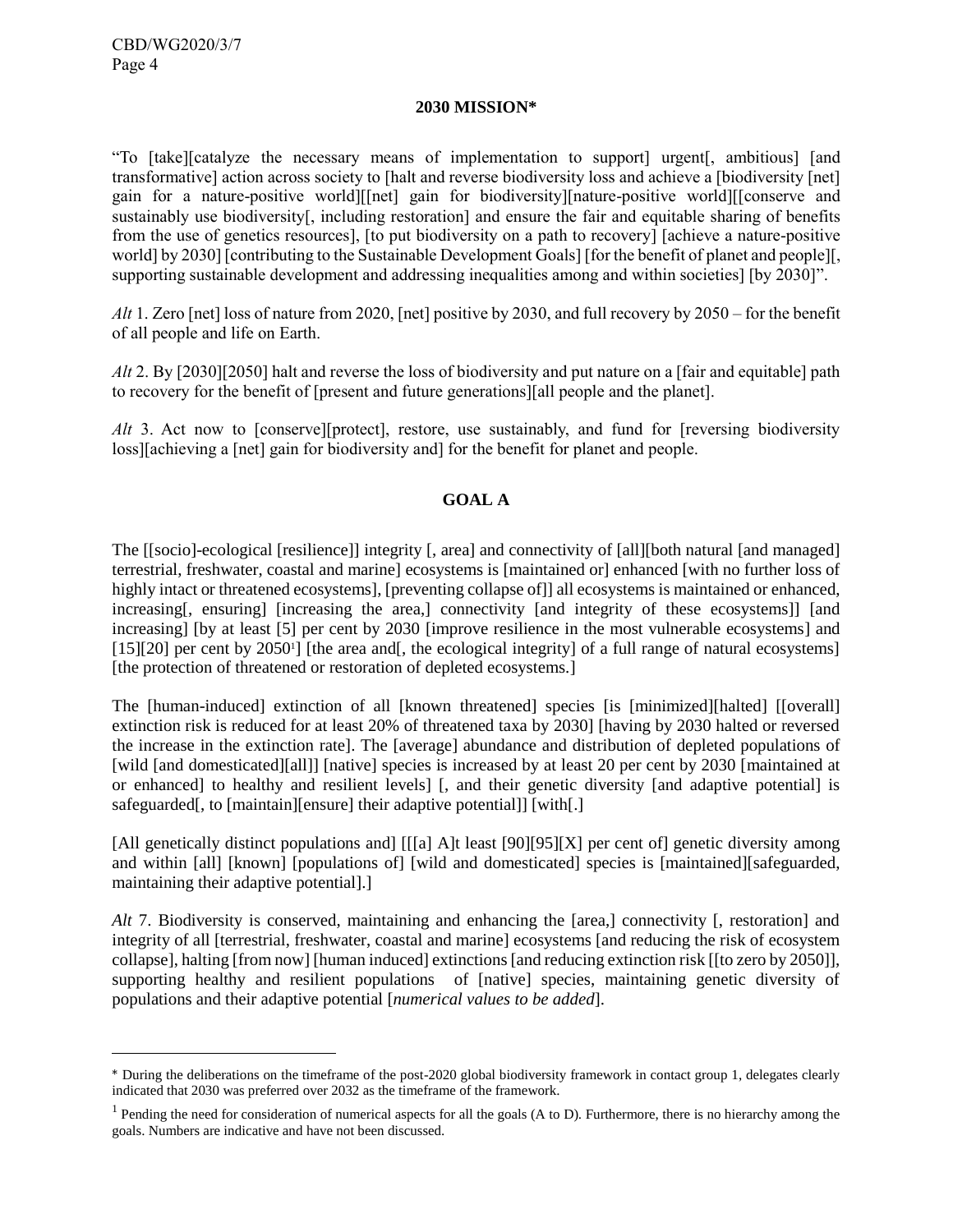## 2030 MISSION*

"To [take][catalyze the necessary means of implementation to support] urgent[, ambitious] [and transformative] action across society to [halt and reverse biodiversity loss and achieve a [biodiversity [net] gain for a nature-positive world][[net] gain for biodiversity][nature-positive world][[conserve and sustainably use biodiversity[, including restoration] and ensure the fair and equitable sharing of benefits from the use of genetics resources], [to put biodiversity on a path to recovery] [achieve a nature-positive world] by 2030] [contributing to the Sustainable Development Goals] [for the benefit of planet and people][, supporting sustainable development and addressing inequalities among and within societies] [by 2030]".

*Alt* 1. Zero [net] loss of nature from 2020, [net] positive by 2030, and full recovery by 2050 – for the benefit of all people and life on Earth.

*Alt* 2. By [2030][2050] halt and reverse the loss of biodiversity and put nature on a [fair and equitable] path to recovery for the benefit of [present and future generations][all people and the planet].

*Alt* 3. Act now to [conserve][protect], restore, use sustainably, and fund for [reversing biodiversity loss][achieving a [net] gain for biodiversity and] for the benefit for planet and people.

## GOAL A

The [[socio]-ecological [resilience]] integrity [, area] and connectivity of [all][both natural [and managed] terrestrial, freshwater, coastal and marine] ecosystems is [maintained or] enhanced [with no further loss of highly intact or threatened ecosystems], [preventing collapse of]] all ecosystems is maintained or enhanced, increasing[, ensuring] [increasing the area,] connectivity [and integrity of these ecosystems]] [and increasing] [by at least [5] per cent by 2030 [improve resilience in the most vulnerable ecosystems] and [15][20] per cent by 2050[1]] [the area and[, the ecological integrity] of a full range of natural ecosystems] [the protection of threatened or restoration of depleted ecosystems.]

The [human-induced] extinction of all [known threatened] species [is [minimized][halted] [[overall] extinction risk is reduced for at least 20% of threatened taxa by 2030] [having by 2030 halted or reversed the increase in the extinction rate]. The [average] abundance and distribution of depleted populations of [wild [and domesticated][all]] [native] species is increased by at least 20 per cent by 2030 [maintained at or enhanced] to healthy and resilient levels] [, and their genetic diversity [and adaptive potential] is safeguarded[, to [maintain][ensure] their adaptive potential]] [with[.]

[All genetically distinct populations and] [[[a] A]t least [90][95][X] per cent of] genetic diversity among and within [all] [known] [populations of] [wild and domesticated] species is [maintained][safeguarded, maintaining their adaptive potential].]

*Alt* 7. Biodiversity is conserved, maintaining and enhancing the [area,] connectivity [, restoration] and integrity of all [terrestrial, freshwater, coastal and marine] ecosystems [and reducing the risk of ecosystem collapse], halting [from now] [human induced] extinctions [and reducing extinction risk [[to zero by 2050]], supporting healthy and resilient populations of [native] species, maintaining genetic diversity of populations and their adaptive potential [*numerical values to be added*].

---

\* During the deliberations on the timeframe of the post-2020 global biodiversity framework in contact group 1, delegates clearly indicated that 2030 was preferred over 2032 as the timeframe of the framework.

[1] Pending the need for consideration of numerical aspects for all the goals (A to D). Furthermore, there is no hierarchy among the goals. Numbers are indicative and have not been discussed.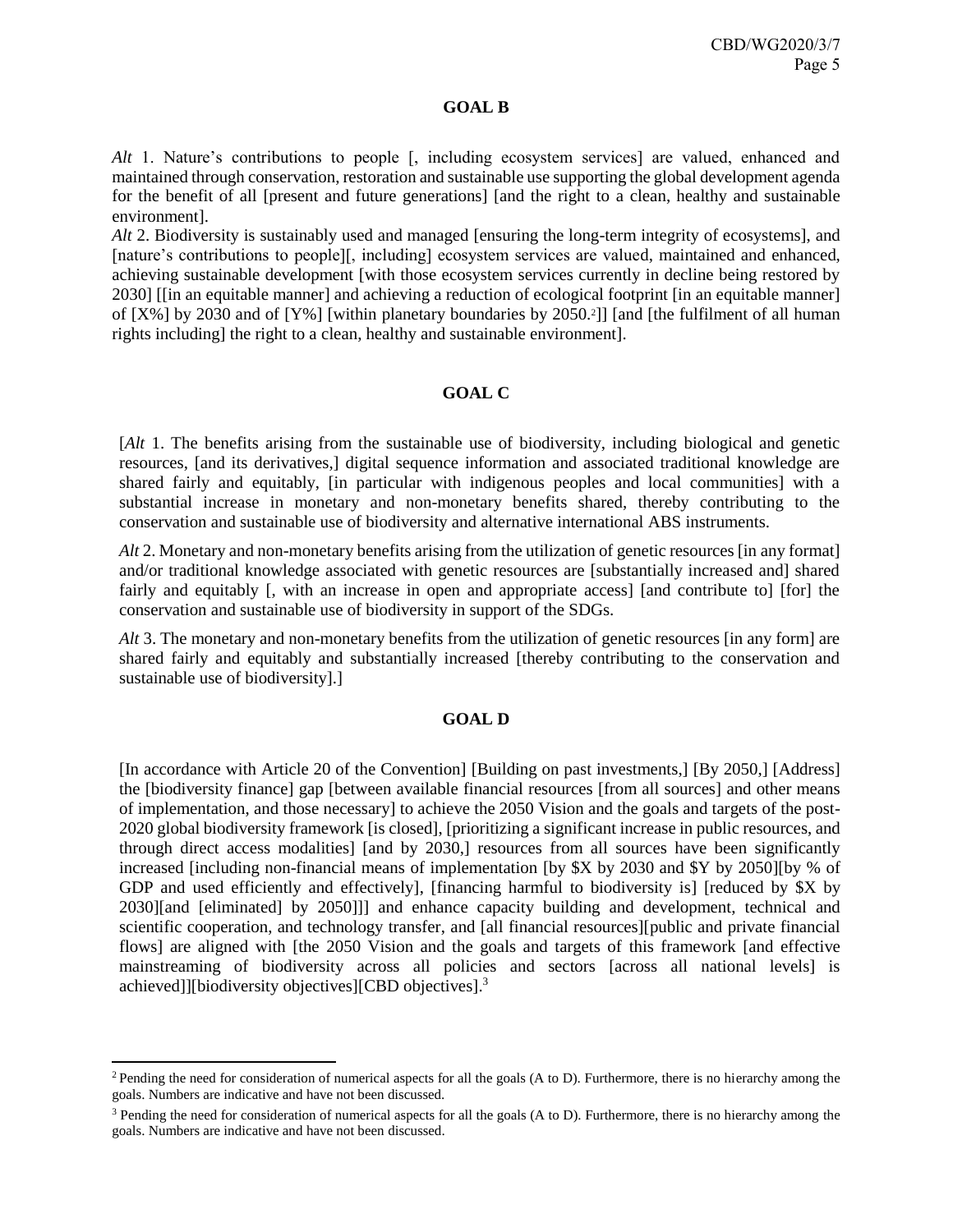## GOAL B

*Alt* 1. Nature's contributions to people [, including ecosystem services] are valued, enhanced and maintained through conservation, restoration and sustainable use supporting the global development agenda for the benefit of all [present and future generations] [and the right to a clean, healthy and sustainable environment].

*Alt* 2. Biodiversity is sustainably used and managed [ensuring the long-term integrity of ecosystems], and [nature's contributions to people][, including] ecosystem services are valued, maintained and enhanced, achieving sustainable development [with those ecosystem services currently in decline being restored by 2030] [[in an equitable manner] and achieving a reduction of ecological footprint [in an equitable manner] of [X%] by 2030 and of [Y%] [within planetary boundaries by 2050.[2]]] [and [the fulfilment of all human rights including] the right to a clean, healthy and sustainable environment].

## GOAL C

[*Alt* 1. The benefits arising from the sustainable use of biodiversity, including biological and genetic resources, [and its derivatives,] digital sequence information and associated traditional knowledge are shared fairly and equitably, [in particular with indigenous peoples and local communities] with a substantial increase in monetary and non-monetary benefits shared, thereby contributing to the conservation and sustainable use of biodiversity and alternative international ABS instruments.

*Alt* 2. Monetary and non-monetary benefits arising from the utilization of genetic resources [in any format] and/or traditional knowledge associated with genetic resources are [substantially increased and] shared fairly and equitably [, with an increase in open and appropriate access] [and contribute to] [for] the conservation and sustainable use of biodiversity in support of the SDGs.

*Alt* 3. The monetary and non-monetary benefits from the utilization of genetic resources [in any form] are shared fairly and equitably and substantially increased [thereby contributing to the conservation and sustainable use of biodiversity].]

## GOAL D

[In accordance with Article 20 of the Convention] [Building on past investments,] [By 2050,] [Address] the [biodiversity finance] gap [between available financial resources [from all sources] and other means of implementation, and those necessary] to achieve the 2050 Vision and the goals and targets of the post-2020 global biodiversity framework [is closed], [prioritizing a significant increase in public resources, and through direct access modalities] [and by 2030,] resources from all sources have been significantly increased [including non-financial means of implementation [by $X by 2030 and $Y by 2050][by % of GDP and used efficiently and effectively], [financing harmful to biodiversity is] [reduced by $X by 2030][and [eliminated] by 2050]]] and enhance capacity building and development, technical and scientific cooperation, and technology transfer, and [all financial resources][public and private financial flows] are aligned with [the 2050 Vision and the goals and targets of this framework [and effective mainstreaming of biodiversity across all policies and sectors [across all national levels] is achieved]][biodiversity objectives][CBD objectives].[3]

---

[2] Pending the need for consideration of numerical aspects for all the goals (A to D). Furthermore, there is no hierarchy among the goals. Numbers are indicative and have not been discussed.

[3] Pending the need for consideration of numerical aspects for all the goals (A to D). Furthermore, there is no hierarchy among the goals. Numbers are indicative and have not been discussed.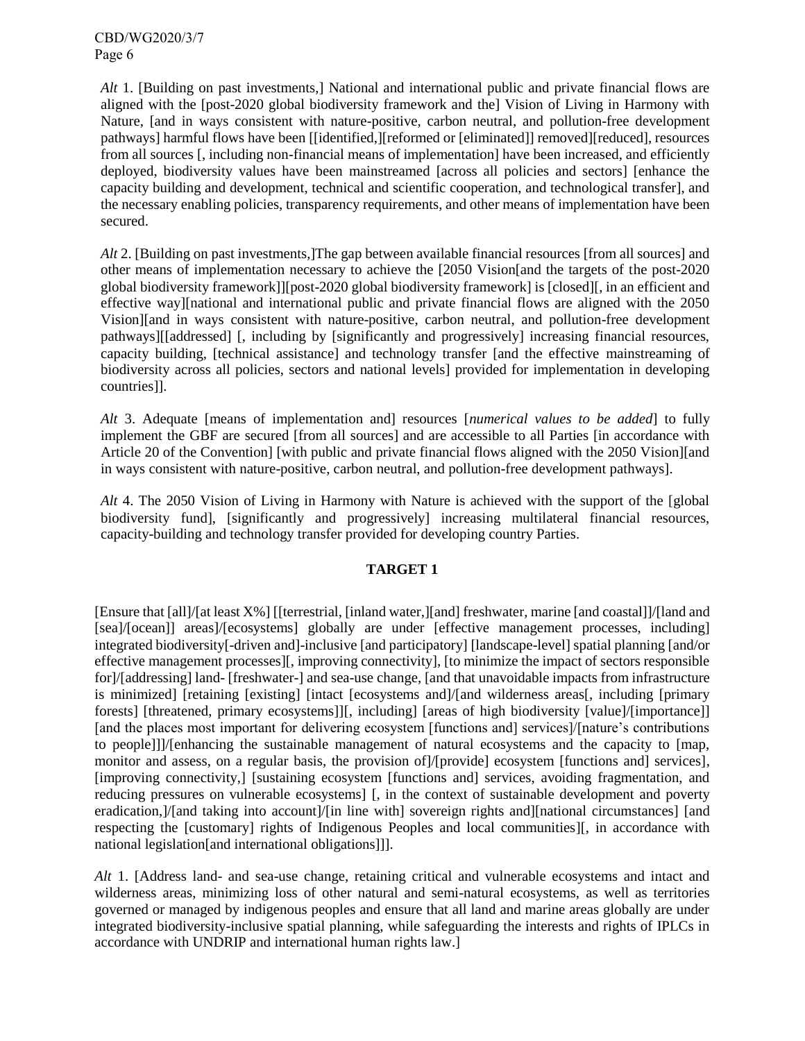*Alt* 1. [Building on past investments,] National and international public and private financial flows are aligned with the [post-2020 global biodiversity framework and the] Vision of Living in Harmony with Nature, [and in ways consistent with nature-positive, carbon neutral, and pollution-free development pathways] harmful flows have been [[identified,][reformed or [eliminated]] removed][reduced], resources from all sources [, including non-financial means of implementation] have been increased, and efficiently deployed, biodiversity values have been mainstreamed [across all policies and sectors] [enhance the capacity building and development, technical and scientific cooperation, and technological transfer], and the necessary enabling policies, transparency requirements, and other means of implementation have been secured.

*Alt* 2. [Building on past investments,]The gap between available financial resources [from all sources] and other means of implementation necessary to achieve the [2050 Vision[and the targets of the post-2020 global biodiversity framework]][post-2020 global biodiversity framework] is [closed][, in an efficient and effective way][national and international public and private financial flows are aligned with the 2050 Vision][and in ways consistent with nature-positive, carbon neutral, and pollution-free development pathways][[addressed] [, including by [significantly and progressively] increasing financial resources, capacity building, [technical assistance] and technology transfer [and the effective mainstreaming of biodiversity across all policies, sectors and national levels] provided for implementation in developing countries]].

*Alt* 3. Adequate [means of implementation and] resources [*numerical values to be added*] to fully implement the GBF are secured [from all sources] and are accessible to all Parties [in accordance with Article 20 of the Convention] [with public and private financial flows aligned with the 2050 Vision][and in ways consistent with nature-positive, carbon neutral, and pollution-free development pathways].

*Alt* 4. The 2050 Vision of Living in Harmony with Nature is achieved with the support of the [global biodiversity fund], [significantly and progressively] increasing multilateral financial resources, capacity-building and technology transfer provided for developing country Parties.

## TARGET 1

[Ensure that [all]/[at least X%] [[terrestrial, [inland water,][and] freshwater, marine [and coastal]]/[land and [sea]/[ocean]] areas]/[ecosystems] globally are under [effective management processes, including] integrated biodiversity[-driven and]-inclusive [and participatory] [landscape-level] spatial planning [and/or effective management processes][, improving connectivity], [to minimize the impact of sectors responsible for]/[addressing] land- [freshwater-] and sea-use change, [and that unavoidable impacts from infrastructure is minimized] [retaining [existing] [intact [ecosystems and]/[and wilderness areas[, including [primary forests] [threatened, primary ecosystems]][, including] [areas of high biodiversity [value]/[importance]] [and the places most important for delivering ecosystem [functions and] services]/[nature's contributions to people]]]/[enhancing the sustainable management of natural ecosystems and the capacity to [map, monitor and assess, on a regular basis, the provision of]/[provide] ecosystem [functions and] services], [improving connectivity,] [sustaining ecosystem [functions and] services, avoiding fragmentation, and reducing pressures on vulnerable ecosystems] [, in the context of sustainable development and poverty eradication,]/[and taking into account]/[in line with] sovereign rights and][national circumstances] [and respecting the [customary] rights of Indigenous Peoples and local communities][, in accordance with national legislation[and international obligations]]].

*Alt* 1. [Address land- and sea-use change, retaining critical and vulnerable ecosystems and intact and wilderness areas, minimizing loss of other natural and semi-natural ecosystems, as well as territories governed or managed by indigenous peoples and ensure that all land and marine areas globally are under integrated biodiversity-inclusive spatial planning, while safeguarding the interests and rights of IPLCs in accordance with UNDRIP and international human rights law.]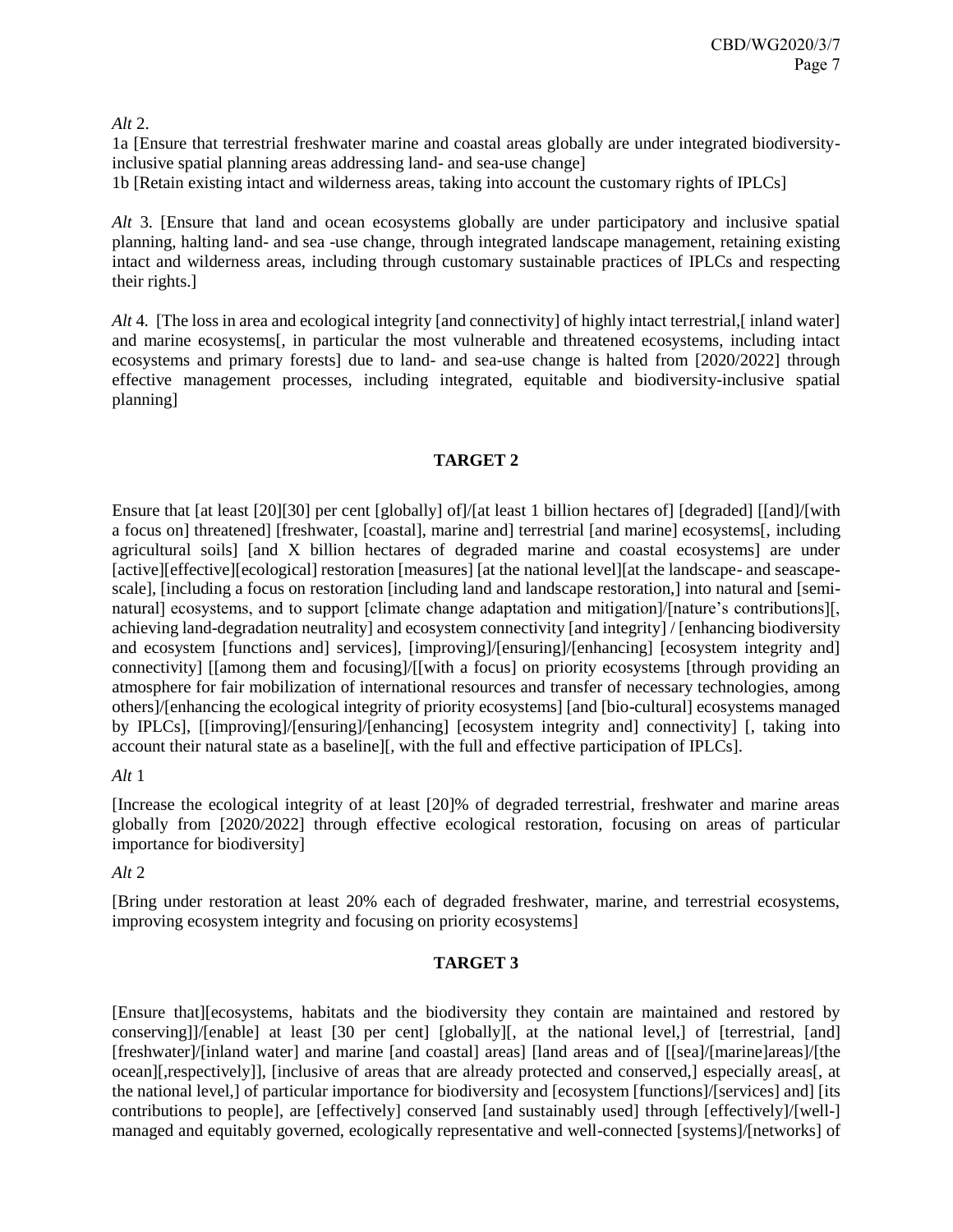*Alt* 2.

1a [Ensure that terrestrial freshwater marine and coastal areas globally are under integrated biodiversity-inclusive spatial planning areas addressing land- and sea-use change]

1b [Retain existing intact and wilderness areas, taking into account the customary rights of IPLCs]

*Alt* 3. [Ensure that land and ocean ecosystems globally are under participatory and inclusive spatial planning, halting land- and sea -use change, through integrated landscape management, retaining existing intact and wilderness areas, including through customary sustainable practices of IPLCs and respecting their rights.]

*Alt* 4. [The loss in area and ecological integrity [and connectivity] of highly intact terrestrial,[ inland water] and marine ecosystems[, in particular the most vulnerable and threatened ecosystems, including intact ecosystems and primary forests] due to land- and sea-use change is halted from [2020/2022] through effective management processes, including integrated, equitable and biodiversity-inclusive spatial planning]

**TARGET 2**

Ensure that [at least [20][30] per cent [globally] of]/[at least 1 billion hectares of] [degraded] [[and]/[with a focus on] threatened] [freshwater, [coastal], marine and] terrestrial [and marine] ecosystems[, including agricultural soils] [and X billion hectares of degraded marine and coastal ecosystems] are under [active][effective][ecological] restoration [measures] [at the national level][at the landscape- and seascape-scale], [including a focus on restoration [including land and landscape restoration,] into natural and [semi-natural] ecosystems, and to support [climate change adaptation and mitigation]/[nature's contributions][, achieving land-degradation neutrality] and ecosystem connectivity [and integrity] / [enhancing biodiversity and ecosystem [functions and] services], [improving]/[ensuring]/[enhancing] [ecosystem integrity and] connectivity] [[among them and focusing]/[[with a focus] on priority ecosystems [through providing an atmosphere for fair mobilization of international resources and transfer of necessary technologies, among others]/[enhancing the ecological integrity of priority ecosystems] [and [bio-cultural] ecosystems managed by IPLCs], [[improving]/[ensuring]/[enhancing] [ecosystem integrity and] connectivity] [, taking into account their natural state as a baseline][, with the full and effective participation of IPLCs].

*Alt* 1

[Increase the ecological integrity of at least [20]% of degraded terrestrial, freshwater and marine areas globally from [2020/2022] through effective ecological restoration, focusing on areas of particular importance for biodiversity]

*Alt* 2

[Bring under restoration at least 20% each of degraded freshwater, marine, and terrestrial ecosystems, improving ecosystem integrity and focusing on priority ecosystems]

**TARGET 3**

[Ensure that][ecosystems, habitats and the biodiversity they contain are maintained and restored by conserving]]/[enable] at least [30 per cent] [globally][, at the national level,] of [terrestrial, [and] [freshwater]/[inland water] and marine [and coastal] areas] [land areas and of [[sea]/[marine]areas]/[the ocean][,respectively]], [inclusive of areas that are already protected and conserved,] especially areas[, at the national level,] of particular importance for biodiversity and [ecosystem [functions]/[services] and] [its contributions to people], are [effectively] conserved [and sustainably used] through [effectively]/[well-] managed and equitably governed, ecologically representative and well-connected [systems]/[networks] of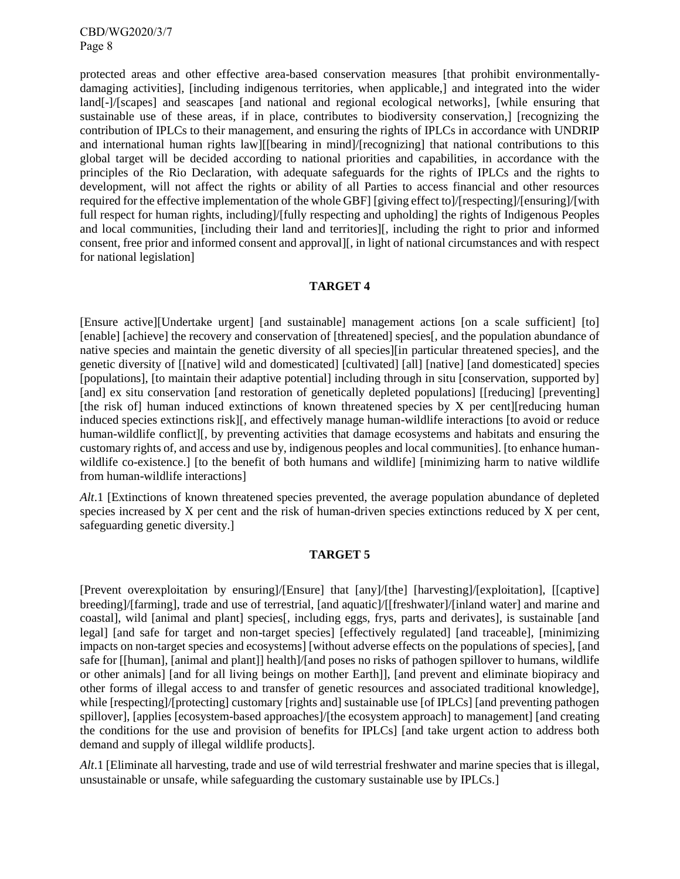protected areas and other effective area-based conservation measures [that prohibit environmentally-damaging activities], [including indigenous territories, when applicable,] and integrated into the wider land[-]/[scapes] and seascapes [and national and regional ecological networks], [while ensuring that sustainable use of these areas, if in place, contributes to biodiversity conservation,] [recognizing the contribution of IPLCs to their management, and ensuring the rights of IPLCs in accordance with UNDRIP and international human rights law][[bearing in mind]/[recognizing] that national contributions to this global target will be decided according to national priorities and capabilities, in accordance with the principles of the Rio Declaration, with adequate safeguards for the rights of IPLCs and the rights to development, will not affect the rights or ability of all Parties to access financial and other resources required for the effective implementation of the whole GBF] [giving effect to]/[respecting]/[ensuring]/[with full respect for human rights, including]/[fully respecting and upholding] the rights of Indigenous Peoples and local communities, [including their land and territories][, including the right to prior and informed consent, free prior and informed consent and approval][, in light of national circumstances and with respect for national legislation]

### TARGET 4

[Ensure active][Undertake urgent] [and sustainable] management actions [on a scale sufficient] [to] [enable] [achieve] the recovery and conservation of [threatened] species[, and the population abundance of native species and maintain the genetic diversity of all species][in particular threatened species], and the genetic diversity of [[native] wild and domesticated] [cultivated] [all] [native] [and domesticated] species [populations], [to maintain their adaptive potential] including through in situ [conservation, supported by] [and] ex situ conservation [and restoration of genetically depleted populations] [[reducing] [preventing] [the risk of] human induced extinctions of known threatened species by X per cent][reducing human induced species extinctions risk][, and effectively manage human-wildlife interactions [to avoid or reduce human-wildlife conflict][, by preventing activities that damage ecosystems and habitats and ensuring the customary rights of, and access and use by, indigenous peoples and local communities]. [to enhance human-wildlife co-existence.] [to the benefit of both humans and wildlife] [minimizing harm to native wildlife from human-wildlife interactions]

*Alt*.1 [Extinctions of known threatened species prevented, the average population abundance of depleted species increased by X per cent and the risk of human-driven species extinctions reduced by X per cent, safeguarding genetic diversity.]

### TARGET 5

[Prevent overexploitation by ensuring]/[Ensure] that [any]/[the] [harvesting]/[exploitation], [[captive] breeding]/[farming], trade and use of terrestrial, [and aquatic]/[[freshwater]/[inland water] and marine and coastal], wild [animal and plant] species[, including eggs, frys, parts and derivates], is sustainable [and legal] [and safe for target and non-target species] [effectively regulated] [and traceable], [minimizing impacts on non-target species and ecosystems] [without adverse effects on the populations of species], [and safe for [[human], [animal and plant]] health]/[and poses no risks of pathogen spillover to humans, wildlife or other animals] [and for all living beings on mother Earth]], [and prevent and eliminate biopiracy and other forms of illegal access to and transfer of genetic resources and associated traditional knowledge], while [respecting]/[protecting] customary [rights and] sustainable use [of IPLCs] [and preventing pathogen spillover], [applies [ecosystem-based approaches]/[the ecosystem approach] to management] [and creating the conditions for the use and provision of benefits for IPLCs] [and take urgent action to address both demand and supply of illegal wildlife products].

*Alt*.1 [Eliminate all harvesting, trade and use of wild terrestrial freshwater and marine species that is illegal, unsustainable or unsafe, while safeguarding the customary sustainable use by IPLCs.]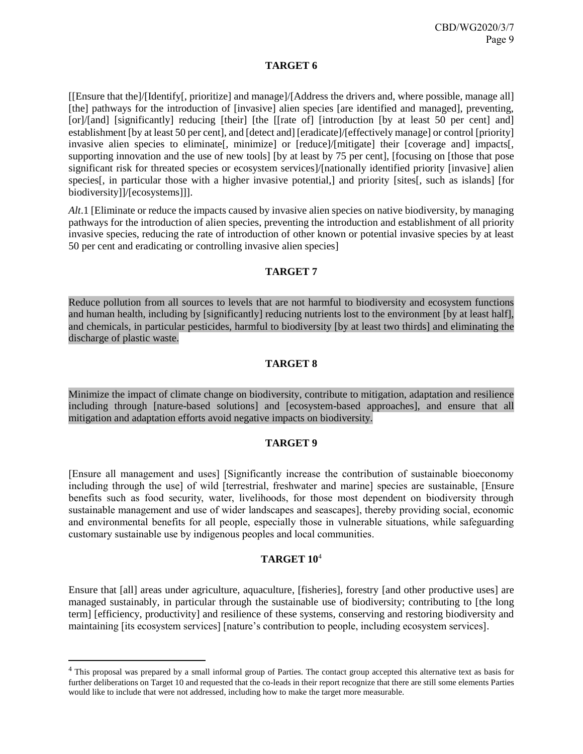**TARGET 6**

[[Ensure that the]/[Identify[, prioritize] and manage]/[Address the drivers and, where possible, manage all] [the] pathways for the introduction of [invasive] alien species [are identified and managed], preventing, [or]/[and] [significantly] reducing [their] [the [[rate of] [introduction [by at least 50 per cent] and] establishment [by at least 50 per cent], and [detect and] [eradicate]/[effectively manage] or control [priority] invasive alien species to eliminate[, minimize] or [reduce]/[mitigate] their [coverage and] impacts[, supporting innovation and the use of new tools] [by at least by 75 per cent], [focusing on [those that pose significant risk for threated species or ecosystem services]/[nationally identified priority [invasive] alien species[, in particular those with a higher invasive potential,] and priority [sites[, such as islands] [for biodiversity]]/[ecosystems]]].

*Alt*.1 [Eliminate or reduce the impacts caused by invasive alien species on native biodiversity, by managing pathways for the introduction of alien species, preventing the introduction and establishment of all priority invasive species, reducing the rate of introduction of other known or potential invasive species by at least 50 per cent and eradicating or controlling invasive alien species]

**TARGET 7**

Reduce pollution from all sources to levels that are not harmful to biodiversity and ecosystem functions and human health, including by [significantly] reducing nutrients lost to the environment [by at least half], and chemicals, in particular pesticides, harmful to biodiversity [by at least two thirds] and eliminating the discharge of plastic waste.

**TARGET 8**

Minimize the impact of climate change on biodiversity, contribute to mitigation, adaptation and resilience including through [nature-based solutions] and [ecosystem-based approaches], and ensure that all mitigation and adaptation efforts avoid negative impacts on biodiversity.

**TARGET 9**

[Ensure all management and uses] [Significantly increase the contribution of sustainable bioeconomy including through the use] of wild [terrestrial, freshwater and marine] species are sustainable, [Ensure benefits such as food security, water, livelihoods, for those most dependent on biodiversity through sustainable management and use of wider landscapes and seascapes], thereby providing social, economic and environmental benefits for all people, especially those in vulnerable situations, while safeguarding customary sustainable use by indigenous peoples and local communities.

**TARGET 10**[4]

Ensure that [all] areas under agriculture, aquaculture, [fisheries], forestry [and other productive uses] are managed sustainably, in particular through the sustainable use of biodiversity; contributing to [the long term] [efficiency, productivity] and resilience of these systems, conserving and restoring biodiversity and maintaining [its ecosystem services] [nature's contribution to people, including ecosystem services].

---

[4] This proposal was prepared by a small informal group of Parties. The contact group accepted this alternative text as basis for further deliberations on Target 10 and requested that the co-leads in their report recognize that there are still some elements Parties would like to include that were not addressed, including how to make the target more measurable.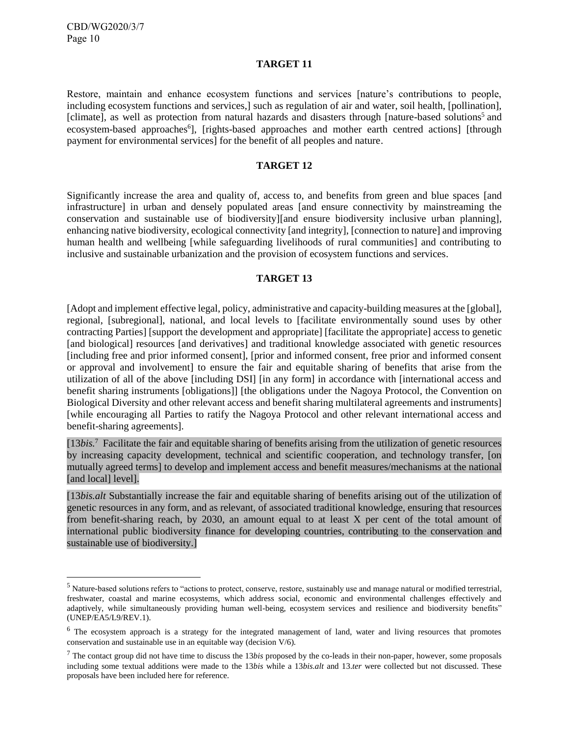### TARGET 11

Restore, maintain and enhance ecosystem functions and services [nature's contributions to people, including ecosystem functions and services,] such as regulation of air and water, soil health, [pollination], [climate], as well as protection from natural hazards and disasters through [nature-based solutions[5] and ecosystem-based approaches[6]], [rights-based approaches and mother earth centred actions] [through payment for environmental services] for the benefit of all peoples and nature.

### TARGET 12

Significantly increase the area and quality of, access to, and benefits from green and blue spaces [and infrastructure] in urban and densely populated areas [and ensure connectivity by mainstreaming the conservation and sustainable use of biodiversity][and ensure biodiversity inclusive urban planning], enhancing native biodiversity, ecological connectivity [and integrity], [connection to nature] and improving human health and wellbeing [while safeguarding livelihoods of rural communities] and contributing to inclusive and sustainable urbanization and the provision of ecosystem functions and services.

### TARGET 13

[Adopt and implement effective legal, policy, administrative and capacity-building measures at the [global], regional, [subregional], national, and local levels to [facilitate environmentally sound uses by other contracting Parties] [support the development and appropriate] [facilitate the appropriate] access to genetic [and biological] resources [and derivatives] and traditional knowledge associated with genetic resources [including free and prior informed consent], [prior and informed consent, free prior and informed consent or approval and involvement] to ensure the fair and equitable sharing of benefits that arise from the utilization of all of the above [including DSI] [in any form] in accordance with [international access and benefit sharing instruments [obligations]] [the obligations under the Nagoya Protocol, the Convention on Biological Diversity and other relevant access and benefit sharing multilateral agreements and instruments] [while encouraging all Parties to ratify the Nagoya Protocol and other relevant international access and benefit-sharing agreements].

[13*bis.*[7] Facilitate the fair and equitable sharing of benefits arising from the utilization of genetic resources by increasing capacity development, technical and scientific cooperation, and technology transfer, [on mutually agreed terms] to develop and implement access and benefit measures/mechanisms at the national [and local] level].

[13*bis.alt* Substantially increase the fair and equitable sharing of benefits arising out of the utilization of genetic resources in any form, and as relevant, of associated traditional knowledge, ensuring that resources from benefit-sharing reach, by 2030, an amount equal to at least X per cent of the total amount of international public biodiversity finance for developing countries, contributing to the conservation and sustainable use of biodiversity.]

---

[5] Nature-based solutions refers to "actions to protect, conserve, restore, sustainably use and manage natural or modified terrestrial, freshwater, coastal and marine ecosystems, which address social, economic and environmental challenges effectively and adaptively, while simultaneously providing human well-being, ecosystem services and resilience and biodiversity benefits" (UNEP/EA5/L9/REV.1).

[6] The ecosystem approach is a strategy for the integrated management of land, water and living resources that promotes conservation and sustainable use in an equitable way (decision V/6).

[7] The contact group did not have time to discuss the 13*bis* proposed by the co-leads in their non-paper, however, some proposals including some textual additions were made to the 13*bis* while a 13*bis.alt* and 13.*ter* were collected but not discussed. These proposals have been included here for reference.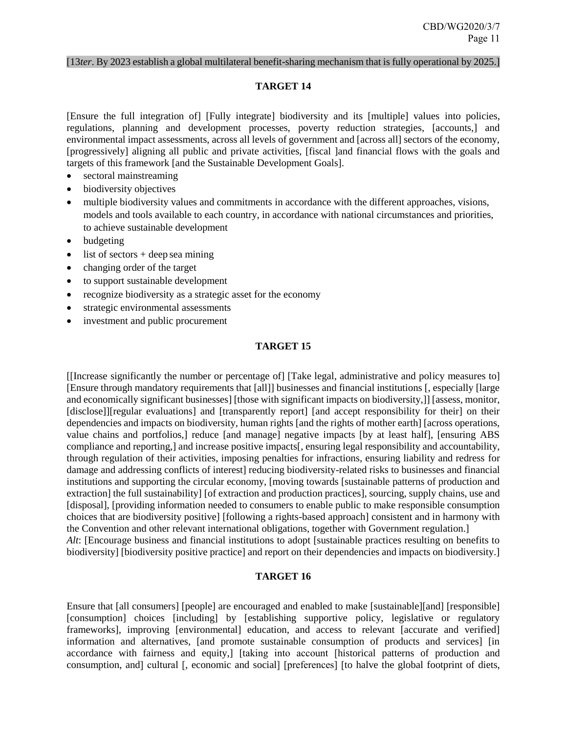[13*ter*. By 2023 establish a global multilateral benefit-sharing mechanism that is fully operational by 2025.]

## TARGET 14

[Ensure the full integration of] [Fully integrate] biodiversity and its [multiple] values into policies, regulations, planning and development processes, poverty reduction strategies, [accounts,] and environmental impact assessments, across all levels of government and [across all] sectors of the economy, [progressively] aligning all public and private activities, [fiscal ]and financial flows with the goals and targets of this framework [and the Sustainable Development Goals].

- sectoral mainstreaming
- biodiversity objectives
- multiple biodiversity values and commitments in accordance with the different approaches, visions, models and tools available to each country, in accordance with national circumstances and priorities, to achieve sustainable development
- budgeting
- list of sectors + deep sea mining
- changing order of the target
- to support sustainable development
- recognize biodiversity as a strategic asset for the economy
- strategic environmental assessments
- investment and public procurement

## TARGET 15

[[Increase significantly the number or percentage of] [Take legal, administrative and policy measures to] [Ensure through mandatory requirements that [all]] businesses and financial institutions [, especially [large and economically significant businesses] [those with significant impacts on biodiversity,]] [assess, monitor, [disclose]][regular evaluations] and [transparently report] [and accept responsibility for their] on their dependencies and impacts on biodiversity, human rights [and the rights of mother earth] [across operations, value chains and portfolios,] reduce [and manage] negative impacts [by at least half], [ensuring ABS compliance and reporting,] and increase positive impacts[, ensuring legal responsibility and accountability, through regulation of their activities, imposing penalties for infractions, ensuring liability and redress for damage and addressing conflicts of interest] reducing biodiversity-related risks to businesses and financial institutions and supporting the circular economy, [moving towards [sustainable patterns of production and extraction] the full sustainability] [of extraction and production practices], sourcing, supply chains, use and [disposal], [providing information needed to consumers to enable public to make responsible consumption choices that are biodiversity positive] [following a rights-based approach] consistent and in harmony with the Convention and other relevant international obligations, together with Government regulation.]

*Alt*: [Encourage business and financial institutions to adopt [sustainable practices resulting on benefits to biodiversity] [biodiversity positive practice] and report on their dependencies and impacts on biodiversity.]

## TARGET 16

Ensure that [all consumers] [people] are encouraged and enabled to make [sustainable][and] [responsible] [consumption] choices [including] by [establishing supportive policy, legislative or regulatory frameworks], improving [environmental] education, and access to relevant [accurate and verified] information and alternatives, [and promote sustainable consumption of products and services] [in accordance with fairness and equity,] [taking into account [historical patterns of production and consumption, and] cultural [, economic and social] [preferences] [to halve the global footprint of diets,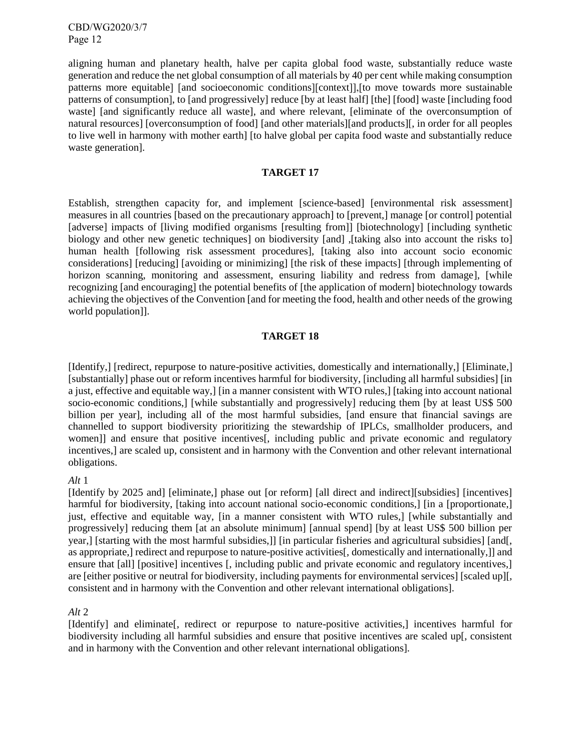aligning human and planetary health, halve per capita global food waste, substantially reduce waste generation and reduce the net global consumption of all materials by 40 per cent while making consumption patterns more equitable] [and socioeconomic conditions][context]],[to move towards more sustainable patterns of consumption], to [and progressively] reduce [by at least half] [the] [food] waste [including food waste] [and significantly reduce all waste], and where relevant, [eliminate of the overconsumption of natural resources] [overconsumption of food] [and other materials][and products][, in order for all peoples to live well in harmony with mother earth] [to halve global per capita food waste and substantially reduce waste generation].

## TARGET 17

Establish, strengthen capacity for, and implement [science-based] [environmental risk assessment] measures in all countries [based on the precautionary approach] to [prevent,] manage [or control] potential [adverse] impacts of [living modified organisms [resulting from]] [biotechnology] [including synthetic biology and other new genetic techniques] on biodiversity [and] ,[taking also into account the risks to] human health [following risk assessment procedures], [taking also into account socio economic considerations] [reducing] [avoiding or minimizing] [the risk of these impacts] [through implementing of horizon scanning, monitoring and assessment, ensuring liability and redress from damage], [while recognizing [and encouraging] the potential benefits of [the application of modern] biotechnology towards achieving the objectives of the Convention [and for meeting the food, health and other needs of the growing world population]].

## TARGET 18

[Identify,] [redirect, repurpose to nature-positive activities, domestically and internationally,] [Eliminate,] [substantially] phase out or reform incentives harmful for biodiversity, [including all harmful subsidies] [in a just, effective and equitable way,] [in a manner consistent with WTO rules,] [taking into account national socio-economic conditions,] [while substantially and progressively] reducing them [by at least US$ 500 billion per year], including all of the most harmful subsidies, [and ensure that financial savings are channelled to support biodiversity prioritizing the stewardship of IPLCs, smallholder producers, and women]] and ensure that positive incentives[, including public and private economic and regulatory incentives,] are scaled up, consistent and in harmony with the Convention and other relevant international obligations.

*Alt* 1

[Identify by 2025 and] [eliminate,] phase out [or reform] [all direct and indirect][subsidies] [incentives] harmful for biodiversity, [taking into account national socio-economic conditions,] [in a [proportionate,] just, effective and equitable way, [in a manner consistent with WTO rules,] [while substantially and progressively] reducing them [at an absolute minimum] [annual spend] [by at least US$ 500 billion per year,] [starting with the most harmful subsidies,]] [in particular fisheries and agricultural subsidies] [and[, as appropriate,] redirect and repurpose to nature-positive activities[, domestically and internationally,]] and ensure that [all] [positive] incentives [, including public and private economic and regulatory incentives,] are [either positive or neutral for biodiversity, including payments for environmental services] [scaled up][, consistent and in harmony with the Convention and other relevant international obligations].

*Alt* 2

[Identify] and eliminate[, redirect or repurpose to nature-positive activities,] incentives harmful for biodiversity including all harmful subsidies and ensure that positive incentives are scaled up[, consistent and in harmony with the Convention and other relevant international obligations].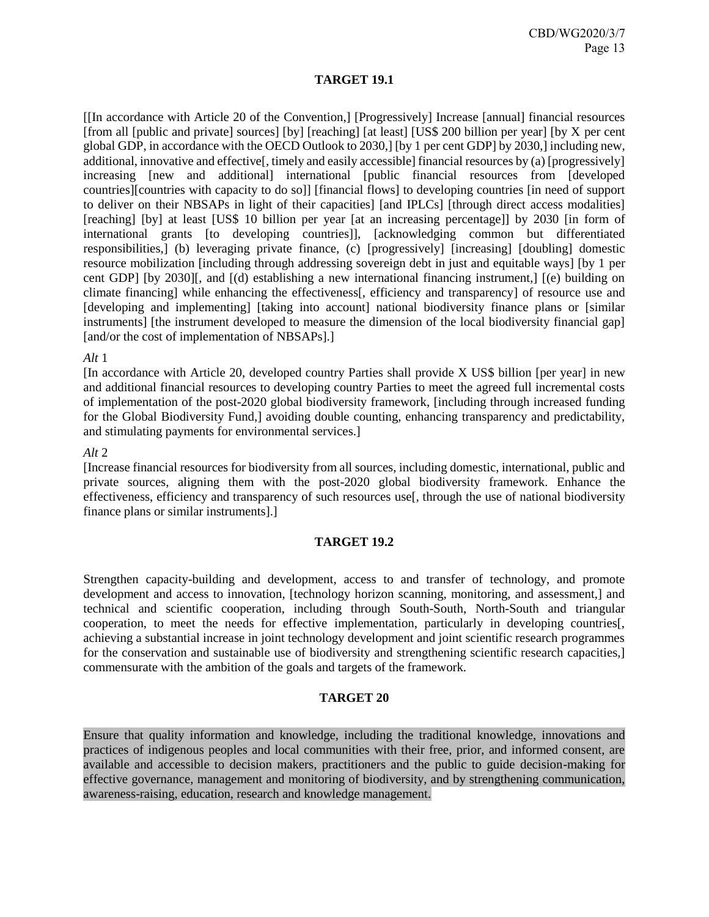### TARGET 19.1

[[In accordance with Article 20 of the Convention,] [Progressively] Increase [annual] financial resources [from all [public and private] sources] [by] [reaching] [at least] [US$ 200 billion per year] [by X per cent global GDP, in accordance with the OECD Outlook to 2030,] [by 1 per cent GDP] by 2030,] including new, additional, innovative and effective[, timely and easily accessible] financial resources by (a) [progressively] increasing [new and additional] international [public financial resources from [developed countries][countries with capacity to do so]] [financial flows] to developing countries [in need of support to deliver on their NBSAPs in light of their capacities] [and IPLCs] [through direct access modalities] [reaching] [by] at least [US$ 10 billion per year [at an increasing percentage]] by 2030 [in form of international grants [to developing countries]], [acknowledging common but differentiated responsibilities,] (b) leveraging private finance, (c) [progressively] [increasing] [doubling] domestic resource mobilization [including through addressing sovereign debt in just and equitable ways] [by 1 per cent GDP] [by 2030][, and [(d) establishing a new international financing instrument,] [(e) building on climate financing] while enhancing the effectiveness[, efficiency and transparency] of resource use and [developing and implementing] [taking into account] national biodiversity finance plans or [similar instruments] [the instrument developed to measure the dimension of the local biodiversity financial gap] [and/or the cost of implementation of NBSAPs].]

*Alt* 1

[In accordance with Article 20, developed country Parties shall provide X US$ billion [per year] in new and additional financial resources to developing country Parties to meet the agreed full incremental costs of implementation of the post-2020 global biodiversity framework, [including through increased funding for the Global Biodiversity Fund,] avoiding double counting, enhancing transparency and predictability, and stimulating payments for environmental services.]

*Alt* 2

[Increase financial resources for biodiversity from all sources, including domestic, international, public and private sources, aligning them with the post-2020 global biodiversity framework. Enhance the effectiveness, efficiency and transparency of such resources use[, through the use of national biodiversity finance plans or similar instruments].]

### TARGET 19.2

Strengthen capacity-building and development, access to and transfer of technology, and promote development and access to innovation, [technology horizon scanning, monitoring, and assessment,] and technical and scientific cooperation, including through South-South, North-South and triangular cooperation, to meet the needs for effective implementation, particularly in developing countries[, achieving a substantial increase in joint technology development and joint scientific research programmes for the conservation and sustainable use of biodiversity and strengthening scientific research capacities,] commensurate with the ambition of the goals and targets of the framework.

### TARGET 20

Ensure that quality information and knowledge, including the traditional knowledge, innovations and practices of indigenous peoples and local communities with their free, prior, and informed consent, are available and accessible to decision makers, practitioners and the public to guide decision-making for effective governance, management and monitoring of biodiversity, and by strengthening communication, awareness-raising, education, research and knowledge management.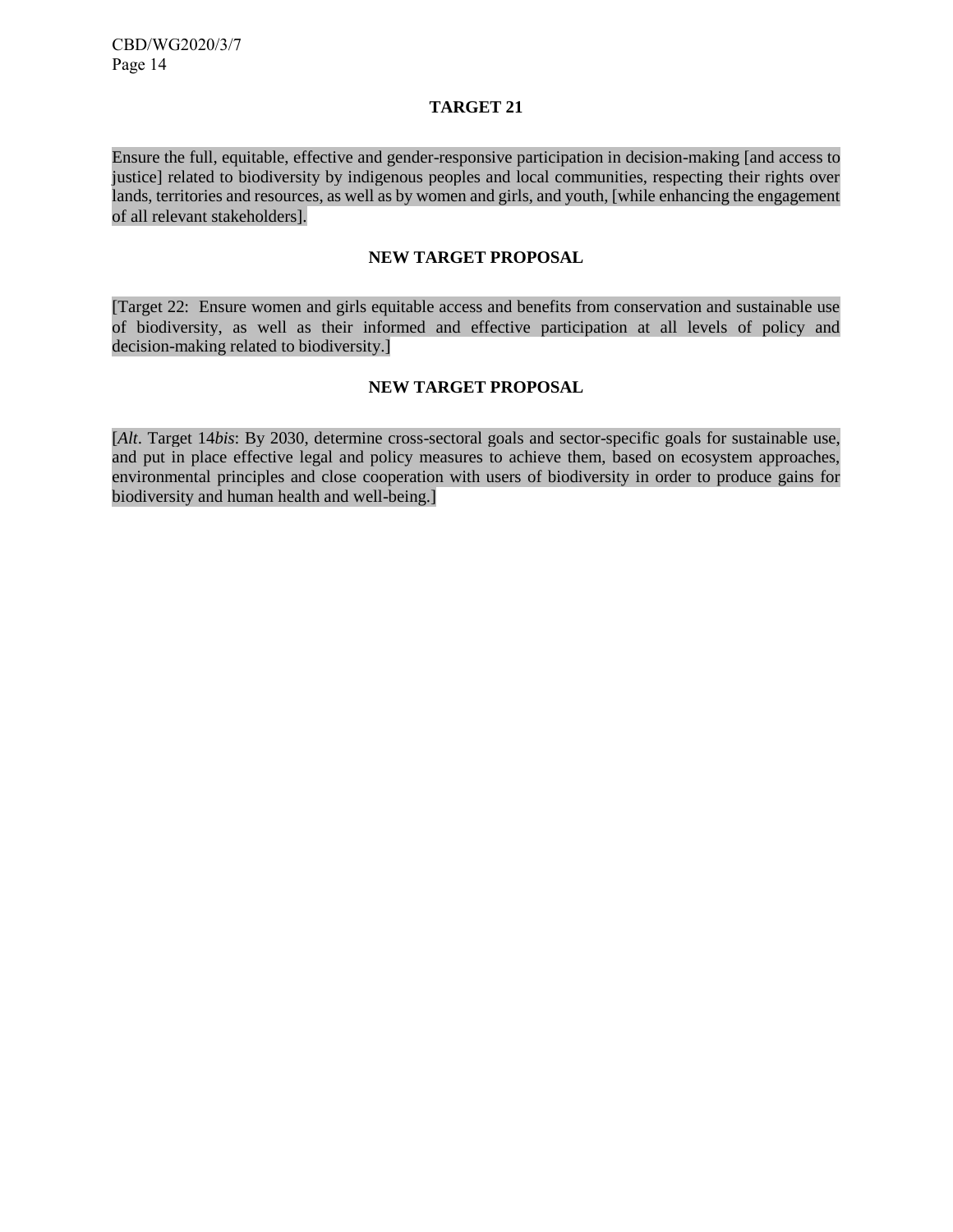### TARGET 21

Ensure the full, equitable, effective and gender-responsive participation in decision-making [and access to justice] related to biodiversity by indigenous peoples and local communities, respecting their rights over lands, territories and resources, as well as by women and girls, and youth, [while enhancing the engagement of all relevant stakeholders].

### NEW TARGET PROPOSAL

[Target 22: Ensure women and girls equitable access and benefits from conservation and sustainable use of biodiversity, as well as their informed and effective participation at all levels of policy and decision-making related to biodiversity.]

### NEW TARGET PROPOSAL

[*Alt*. Target 14*bis*: By 2030, determine cross-sectoral goals and sector-specific goals for sustainable use, and put in place effective legal and policy measures to achieve them, based on ecosystem approaches, environmental principles and close cooperation with users of biodiversity in order to produce gains for biodiversity and human health and well-being.]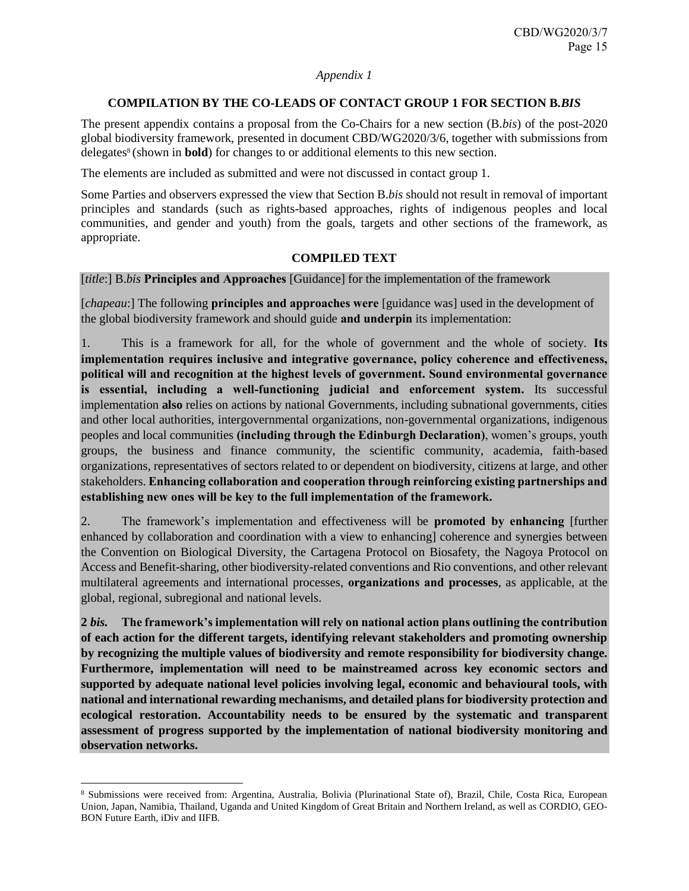*Appendix 1*

**COMPILATION BY THE CO-LEADS OF CONTACT GROUP 1 FOR SECTION B.*BIS***

The present appendix contains a proposal from the Co-Chairs for a new section (B.*bis*) of the post-2020 global biodiversity framework, presented in document CBD/WG2020/3/6, together with submissions from delegates[8] (shown in **bold**) for changes to or additional elements to this new section.

The elements are included as submitted and were not discussed in contact group 1.

Some Parties and observers expressed the view that Section B.*bis* should not result in removal of important principles and standards (such as rights-based approaches, rights of indigenous peoples and local communities, and gender and youth) from the goals, targets and other sections of the framework, as appropriate.

**COMPILED TEXT**

[*title*:] B.*bis* **Principles and Approaches** [Guidance] for the implementation of the framework

[*chapeau*:] The following **principles and approaches were** [guidance was] used in the development of the global biodiversity framework and should guide **and underpin** its implementation:

1. This is a framework for all, for the whole of government and the whole of society. **Its implementation requires inclusive and integrative governance, policy coherence and effectiveness, political will and recognition at the highest levels of government. Sound environmental governance is essential, including a well-functioning judicial and enforcement system.** Its successful implementation **also** relies on actions by national Governments, including subnational governments, cities and other local authorities, intergovernmental organizations, non-governmental organizations, indigenous peoples and local communities **(including through the Edinburgh Declaration)**, women's groups, youth groups, the business and finance community, the scientific community, academia, faith-based organizations, representatives of sectors related to or dependent on biodiversity, citizens at large, and other stakeholders. **Enhancing collaboration and cooperation through reinforcing existing partnerships and establishing new ones will be key to the full implementation of the framework.**

2. The framework's implementation and effectiveness will be **promoted by enhancing** [further enhanced by collaboration and coordination with a view to enhancing] coherence and synergies between the Convention on Biological Diversity, the Cartagena Protocol on Biosafety, the Nagoya Protocol on Access and Benefit-sharing, other biodiversity-related conventions and Rio conventions, and other relevant multilateral agreements and international processes, **organizations and processes**, as applicable, at the global, regional, subregional and national levels.

**2 *bis*. The framework's implementation will rely on national action plans outlining the contribution of each action for the different targets, identifying relevant stakeholders and promoting ownership by recognizing the multiple values of biodiversity and remote responsibility for biodiversity change. Furthermore, implementation will need to be mainstreamed across key economic sectors and supported by adequate national level policies involving legal, economic and behavioural tools, with national and international rewarding mechanisms, and detailed plans for biodiversity protection and ecological restoration. Accountability needs to be ensured by the systematic and transparent assessment of progress supported by the implementation of national biodiversity monitoring and observation networks.**

---

[8] Submissions were received from: Argentina, Australia, Bolivia (Plurinational State of), Brazil, Chile, Costa Rica, European Union, Japan, Namibia, Thailand, Uganda and United Kingdom of Great Britain and Northern Ireland, as well as CORDIO, GEO-BON Future Earth, iDiv and IIFB.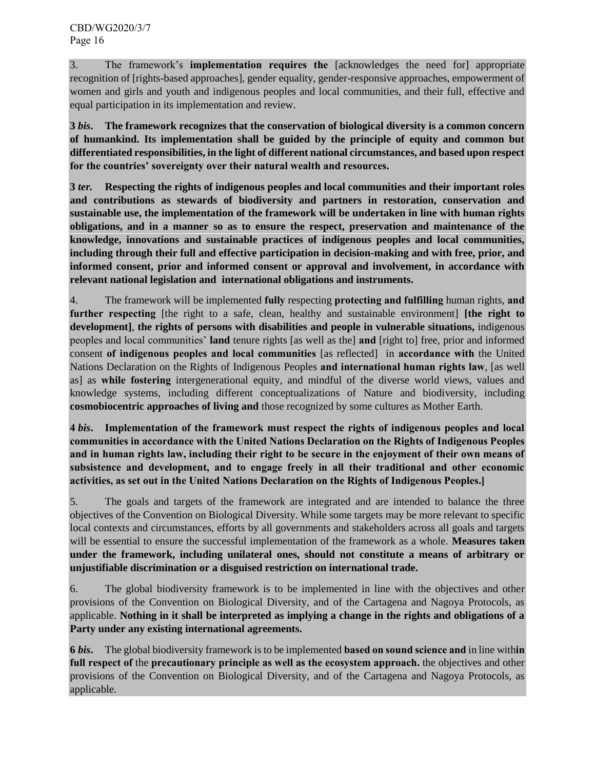3. The framework's **implementation requires the** [acknowledges the need for] appropriate recognition of [rights-based approaches], gender equality, gender-responsive approaches, empowerment of women and girls and youth and indigenous peoples and local communities, and their full, effective and equal participation in its implementation and review.

**3 *bis*. The framework recognizes that the conservation of biological diversity is a common concern of humankind. Its implementation shall be guided by the principle of equity and common but differentiated responsibilities, in the light of different national circumstances, and based upon respect for the countries' sovereignty over their natural wealth and resources.**

**3 *ter*. Respecting the rights of indigenous peoples and local communities and their important roles and contributions as stewards of biodiversity and partners in restoration, conservation and sustainable use, the implementation of the framework will be undertaken in line with human rights obligations, and in a manner so as to ensure the respect, preservation and maintenance of the knowledge, innovations and sustainable practices of indigenous peoples and local communities, including through their full and effective participation in decision-making and with free, prior, and informed consent, prior and informed consent or approval and involvement, in accordance with relevant national legislation and international obligations and instruments.**

4. The framework will be implemented **fully** respecting **protecting and fulfilling** human rights, **and further respecting** [the right to a safe, clean, healthy and sustainable environment] **[the right to development]**, **the rights of persons with disabilities and people in vulnerable situations,** indigenous peoples and local communities' **land** tenure rights [as well as the] **and** [right to] free, prior and informed consent **of indigenous peoples and local communities** [as reflected] in **accordance with** the United Nations Declaration on the Rights of Indigenous Peoples **and international human rights law**, [as well as] as **while fostering** intergenerational equity, and mindful of the diverse world views, values and knowledge systems, including different conceptualizations of Nature and biodiversity, including **cosmobiocentric approaches of living and** those recognized by some cultures as Mother Earth.

**4 *bis*. Implementation of the framework must respect the rights of indigenous peoples and local communities in accordance with the United Nations Declaration on the Rights of Indigenous Peoples and in human rights law, including their right to be secure in the enjoyment of their own means of subsistence and development, and to engage freely in all their traditional and other economic activities, as set out in the United Nations Declaration on the Rights of Indigenous Peoples.]**

5. The goals and targets of the framework are integrated and are intended to balance the three objectives of the Convention on Biological Diversity. While some targets may be more relevant to specific local contexts and circumstances, efforts by all governments and stakeholders across all goals and targets will be essential to ensure the successful implementation of the framework as a whole. **Measures taken under the framework, including unilateral ones, should not constitute a means of arbitrary or unjustifiable discrimination or a disguised restriction on international trade.**

6. The global biodiversity framework is to be implemented in line with the objectives and other provisions of the Convention on Biological Diversity, and of the Cartagena and Nagoya Protocols, as applicable. **Nothing in it shall be interpreted as implying a change in the rights and obligations of a Party under any existing international agreements.**

**6 *bis*.** The global biodiversity framework is to be implemented **based on sound science and** in line with**in full respect of** the **precautionary principle as well as the ecosystem approach.** the objectives and other provisions of the Convention on Biological Diversity, and of the Cartagena and Nagoya Protocols, as applicable.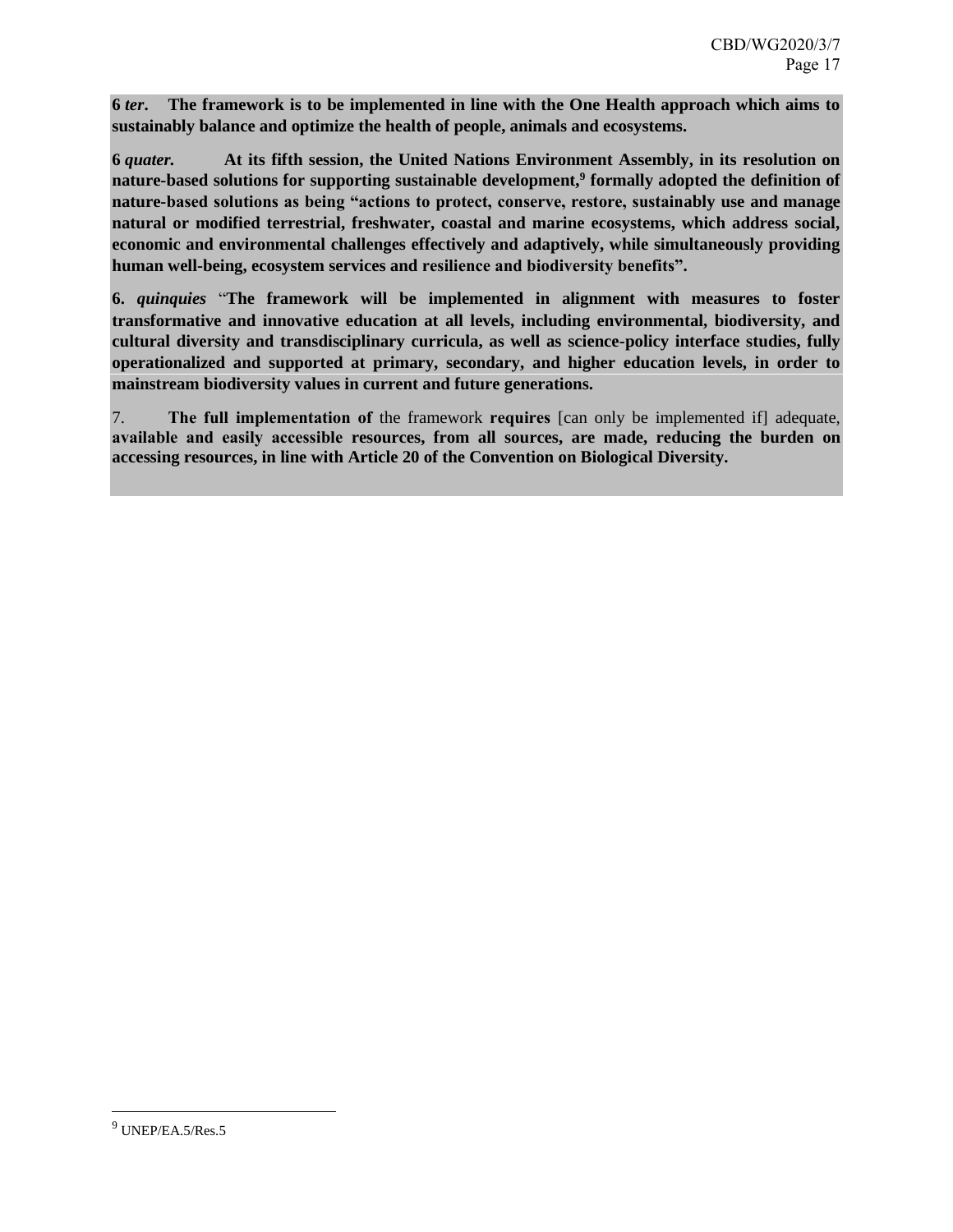**6 *ter*. The framework is to be implemented in line with the One Health approach which aims to sustainably balance and optimize the health of people, animals and ecosystems.**

**6 *quater.* At its fifth session, the United Nations Environment Assembly, in its resolution on nature-based solutions for supporting sustainable development,[9] formally adopted the definition of nature-based solutions as being "actions to protect, conserve, restore, sustainably use and manage natural or modified terrestrial, freshwater, coastal and marine ecosystems, which address social, economic and environmental challenges effectively and adaptively, while simultaneously providing human well-being, ecosystem services and resilience and biodiversity benefits".**

**6. *quinquies*** "**The framework will be implemented in alignment with measures to foster transformative and innovative education at all levels, including environmental, biodiversity, and cultural diversity and transdisciplinary curricula, as well as science-policy interface studies, fully operationalized and supported at primary, secondary, and higher education levels, in order to mainstream biodiversity values in current and future generations.**

7. **The full implementation of** the framework **requires** [can only be implemented if] adequate, **available and easily accessible resources, from all sources, are made, reducing the burden on accessing resources, in line with Article 20 of the Convention on Biological Diversity.**

---

[9] UNEP/EA.5/Res.5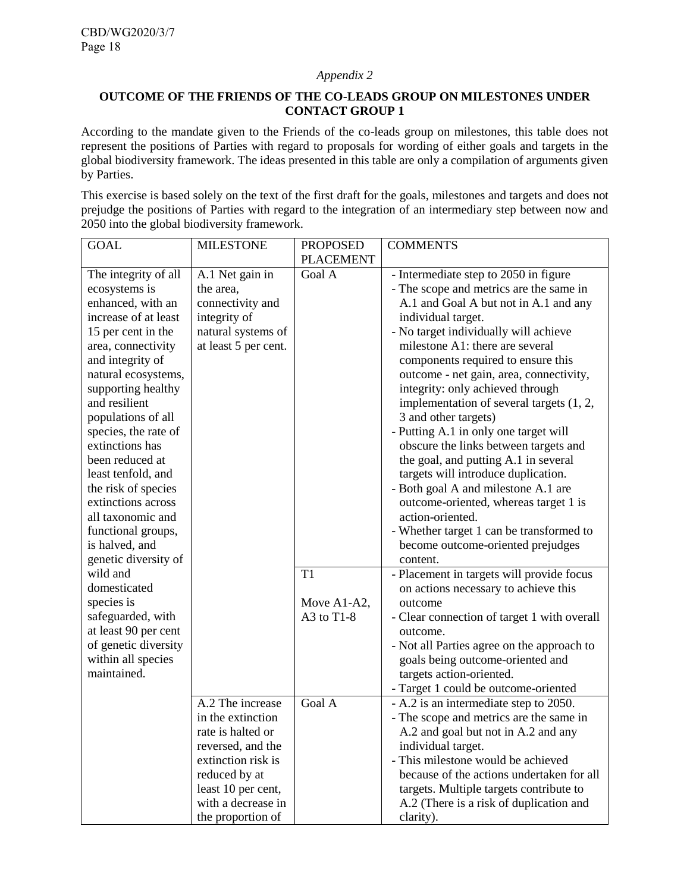*Appendix 2*

**OUTCOME OF THE FRIENDS OF THE CO-LEADS GROUP ON MILESTONES UNDER CONTACT GROUP 1**

According to the mandate given to the Friends of the co-leads group on milestones, this table does not represent the positions of Parties with regard to proposals for wording of either goals and targets in the global biodiversity framework. The ideas presented in this table are only a compilation of arguments given by Parties.

This exercise is based solely on the text of the first draft for the goals, milestones and targets and does not prejudge the positions of Parties with regard to the integration of an intermediary step between now and 2050 into the global biodiversity framework.

| GOAL | MILESTONE | PROPOSED PLACEMENT | COMMENTS |
|---|---|---|---|
| The integrity of all ecosystems is enhanced, with an increase of at least 15 per cent in the area, connectivity and integrity of natural ecosystems, supporting healthy and resilient populations of all species, the rate of extinctions has been reduced at least tenfold, and the risk of species extinctions across all taxonomic and functional groups, is halved, and genetic diversity of wild and domesticated species is safeguarded, with at least 90 per cent of genetic diversity within all species maintained. | A.1 Net gain in the area, connectivity and integrity of natural systems of at least 5 per cent. | Goal A | - Intermediate step to 2050 in figure<br>- The scope and metrics are the same in A.1 and Goal A but not in A.1 and any individual target.<br>- No target individually will achieve milestone A1: there are several components required to ensure this outcome - net gain, area, connectivity, integrity: only achieved through implementation of several targets (1, 2, 3 and other targets)<br>- Putting A.1 in only one target will obscure the links between targets and the goal, and putting A.1 in several targets will introduce duplication.<br>- Both goal A and milestone A.1 are outcome-oriented, whereas target 1 is action-oriented.<br>- Whether target 1 can be transformed to become outcome-oriented prejudges content. |
| | | T1<br><br>Move A1-A2, A3 to T1-8 | - Placement in targets will provide focus on actions necessary to achieve this outcome<br>- Clear connection of target 1 with overall outcome.<br>- Not all Parties agree on the approach to goals being outcome-oriented and targets action-oriented.<br>- Target 1 could be outcome-oriented |
| | A.2 The increase in the extinction rate is halted or reversed, and the extinction risk is reduced by at least 10 per cent, with a decrease in the proportion of | Goal A | - A.2 is an intermediate step to 2050.<br>- The scope and metrics are the same in A.2 and goal but not in A.2 and any individual target.<br>- This milestone would be achieved because of the actions undertaken for all targets. Multiple targets contribute to A.2 (There is a risk of duplication and clarity). |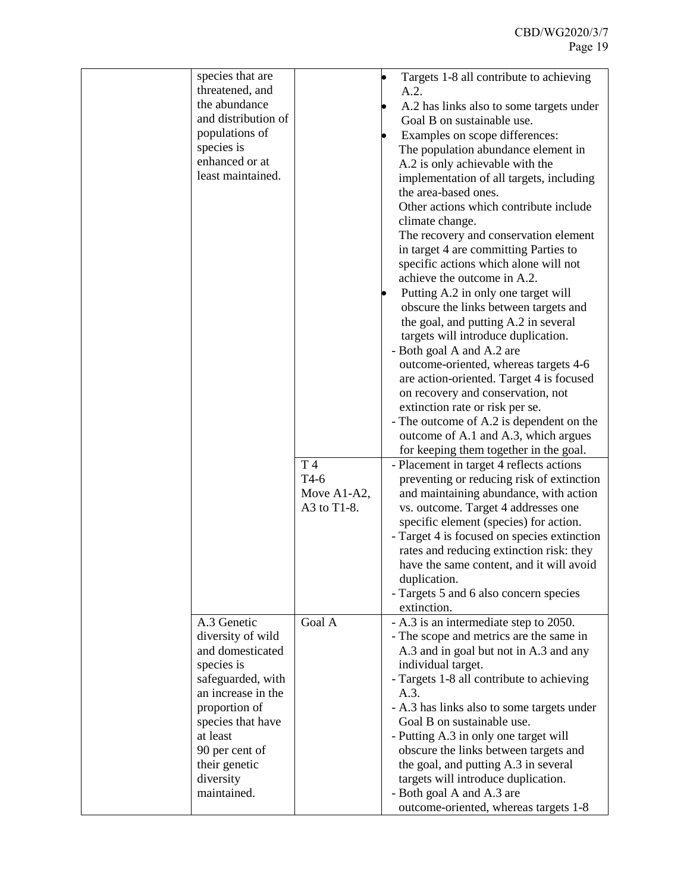| | | | |
|---|---|---|---|
| | species that are threatened, and the abundance and distribution of populations of species is enhanced or at least maintained. | | • Targets 1-8 all contribute to achieving A.2.<br>• A.2 has links also to some targets under Goal B on sustainable use.<br>• Examples on scope differences:<br>The population abundance element in A.2 is only achievable with the implementation of all targets, including the area-based ones.<br>Other actions which contribute include climate change.<br>The recovery and conservation element in target 4 are committing Parties to specific actions which alone will not achieve the outcome in A.2.<br>• Putting A.2 in only one target will obscure the links between targets and the goal, and putting A.2 in several targets will introduce duplication.<br>- Both goal A and A.2 are outcome-oriented, whereas targets 4-6 are action-oriented. Target 4 is focused on recovery and conservation, not extinction rate or risk per se.<br>- The outcome of A.2 is dependent on the outcome of A.1 and A.3, which argues for keeping them together in the goal. |
| | | T 4<br>T4-6<br>Move A1-A2, A3 to T1-8. | - Placement in target 4 reflects actions preventing or reducing risk of extinction and maintaining abundance, with action vs. outcome. Target 4 addresses one specific element (species) for action.<br>- Target 4 is focused on species extinction rates and reducing extinction risk: they have the same content, and it will avoid duplication.<br>- Targets 5 and 6 also concern species extinction. |
| | A.3 Genetic diversity of wild and domesticated species is safeguarded, with an increase in the proportion of species that have at least 90 per cent of their genetic diversity maintained. | Goal A | - A.3 is an intermediate step to 2050.<br>- The scope and metrics are the same in A.3 and in goal but not in A.3 and any individual target.<br>- Targets 1-8 all contribute to achieving A.3.<br>- A.3 has links also to some targets under Goal B on sustainable use.<br>- Putting A.3 in only one target will obscure the links between targets and the goal, and putting A.3 in several targets will introduce duplication.<br>- Both goal A and A.3 are outcome-oriented, whereas targets 1-8 |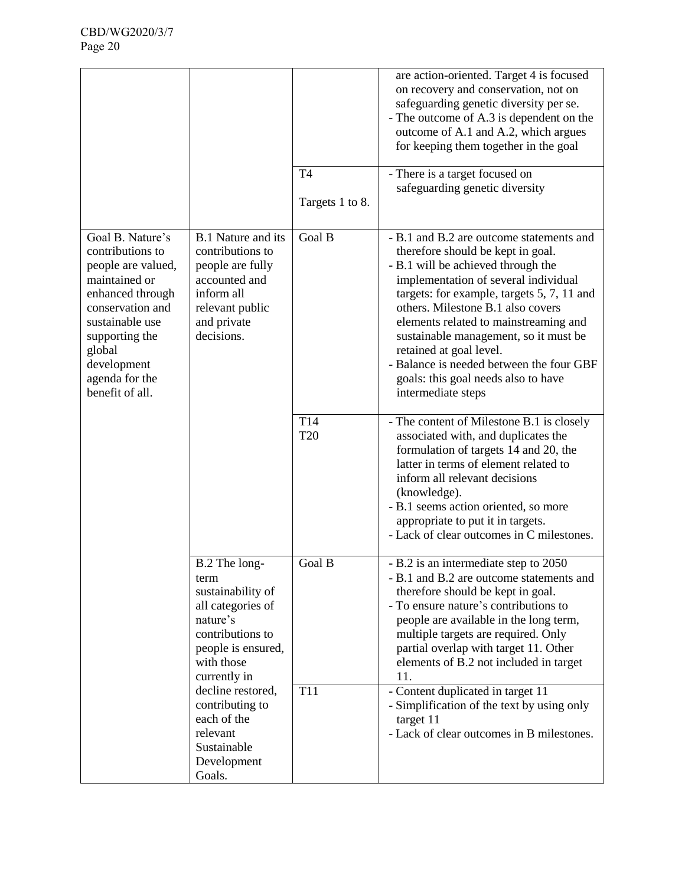| | | | |
|---|---|---|---|
| | | | are action-oriented. Target 4 is focused on recovery and conservation, not on safeguarding genetic diversity per se.<br>- The outcome of A.3 is dependent on the outcome of A.1 and A.2, which argues for keeping them together in the goal |
| | | T4<br><br>Targets 1 to 8. | - There is a target focused on safeguarding genetic diversity |
| Goal B. Nature's contributions to people are valued, maintained or enhanced through conservation and sustainable use supporting the global development agenda for the benefit of all. | B.1 Nature and its contributions to people are fully accounted and inform all relevant public and private decisions. | Goal B | - B.1 and B.2 are outcome statements and therefore should be kept in goal.<br>- B.1 will be achieved through the implementation of several individual targets: for example, targets 5, 7, 11 and others. Milestone B.1 also covers elements related to mainstreaming and sustainable management, so it must be retained at goal level.<br>- Balance is needed between the four GBF goals: this goal needs also to have intermediate steps |
| | | T14<br>T20 | - The content of Milestone B.1 is closely associated with, and duplicates the formulation of targets 14 and 20, the latter in terms of element related to inform all relevant decisions (knowledge).<br>- B.1 seems action oriented, so more appropriate to put it in targets.<br>- Lack of clear outcomes in C milestones. |
| | B.2 The long-term sustainability of all categories of nature's contributions to people is ensured, with those currently in decline restored, contributing to each of the relevant Sustainable Development Goals. | Goal B | - B.2 is an intermediate step to 2050<br>- B.1 and B.2 are outcome statements and therefore should be kept in goal.<br>- To ensure nature's contributions to people are available in the long term, multiple targets are required. Only partial overlap with target 11. Other elements of B.2 not included in target 11. |
| | | T11 | - Content duplicated in target 11<br>- Simplification of the text by using only target 11<br>- Lack of clear outcomes in B milestones. |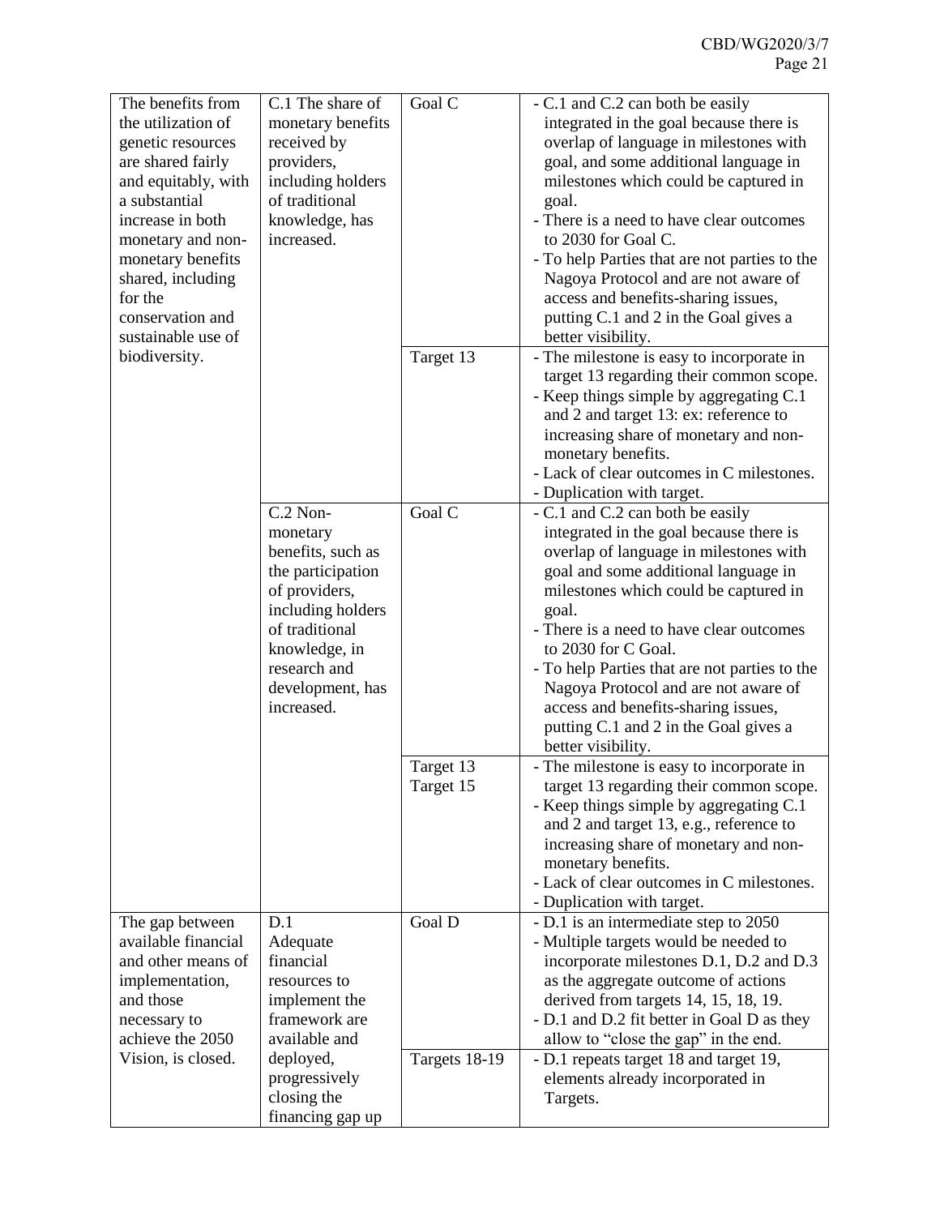| | | | |
|---|---|---|---|
| The benefits from the utilization of genetic resources are shared fairly and equitably, with a substantial increase in both monetary and non-monetary benefits shared, including for the conservation and sustainable use of biodiversity. | C.1 The share of monetary benefits received by providers, including holders of traditional knowledge, has increased. | Goal C | - C.1 and C.2 can both be easily integrated in the goal because there is overlap of language in milestones with goal, and some additional language in milestones which could be captured in goal.<br>- There is a need to have clear outcomes to 2030 for Goal C.<br>- To help Parties that are not parties to the Nagoya Protocol and are not aware of access and benefits-sharing issues, putting C.1 and 2 in the Goal gives a better visibility. |
| | | Target 13 | - The milestone is easy to incorporate in target 13 regarding their common scope.<br>- Keep things simple by aggregating C.1 and 2 and target 13: ex: reference to increasing share of monetary and non-monetary benefits.<br>- Lack of clear outcomes in C milestones.<br>- Duplication with target. |
| | C.2 Non-monetary benefits, such as the participation of providers, including holders of traditional knowledge, in research and development, has increased. | Goal C | - C.1 and C.2 can both be easily integrated in the goal because there is overlap of language in milestones with goal and some additional language in milestones which could be captured in goal.<br>- There is a need to have clear outcomes to 2030 for C Goal.<br>- To help Parties that are not parties to the Nagoya Protocol and are not aware of access and benefits-sharing issues, putting C.1 and 2 in the Goal gives a better visibility. |
| | | Target 13<br>Target 15 | - The milestone is easy to incorporate in target 13 regarding their common scope.<br>- Keep things simple by aggregating C.1 and 2 and target 13, e.g., reference to increasing share of monetary and non-monetary benefits.<br>- Lack of clear outcomes in C milestones.<br>- Duplication with target. |
| The gap between available financial and other means of implementation, and those necessary to achieve the 2050 Vision, is closed. | D.1 Adequate financial resources to implement the framework are available and deployed, progressively closing the financing gap up | Goal D | - D.1 is an intermediate step to 2050<br>- Multiple targets would be needed to incorporate milestones D.1, D.2 and D.3 as the aggregate outcome of actions derived from targets 14, 15, 18, 19.<br>- D.1 and D.2 fit better in Goal D as they allow to "close the gap" in the end. |
| | | Targets 18-19 | - D.1 repeats target 18 and target 19, elements already incorporated in Targets. |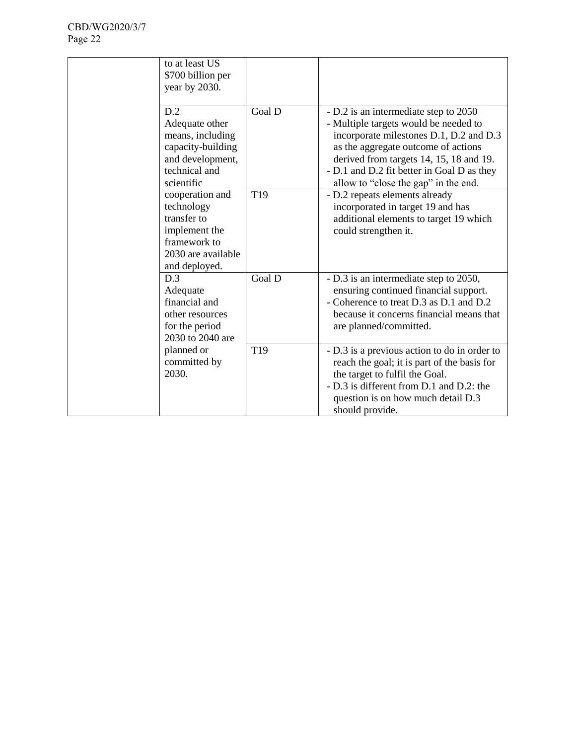| | | | |
|---|---|---|---|
| | to at least US $700 billion per year by 2030. | | |
| | D.2<br>Adequate other means, including capacity-building and development, technical and scientific cooperation and technology transfer to implement the framework to 2030 are available and deployed. | Goal D | - D.2 is an intermediate step to 2050<br>- Multiple targets would be needed to incorporate milestones D.1, D.2 and D.3 as the aggregate outcome of actions derived from targets 14, 15, 18 and 19.<br>- D.1 and D.2 fit better in Goal D as they allow to "close the gap" in the end. |
| | | T19 | - D.2 repeats elements already incorporated in target 19 and has additional elements to target 19 which could strengthen it. |
| | D.3<br>Adequate financial and other resources for the period 2030 to 2040 are planned or committed by 2030. | Goal D | - D.3 is an intermediate step to 2050, ensuring continued financial support.<br>- Coherence to treat D.3 as D.1 and D.2 because it concerns financial means that are planned/committed. |
| | | T19 | - D.3 is a previous action to do in order to reach the goal; it is part of the basis for the target to fulfil the Goal.<br>- D.3 is different from D.1 and D.2: the question is on how much detail D.3 should provide. |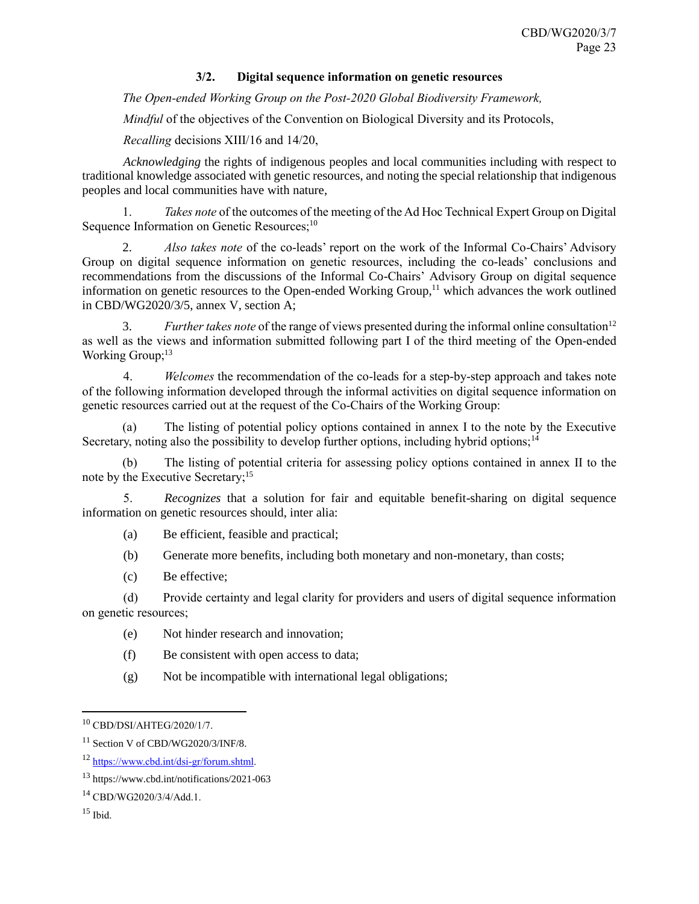### 3/2. Digital sequence information on genetic resources

*The Open-ended Working Group on the Post-2020 Global Biodiversity Framework,*

*Mindful* of the objectives of the Convention on Biological Diversity and its Protocols,

*Recalling* decisions XIII/16 and 14/20,

*Acknowledging* the rights of indigenous peoples and local communities including with respect to traditional knowledge associated with genetic resources, and noting the special relationship that indigenous peoples and local communities have with nature,

1. *Takes note* of the outcomes of the meeting of the Ad Hoc Technical Expert Group on Digital Sequence Information on Genetic Resources;[10]

2. *Also takes note* of the co-leads' report on the work of the Informal Co-Chairs' Advisory Group on digital sequence information on genetic resources, including the co-leads' conclusions and recommendations from the discussions of the Informal Co-Chairs' Advisory Group on digital sequence information on genetic resources to the Open-ended Working Group,[11] which advances the work outlined in CBD/WG2020/3/5, annex V, section A;

3. *Further takes note* of the range of views presented during the informal online consultation[12] as well as the views and information submitted following part I of the third meeting of the Open-ended Working Group;[13]

4. *Welcomes* the recommendation of the co-leads for a step-by-step approach and takes note of the following information developed through the informal activities on digital sequence information on genetic resources carried out at the request of the Co-Chairs of the Working Group:

(a) The listing of potential policy options contained in annex I to the note by the Executive Secretary, noting also the possibility to develop further options, including hybrid options;[14]

(b) The listing of potential criteria for assessing policy options contained in annex II to the note by the Executive Secretary;[15]

5. *Recognizes* that a solution for fair and equitable benefit-sharing on digital sequence information on genetic resources should, inter alia:

(a) Be efficient, feasible and practical;

(b) Generate more benefits, including both monetary and non-monetary, than costs;

(c) Be effective;

(d) Provide certainty and legal clarity for providers and users of digital sequence information on genetic resources;

(e) Not hinder research and innovation;

(f) Be consistent with open access to data;

(g) Not be incompatible with international legal obligations;

---

[10] CBD/DSI/AHTEG/2020/1/7.

[11] Section V of CBD/WG2020/3/INF/8.

[12] https://www.cbd.int/dsi-gr/forum.shtml.

[13] https://www.cbd.int/notifications/2021-063

[14] CBD/WG2020/3/4/Add.1.

[15] Ibid.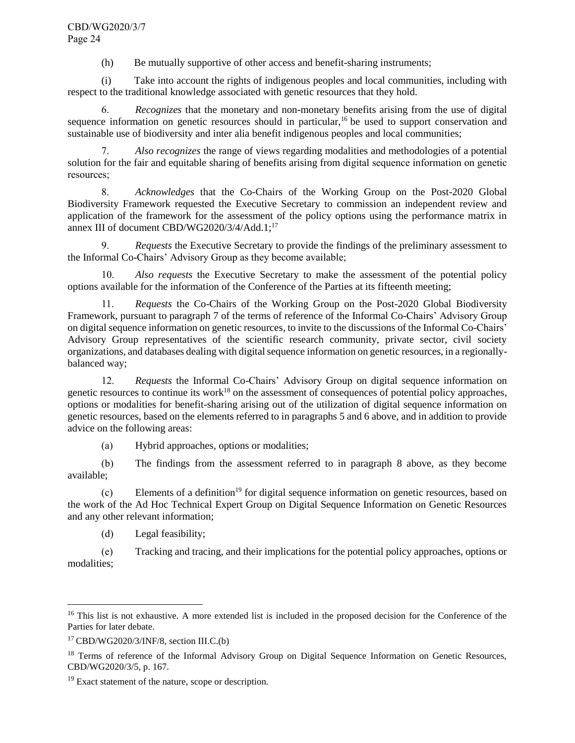(h) Be mutually supportive of other access and benefit-sharing instruments;

(i) Take into account the rights of indigenous peoples and local communities, including with respect to the traditional knowledge associated with genetic resources that they hold.

6. *Recognizes* that the monetary and non-monetary benefits arising from the use of digital sequence information on genetic resources should in particular,[16] be used to support conservation and sustainable use of biodiversity and inter alia benefit indigenous peoples and local communities;

7. *Also recognizes* the range of views regarding modalities and methodologies of a potential solution for the fair and equitable sharing of benefits arising from digital sequence information on genetic resources;

8. *Acknowledges* that the Co-Chairs of the Working Group on the Post-2020 Global Biodiversity Framework requested the Executive Secretary to commission an independent review and application of the framework for the assessment of the policy options using the performance matrix in annex III of document CBD/WG2020/3/4/Add.1;[17]

9. *Requests* the Executive Secretary to provide the findings of the preliminary assessment to the Informal Co-Chairs' Advisory Group as they become available;

10. *Also requests* the Executive Secretary to make the assessment of the potential policy options available for the information of the Conference of the Parties at its fifteenth meeting;

11. *Requests* the Co-Chairs of the Working Group on the Post-2020 Global Biodiversity Framework, pursuant to paragraph 7 of the terms of reference of the Informal Co-Chairs' Advisory Group on digital sequence information on genetic resources, to invite to the discussions of the Informal Co-Chairs' Advisory Group representatives of the scientific research community, private sector, civil society organizations, and databases dealing with digital sequence information on genetic resources, in a regionally-balanced way;

12. *Requests* the Informal Co-Chairs' Advisory Group on digital sequence information on genetic resources to continue its work[18] on the assessment of consequences of potential policy approaches, options or modalities for benefit-sharing arising out of the utilization of digital sequence information on genetic resources, based on the elements referred to in paragraphs 5 and 6 above, and in addition to provide advice on the following areas:

(a) Hybrid approaches, options or modalities;

(b) The findings from the assessment referred to in paragraph 8 above, as they become available;

(c) Elements of a definition[19] for digital sequence information on genetic resources, based on the work of the Ad Hoc Technical Expert Group on Digital Sequence Information on Genetic Resources and any other relevant information;

(d) Legal feasibility;

(e) Tracking and tracing, and their implications for the potential policy approaches, options or modalities;

---

[16] This list is not exhaustive. A more extended list is included in the proposed decision for the Conference of the Parties for later debate.

[17] CBD/WG2020/3/INF/8, section III.C.(b)

[18] Terms of reference of the Informal Advisory Group on Digital Sequence Information on Genetic Resources, CBD/WG2020/3/5, p. 167.

[19] Exact statement of the nature, scope or description.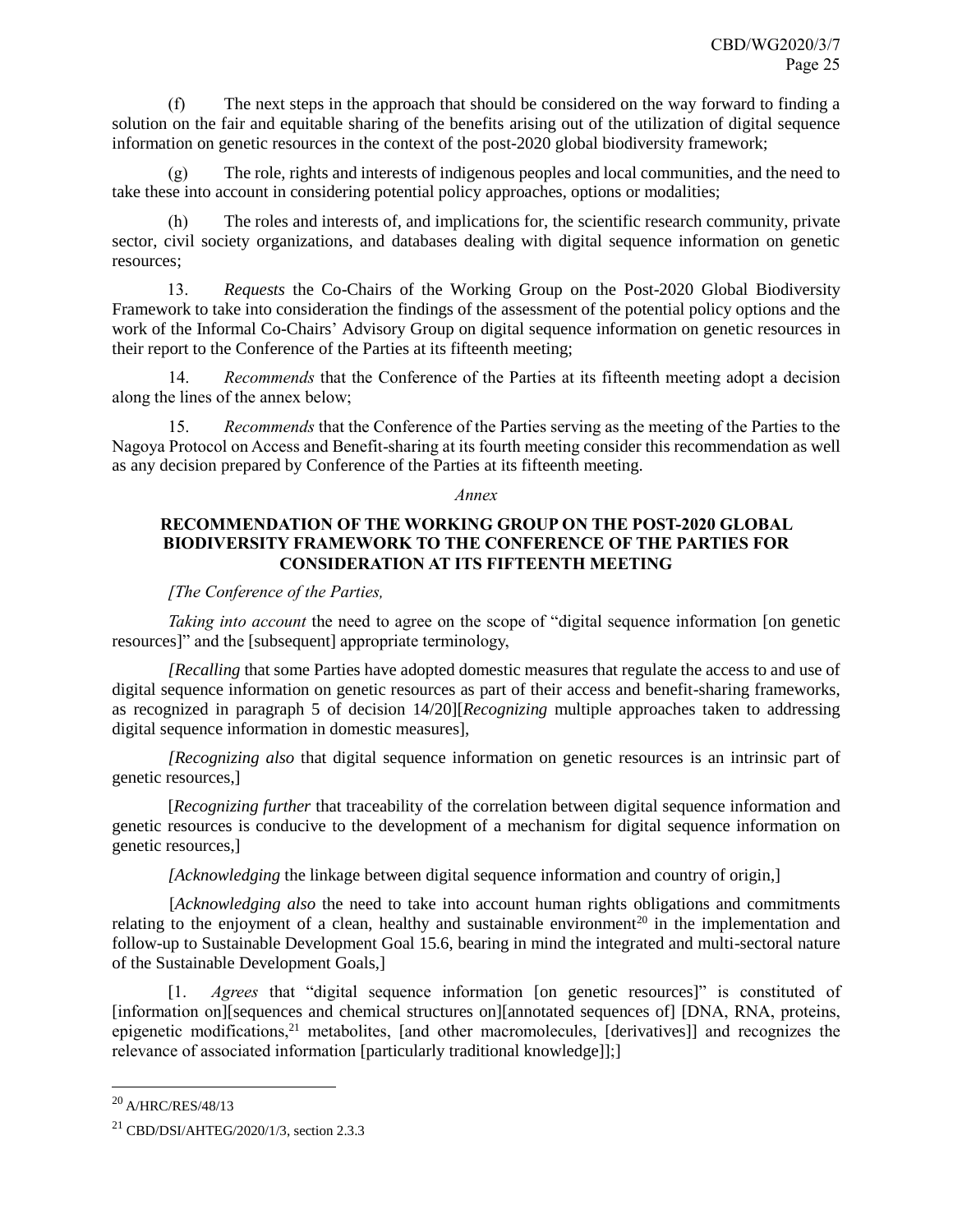(f) The next steps in the approach that should be considered on the way forward to finding a solution on the fair and equitable sharing of the benefits arising out of the utilization of digital sequence information on genetic resources in the context of the post-2020 global biodiversity framework;

(g) The role, rights and interests of indigenous peoples and local communities, and the need to take these into account in considering potential policy approaches, options or modalities;

(h) The roles and interests of, and implications for, the scientific research community, private sector, civil society organizations, and databases dealing with digital sequence information on genetic resources;

13. *Requests* the Co-Chairs of the Working Group on the Post-2020 Global Biodiversity Framework to take into consideration the findings of the assessment of the potential policy options and the work of the Informal Co-Chairs' Advisory Group on digital sequence information on genetic resources in their report to the Conference of the Parties at its fifteenth meeting;

14. *Recommends* that the Conference of the Parties at its fifteenth meeting adopt a decision along the lines of the annex below;

15. *Recommends* that the Conference of the Parties serving as the meeting of the Parties to the Nagoya Protocol on Access and Benefit-sharing at its fourth meeting consider this recommendation as well as any decision prepared by Conference of the Parties at its fifteenth meeting.

*Annex*

**RECOMMENDATION OF THE WORKING GROUP ON THE POST-2020 GLOBAL BIODIVERSITY FRAMEWORK TO THE CONFERENCE OF THE PARTIES FOR CONSIDERATION AT ITS FIFTEENTH MEETING**

*[The Conference of the Parties,*

*Taking into account* the need to agree on the scope of "digital sequence information [on genetic resources]" and the [subsequent] appropriate terminology,

*[Recalling* that some Parties have adopted domestic measures that regulate the access to and use of digital sequence information on genetic resources as part of their access and benefit-sharing frameworks, as recognized in paragraph 5 of decision 14/20][*Recognizing* multiple approaches taken to addressing digital sequence information in domestic measures],

*[Recognizing also* that digital sequence information on genetic resources is an intrinsic part of genetic resources,]

[*Recognizing further* that traceability of the correlation between digital sequence information and genetic resources is conducive to the development of a mechanism for digital sequence information on genetic resources,]

*[Acknowledging* the linkage between digital sequence information and country of origin,]

[*Acknowledging also* the need to take into account human rights obligations and commitments relating to the enjoyment of a clean, healthy and sustainable environment[20] in the implementation and follow-up to Sustainable Development Goal 15.6, bearing in mind the integrated and multi-sectoral nature of the Sustainable Development Goals,]

[1. *Agrees* that "digital sequence information [on genetic resources]" is constituted of [information on][sequences and chemical structures on][annotated sequences of] [DNA, RNA, proteins, epigenetic modifications,[21] metabolites, [and other macromolecules, [derivatives]] and recognizes the relevance of associated information [particularly traditional knowledge]];]

---

[20] A/HRC/RES/48/13

[21] CBD/DSI/AHTEG/2020/1/3, section 2.3.3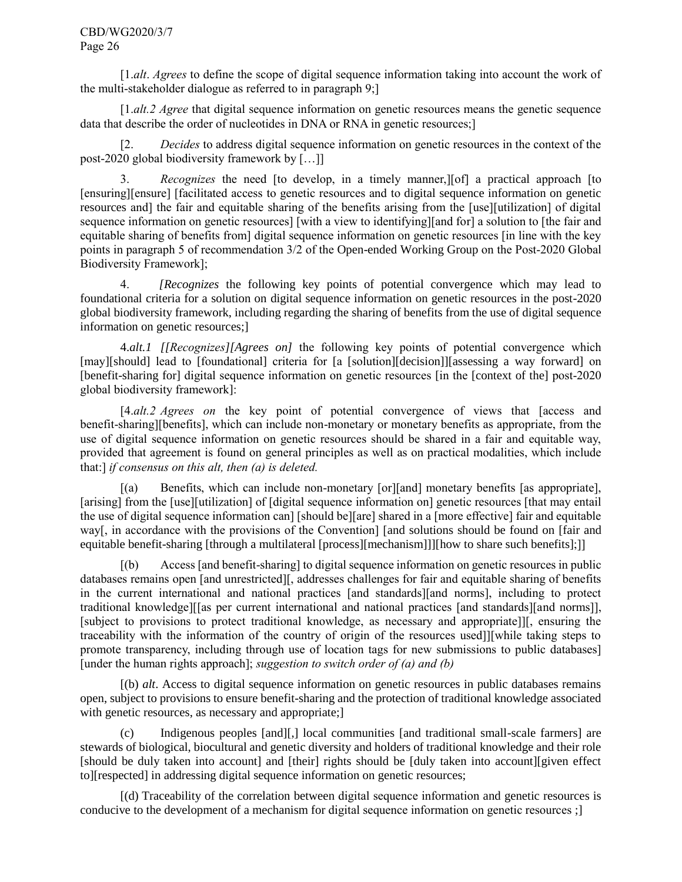[1.*alt*. *Agrees* to define the scope of digital sequence information taking into account the work of the multi-stakeholder dialogue as referred to in paragraph 9;]

[1.*alt.2 Agree* that digital sequence information on genetic resources means the genetic sequence data that describe the order of nucleotides in DNA or RNA in genetic resources;]

[2. *Decides* to address digital sequence information on genetic resources in the context of the post-2020 global biodiversity framework by […]]

3. *Recognizes* the need [to develop, in a timely manner,][of] a practical approach [to [ensuring][ensure] [facilitated access to genetic resources and to digital sequence information on genetic resources and] the fair and equitable sharing of the benefits arising from the [use][utilization] of digital sequence information on genetic resources] [with a view to identifying][and for] a solution to [the fair and equitable sharing of benefits from] digital sequence information on genetic resources [in line with the key points in paragraph 5 of recommendation 3/2 of the Open-ended Working Group on the Post-2020 Global Biodiversity Framework];

4. *[Recognizes* the following key points of potential convergence which may lead to foundational criteria for a solution on digital sequence information on genetic resources in the post-2020 global biodiversity framework, including regarding the sharing of benefits from the use of digital sequence information on genetic resources;]

4.*alt.1 [[Recognizes][Agrees on]* the following key points of potential convergence which [may][should] lead to [foundational] criteria for [a [solution][decision]][assessing a way forward] on [benefit-sharing for] digital sequence information on genetic resources [in the [context of the] post-2020 global biodiversity framework]:

[4.*alt.2 Agrees on* the key point of potential convergence of views that [access and benefit-sharing][benefits], which can include non-monetary or monetary benefits as appropriate, from the use of digital sequence information on genetic resources should be shared in a fair and equitable way, provided that agreement is found on general principles as well as on practical modalities, which include that:] *if consensus on this alt, then (a) is deleted.*

[(a) Benefits, which can include non-monetary [or][and] monetary benefits [as appropriate], [arising] from the [use][utilization] of [digital sequence information on] genetic resources [that may entail the use of digital sequence information can] [should be][are] shared in a [more effective] fair and equitable way[, in accordance with the provisions of the Convention] [and solutions should be found on [fair and equitable benefit-sharing [through a multilateral [process][mechanism]]][how to share such benefits];]]

[(b) Access [and benefit-sharing] to digital sequence information on genetic resources in public databases remains open [and unrestricted][, addresses challenges for fair and equitable sharing of benefits in the current international and national practices [and standards][and norms], including to protect traditional knowledge][[as per current international and national practices [and standards][and norms]], [subject to provisions to protect traditional knowledge, as necessary and appropriate]][, ensuring the traceability with the information of the country of origin of the resources used]][while taking steps to promote transparency, including through use of location tags for new submissions to public databases] [under the human rights approach]; *suggestion to switch order of (a) and (b)*

[(b) *alt*. Access to digital sequence information on genetic resources in public databases remains open, subject to provisions to ensure benefit-sharing and the protection of traditional knowledge associated with genetic resources, as necessary and appropriate;]

(c) Indigenous peoples [and][,] local communities [and traditional small-scale farmers] are stewards of biological, biocultural and genetic diversity and holders of traditional knowledge and their role [should be duly taken into account] and [their] rights should be [duly taken into account][given effect to][respected] in addressing digital sequence information on genetic resources;

[(d) Traceability of the correlation between digital sequence information and genetic resources is conducive to the development of a mechanism for digital sequence information on genetic resources ;]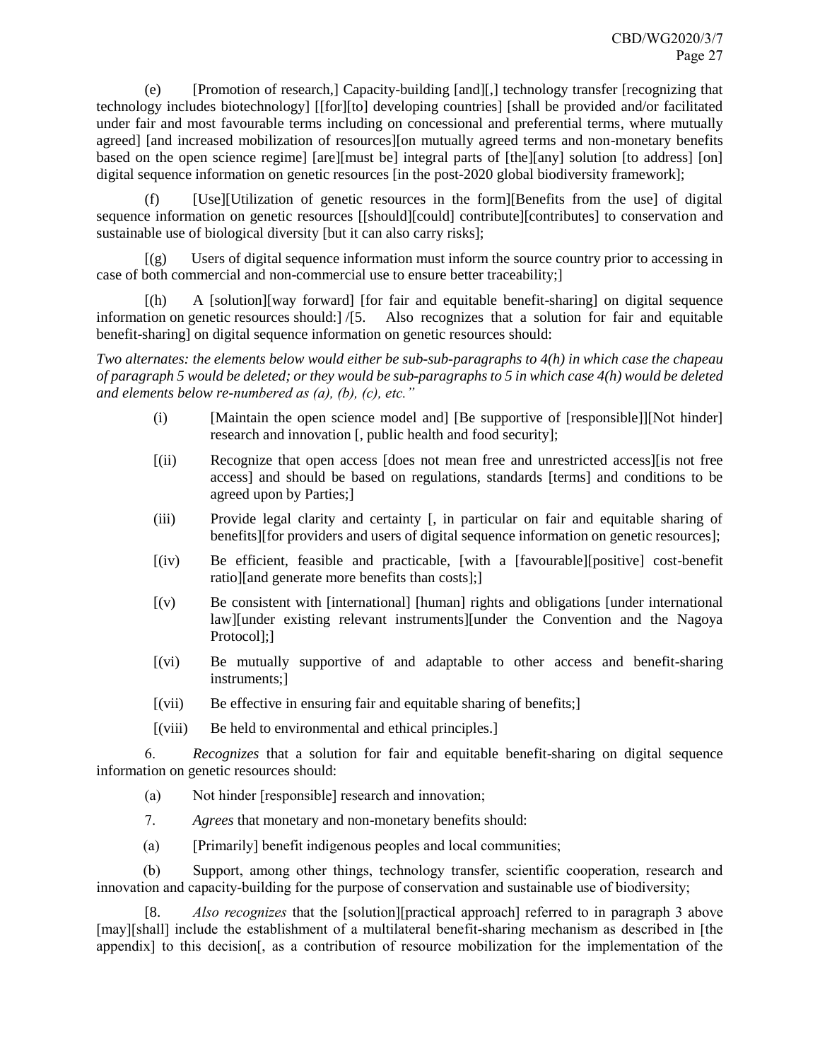(e) [Promotion of research,] Capacity-building [and][,] technology transfer [recognizing that technology includes biotechnology] [[for][to] developing countries] [shall be provided and/or facilitated under fair and most favourable terms including on concessional and preferential terms, where mutually agreed] [and increased mobilization of resources][on mutually agreed terms and non-monetary benefits based on the open science regime] [are][must be] integral parts of [the][any] solution [to address] [on] digital sequence information on genetic resources [in the post-2020 global biodiversity framework];

(f) [Use][Utilization of genetic resources in the form][Benefits from the use] of digital sequence information on genetic resources [[should][could] contribute][contributes] to conservation and sustainable use of biological diversity [but it can also carry risks];

[(g) Users of digital sequence information must inform the source country prior to accessing in case of both commercial and non-commercial use to ensure better traceability;]

[(h) A [solution][way forward] [for fair and equitable benefit-sharing] on digital sequence information on genetic resources should:] /[5. Also recognizes that a solution for fair and equitable benefit-sharing] on digital sequence information on genetic resources should:

*Two alternates: the elements below would either be sub-sub-paragraphs to 4(h) in which case the chapeau of paragraph 5 would be deleted; or they would be sub-paragraphs to 5 in which case 4(h) would be deleted and elements below re-numbered as (a), (b), (c), etc."*

(i) [Maintain the open science model and] [Be supportive of [responsible]][Not hinder] research and innovation [, public health and food security];

[(ii) Recognize that open access [does not mean free and unrestricted access][is not free access] and should be based on regulations, standards [terms] and conditions to be agreed upon by Parties;]

(iii) Provide legal clarity and certainty [, in particular on fair and equitable sharing of benefits][for providers and users of digital sequence information on genetic resources];

[(iv) Be efficient, feasible and practicable, [with a [favourable][positive] cost-benefit ratio][and generate more benefits than costs];]

[(v) Be consistent with [international] [human] rights and obligations [under international law][under existing relevant instruments][under the Convention and the Nagoya Protocol];]

[(vi) Be mutually supportive of and adaptable to other access and benefit-sharing instruments;]

[(vii) Be effective in ensuring fair and equitable sharing of benefits;]

[(viii) Be held to environmental and ethical principles.]

6. *Recognizes* that a solution for fair and equitable benefit-sharing on digital sequence information on genetic resources should:

(a) Not hinder [responsible] research and innovation;

7. *Agrees* that monetary and non-monetary benefits should:

(a) [Primarily] benefit indigenous peoples and local communities;

(b) Support, among other things, technology transfer, scientific cooperation, research and innovation and capacity-building for the purpose of conservation and sustainable use of biodiversity;

[8. *Also recognizes* that the [solution][practical approach] referred to in paragraph 3 above [may][shall] include the establishment of a multilateral benefit-sharing mechanism as described in [the appendix] to this decision[, as a contribution of resource mobilization for the implementation of the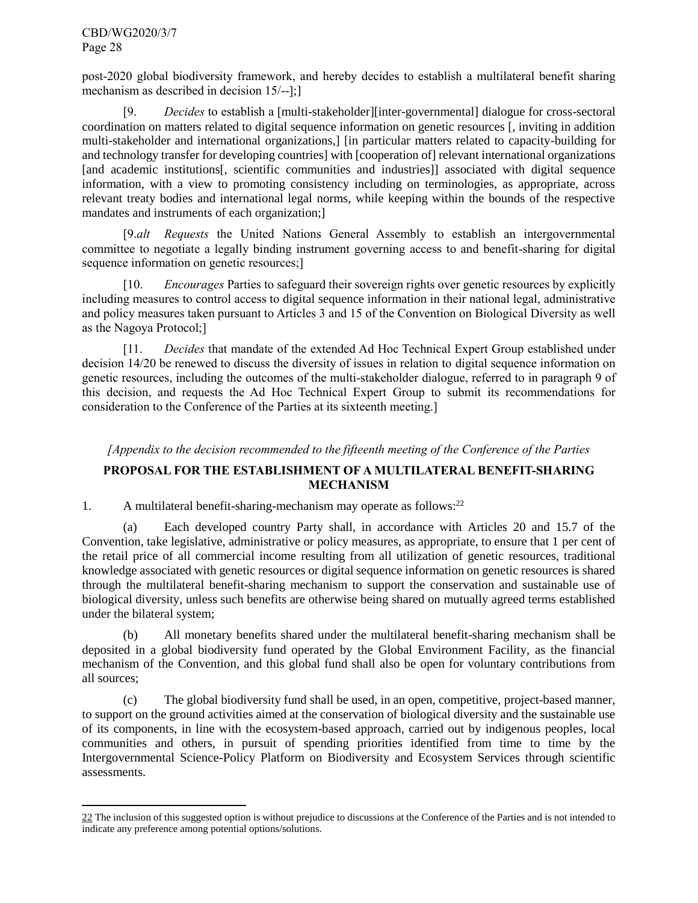post-2020 global biodiversity framework, and hereby decides to establish a multilateral benefit sharing mechanism as described in decision 15/--];]

[9. *Decides* to establish a [multi-stakeholder][inter-governmental] dialogue for cross-sectoral coordination on matters related to digital sequence information on genetic resources [, inviting in addition multi-stakeholder and international organizations,] [in particular matters related to capacity-building for and technology transfer for developing countries] with [cooperation of] relevant international organizations [and academic institutions[, scientific communities and industries]] associated with digital sequence information, with a view to promoting consistency including on terminologies, as appropriate, across relevant treaty bodies and international legal norms, while keeping within the bounds of the respective mandates and instruments of each organization;]

[9.*alt* *Requests* the United Nations General Assembly to establish an intergovernmental committee to negotiate a legally binding instrument governing access to and benefit-sharing for digital sequence information on genetic resources;]

[10. *Encourages* Parties to safeguard their sovereign rights over genetic resources by explicitly including measures to control access to digital sequence information in their national legal, administrative and policy measures taken pursuant to Articles 3 and 15 of the Convention on Biological Diversity as well as the Nagoya Protocol;]

[11. *Decides* that mandate of the extended Ad Hoc Technical Expert Group established under decision 14/20 be renewed to discuss the diversity of issues in relation to digital sequence information on genetic resources, including the outcomes of the multi-stakeholder dialogue, referred to in paragraph 9 of this decision, and requests the Ad Hoc Technical Expert Group to submit its recommendations for consideration to the Conference of the Parties at its sixteenth meeting.]

*[Appendix to the decision recommended to the fifteenth meeting of the Conference of the Parties*

## PROPOSAL FOR THE ESTABLISHMENT OF A MULTILATERAL BENEFIT-SHARING MECHANISM

1. A multilateral benefit-sharing-mechanism may operate as follows:[22]

(a) Each developed country Party shall, in accordance with Articles 20 and 15.7 of the Convention, take legislative, administrative or policy measures, as appropriate, to ensure that 1 per cent of the retail price of all commercial income resulting from all utilization of genetic resources, traditional knowledge associated with genetic resources or digital sequence information on genetic resources is shared through the multilateral benefit-sharing mechanism to support the conservation and sustainable use of biological diversity, unless such benefits are otherwise being shared on mutually agreed terms established under the bilateral system;

(b) All monetary benefits shared under the multilateral benefit-sharing mechanism shall be deposited in a global biodiversity fund operated by the Global Environment Facility, as the financial mechanism of the Convention, and this global fund shall also be open for voluntary contributions from all sources;

(c) The global biodiversity fund shall be used, in an open, competitive, project-based manner, to support on the ground activities aimed at the conservation of biological diversity and the sustainable use of its components, in line with the ecosystem-based approach, carried out by indigenous peoples, local communities and others, in pursuit of spending priorities identified from time to time by the Intergovernmental Science-Policy Platform on Biodiversity and Ecosystem Services through scientific assessments.

---

[22] The inclusion of this suggested option is without prejudice to discussions at the Conference of the Parties and is not intended to indicate any preference among potential options/solutions.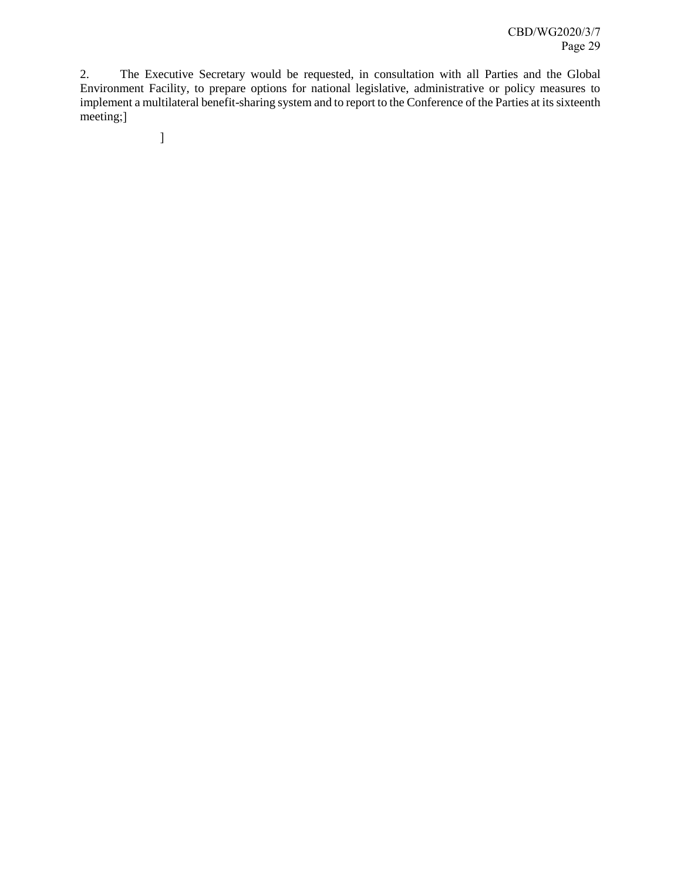2. The Executive Secretary would be requested, in consultation with all Parties and the Global Environment Facility, to prepare options for national legislative, administrative or policy measures to implement a multilateral benefit-sharing system and to report to the Conference of the Parties at its sixteenth meeting;]

]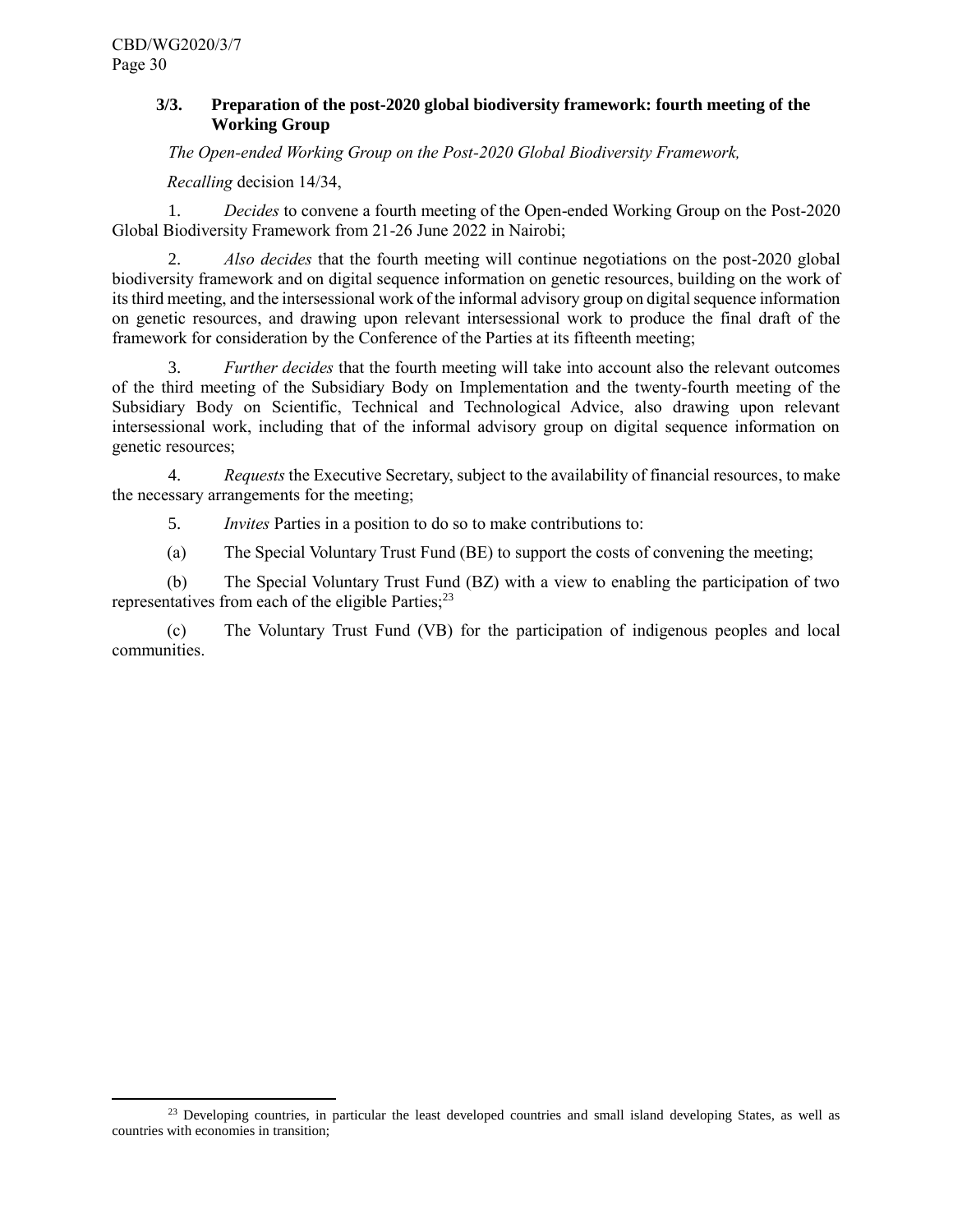### 3/3. Preparation of the post-2020 global biodiversity framework: fourth meeting of the Working Group

*The Open-ended Working Group on the Post-2020 Global Biodiversity Framework,*

*Recalling* decision 14/34,

1. *Decides* to convene a fourth meeting of the Open-ended Working Group on the Post-2020 Global Biodiversity Framework from 21-26 June 2022 in Nairobi;

2. *Also decides* that the fourth meeting will continue negotiations on the post-2020 global biodiversity framework and on digital sequence information on genetic resources, building on the work of its third meeting, and the intersessional work of the informal advisory group on digital sequence information on genetic resources, and drawing upon relevant intersessional work to produce the final draft of the framework for consideration by the Conference of the Parties at its fifteenth meeting;

3. *Further decides* that the fourth meeting will take into account also the relevant outcomes of the third meeting of the Subsidiary Body on Implementation and the twenty-fourth meeting of the Subsidiary Body on Scientific, Technical and Technological Advice, also drawing upon relevant intersessional work, including that of the informal advisory group on digital sequence information on genetic resources;

4. *Requests* the Executive Secretary, subject to the availability of financial resources, to make the necessary arrangements for the meeting;

5. *Invites* Parties in a position to do so to make contributions to:

(a) The Special Voluntary Trust Fund (BE) to support the costs of convening the meeting;

(b) The Special Voluntary Trust Fund (BZ) with a view to enabling the participation of two representatives from each of the eligible Parties;[23]

(c) The Voluntary Trust Fund (VB) for the participation of indigenous peoples and local communities.

[23] Developing countries, in particular the least developed countries and small island developing States, as well as countries with economies in transition;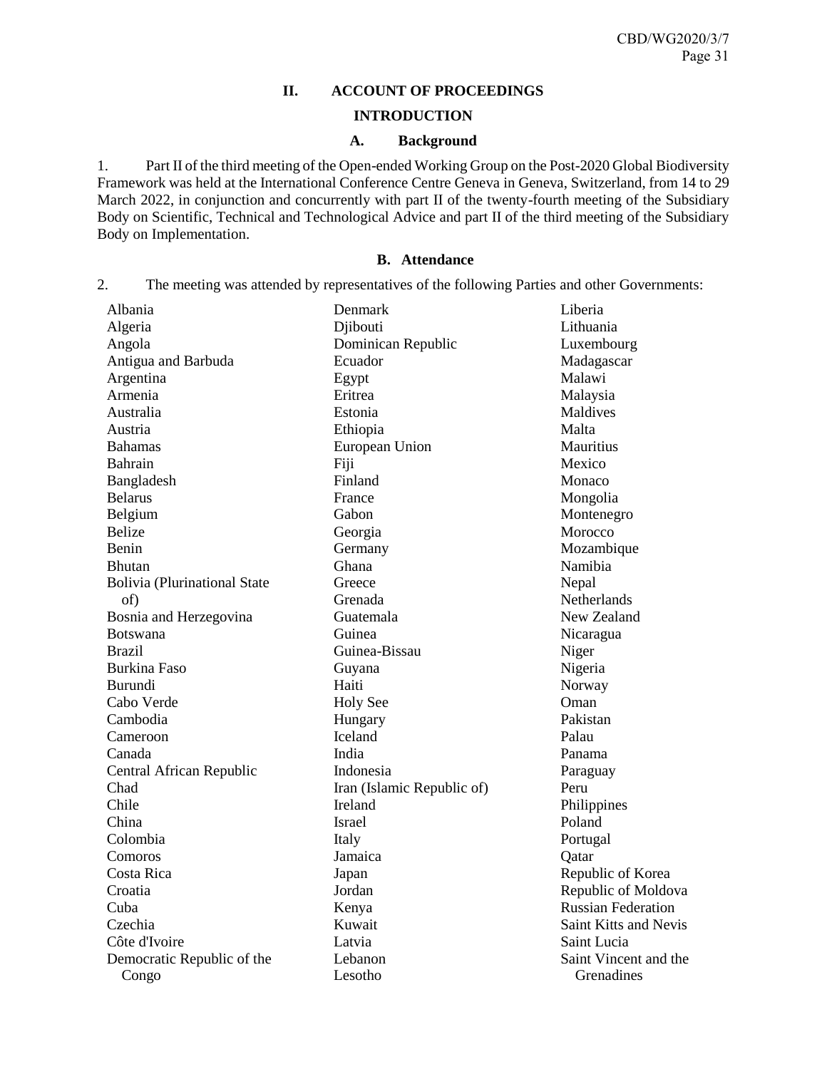## II. ACCOUNT OF PROCEEDINGS

### INTRODUCTION

#### A. Background

1. Part II of the third meeting of the Open-ended Working Group on the Post-2020 Global Biodiversity Framework was held at the International Conference Centre Geneva in Geneva, Switzerland, from 14 to 29 March 2022, in conjunction and concurrently with part II of the twenty-fourth meeting of the Subsidiary Body on Scientific, Technical and Technological Advice and part II of the third meeting of the Subsidiary Body on Implementation.

#### B. Attendance

2. The meeting was attended by representatives of the following Parties and other Governments:

Albania
Algeria
Angola
Antigua and Barbuda
Argentina
Armenia
Australia
Austria
Bahamas
Bahrain
Bangladesh
Belarus
Belgium
Belize
Benin
Bhutan
Bolivia (Plurinational State of)
Bosnia and Herzegovina
Botswana
Brazil
Burkina Faso
Burundi
Cabo Verde
Cambodia
Cameroon
Canada
Central African Republic
Chad
Chile
China
Colombia
Comoros
Costa Rica
Croatia
Cuba
Czechia
Côte d'Ivoire
Democratic Republic of the Congo
Denmark
Djibouti
Dominican Republic
Ecuador
Egypt
Eritrea
Estonia
Ethiopia
European Union
Fiji
Finland
France
Gabon
Georgia
Germany
Ghana
Greece
Grenada
Guatemala
Guinea
Guinea-Bissau
Guyana
Haiti
Holy See
Hungary
Iceland
India
Indonesia
Iran (Islamic Republic of)
Ireland
Israel
Italy
Jamaica
Japan
Jordan
Kenya
Kuwait
Latvia
Lebanon
Lesotho
Liberia
Lithuania
Luxembourg
Madagascar
Malawi
Malaysia
Maldives
Malta
Mauritius
Mexico
Monaco
Mongolia
Montenegro
Morocco
Mozambique
Namibia
Nepal
Netherlands
New Zealand
Nicaragua
Niger
Nigeria
Norway
Oman
Pakistan
Palau
Panama
Paraguay
Peru
Philippines
Poland
Portugal
Qatar
Republic of Korea
Republic of Moldova
Russian Federation
Saint Kitts and Nevis
Saint Lucia
Saint Vincent and the Grenadines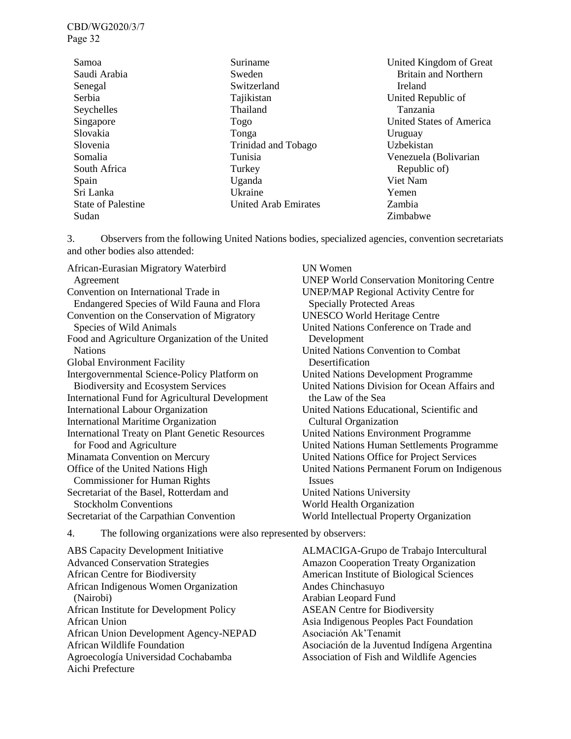Samoa
Saudi Arabia
Senegal
Serbia
Seychelles
Singapore
Slovakia
Slovenia
Somalia
South Africa
Spain
Sri Lanka
State of Palestine
Sudan
Suriname
Sweden
Switzerland
Tajikistan
Thailand
Togo
Tonga
Trinidad and Tobago
Tunisia
Turkey
Uganda
Ukraine
United Arab Emirates
United Kingdom of Great Britain and Northern Ireland
United Republic of Tanzania
United States of America
Uruguay
Uzbekistan
Venezuela (Bolivarian Republic of)
Viet Nam
Yemen
Zambia
Zimbabwe

3. Observers from the following United Nations bodies, specialized agencies, convention secretariats and other bodies also attended:

African-Eurasian Migratory Waterbird Agreement
Convention on International Trade in Endangered Species of Wild Fauna and Flora
Convention on the Conservation of Migratory Species of Wild Animals
Food and Agriculture Organization of the United Nations
Global Environment Facility
Intergovernmental Science-Policy Platform on Biodiversity and Ecosystem Services
International Fund for Agricultural Development
International Labour Organization
International Maritime Organization
International Treaty on Plant Genetic Resources for Food and Agriculture
Minamata Convention on Mercury
Office of the United Nations High Commissioner for Human Rights
Secretariat of the Basel, Rotterdam and Stockholm Conventions
Secretariat of the Carpathian Convention
UN Women
UNEP World Conservation Monitoring Centre
UNEP/MAP Regional Activity Centre for Specially Protected Areas
UNESCO World Heritage Centre
United Nations Conference on Trade and Development
United Nations Convention to Combat Desertification
United Nations Development Programme
United Nations Division for Ocean Affairs and the Law of the Sea
United Nations Educational, Scientific and Cultural Organization
United Nations Environment Programme
United Nations Human Settlements Programme
United Nations Office for Project Services
United Nations Permanent Forum on Indigenous Issues
United Nations University
World Health Organization
World Intellectual Property Organization

4. The following organizations were also represented by observers:

ABS Capacity Development Initiative
Advanced Conservation Strategies
African Centre for Biodiversity
African Indigenous Women Organization (Nairobi)
African Institute for Development Policy
African Union
African Union Development Agency-NEPAD
African Wildlife Foundation
Agroecología Universidad Cochabamba
Aichi Prefecture
ALMACIGA-Grupo de Trabajo Intercultural
Amazon Cooperation Treaty Organization
American Institute of Biological Sciences
Andes Chinchasuyo
Arabian Leopard Fund
ASEAN Centre for Biodiversity
Asia Indigenous Peoples Pact Foundation
Asociación Ak'Tenamit
Asociación de la Juventud Indígena Argentina
Association of Fish and Wildlife Agencies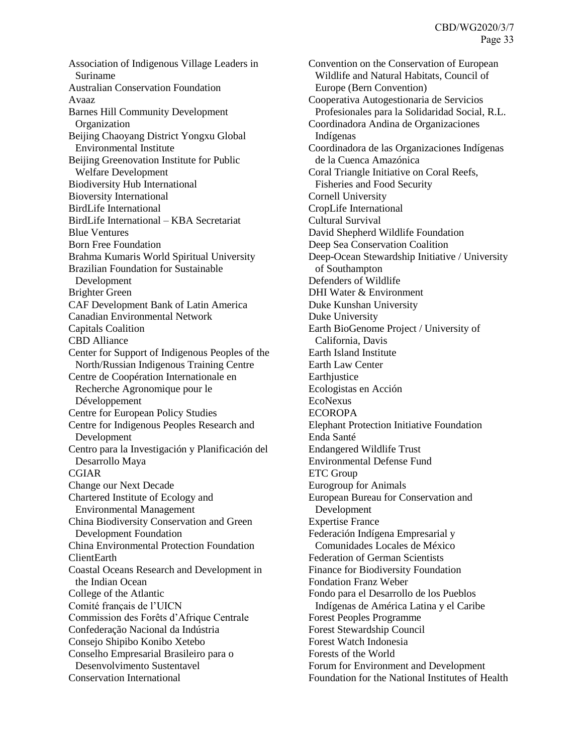Association of Indigenous Village Leaders in Suriname
Australian Conservation Foundation
Avaaz
Barnes Hill Community Development Organization
Beijing Chaoyang District Yongxu Global Environmental Institute
Beijing Greenovation Institute for Public Welfare Development
Biodiversity Hub International
Bioversity International
BirdLife International
BirdLife International – KBA Secretariat
Blue Ventures
Born Free Foundation
Brahma Kumaris World Spiritual University
Brazilian Foundation for Sustainable Development
Brighter Green
CAF Development Bank of Latin America
Canadian Environmental Network
Capitals Coalition
CBD Alliance
Center for Support of Indigenous Peoples of the North/Russian Indigenous Training Centre
Centre de Coopération Internationale en Recherche Agronomique pour le Développement
Centre for European Policy Studies
Centre for Indigenous Peoples Research and Development
Centro para la Investigación y Planificación del Desarrollo Maya
CGIAR
Change our Next Decade
Chartered Institute of Ecology and Environmental Management
China Biodiversity Conservation and Green Development Foundation
China Environmental Protection Foundation
ClientEarth
Coastal Oceans Research and Development in the Indian Ocean
College of the Atlantic
Comité français de l'UICN
Commission des Forêts d'Afrique Centrale
Confederação Nacional da Indústria
Consejo Shipibo Konibo Xetebo
Conselho Empresarial Brasileiro para o Desenvolvimento Sustentavel
Conservation International
Convention on the Conservation of European Wildlife and Natural Habitats, Council of Europe (Bern Convention)
Cooperativa Autogestionaria de Servicios Profesionales para la Solidaridad Social, R.L.
Coordinadora Andina de Organizaciones Indígenas
Coordinadora de las Organizaciones Indígenas de la Cuenca Amazónica
Coral Triangle Initiative on Coral Reefs, Fisheries and Food Security
Cornell University
CropLife International
Cultural Survival
David Shepherd Wildlife Foundation
Deep Sea Conservation Coalition
Deep-Ocean Stewardship Initiative / University of Southampton
Defenders of Wildlife
DHI Water & Environment
Duke Kunshan University
Duke University
Earth BioGenome Project / University of California, Davis
Earth Island Institute
Earth Law Center
Earthjustice
Ecologistas en Acción
EcoNexus
ECOROPA
Elephant Protection Initiative Foundation
Enda Santé
Endangered Wildlife Trust
Environmental Defense Fund
ETC Group
Eurogroup for Animals
European Bureau for Conservation and Development
Expertise France
Federación Indígena Empresarial y Comunidades Locales de México
Federation of German Scientists
Finance for Biodiversity Foundation
Fondation Franz Weber
Fondo para el Desarrollo de los Pueblos Indígenas de América Latina y el Caribe
Forest Peoples Programme
Forest Stewardship Council
Forest Watch Indonesia
Forests of the World
Forum for Environment and Development
Foundation for the National Institutes of Health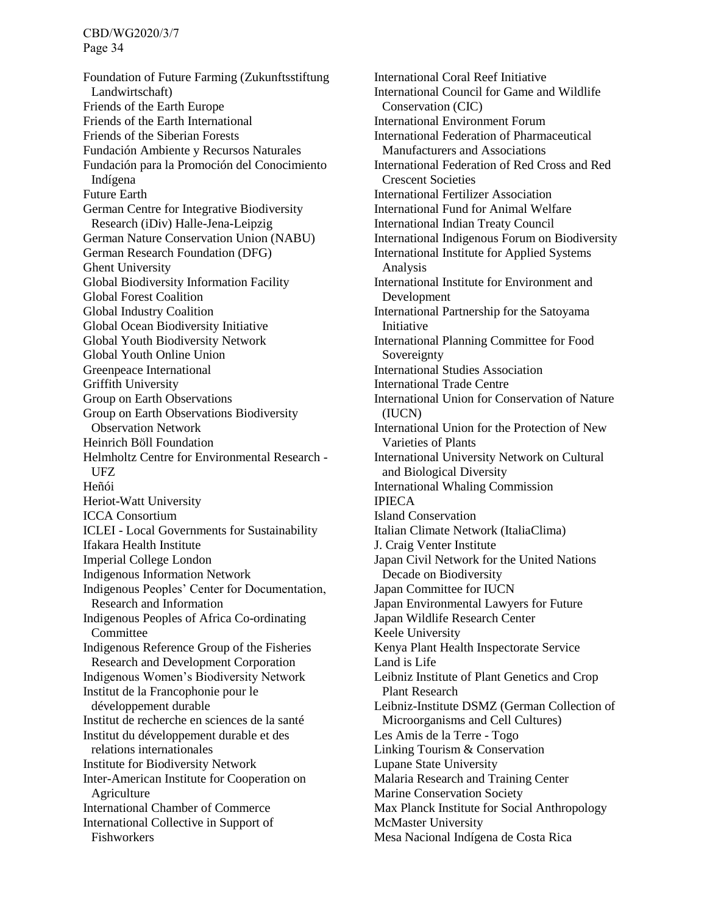Foundation of Future Farming (Zukunftsstiftung Landwirtschaft)
Friends of the Earth Europe
Friends of the Earth International
Friends of the Siberian Forests
Fundación Ambiente y Recursos Naturales
Fundación para la Promoción del Conocimiento Indígena
Future Earth
German Centre for Integrative Biodiversity Research (iDiv) Halle-Jena-Leipzig
German Nature Conservation Union (NABU)
German Research Foundation (DFG)
Ghent University
Global Biodiversity Information Facility
Global Forest Coalition
Global Industry Coalition
Global Ocean Biodiversity Initiative
Global Youth Biodiversity Network
Global Youth Online Union
Greenpeace International
Griffith University
Group on Earth Observations
Group on Earth Observations Biodiversity Observation Network
Heinrich Böll Foundation
Helmholtz Centre for Environmental Research - UFZ
Heñói
Heriot-Watt University
ICCA Consortium
ICLEI - Local Governments for Sustainability
Ifakara Health Institute
Imperial College London
Indigenous Information Network
Indigenous Peoples' Center for Documentation, Research and Information
Indigenous Peoples of Africa Co-ordinating Committee
Indigenous Reference Group of the Fisheries Research and Development Corporation
Indigenous Women's Biodiversity Network
Institut de la Francophonie pour le développement durable
Institut de recherche en sciences de la santé
Institut du développement durable et des relations internationales
Institute for Biodiversity Network
Inter-American Institute for Cooperation on Agriculture
International Chamber of Commerce
International Collective in Support of Fishworkers
International Coral Reef Initiative
International Council for Game and Wildlife Conservation (CIC)
International Environment Forum
International Federation of Pharmaceutical Manufacturers and Associations
International Federation of Red Cross and Red Crescent Societies
International Fertilizer Association
International Fund for Animal Welfare
International Indian Treaty Council
International Indigenous Forum on Biodiversity
International Institute for Applied Systems Analysis
International Institute for Environment and Development
International Partnership for the Satoyama Initiative
International Planning Committee for Food Sovereignty
International Studies Association
International Trade Centre
International Union for Conservation of Nature (IUCN)
International Union for the Protection of New Varieties of Plants
International University Network on Cultural and Biological Diversity
International Whaling Commission
IPIECA
Island Conservation
Italian Climate Network (ItaliaClima)
J. Craig Venter Institute
Japan Civil Network for the United Nations Decade on Biodiversity
Japan Committee for IUCN
Japan Environmental Lawyers for Future
Japan Wildlife Research Center
Keele University
Kenya Plant Health Inspectorate Service
Land is Life
Leibniz Institute of Plant Genetics and Crop Plant Research
Leibniz-Institute DSMZ (German Collection of Microorganisms and Cell Cultures)
Les Amis de la Terre - Togo
Linking Tourism & Conservation
Lupane State University
Malaria Research and Training Center
Marine Conservation Society
Max Planck Institute for Social Anthropology
McMaster University
Mesa Nacional Indígena de Costa Rica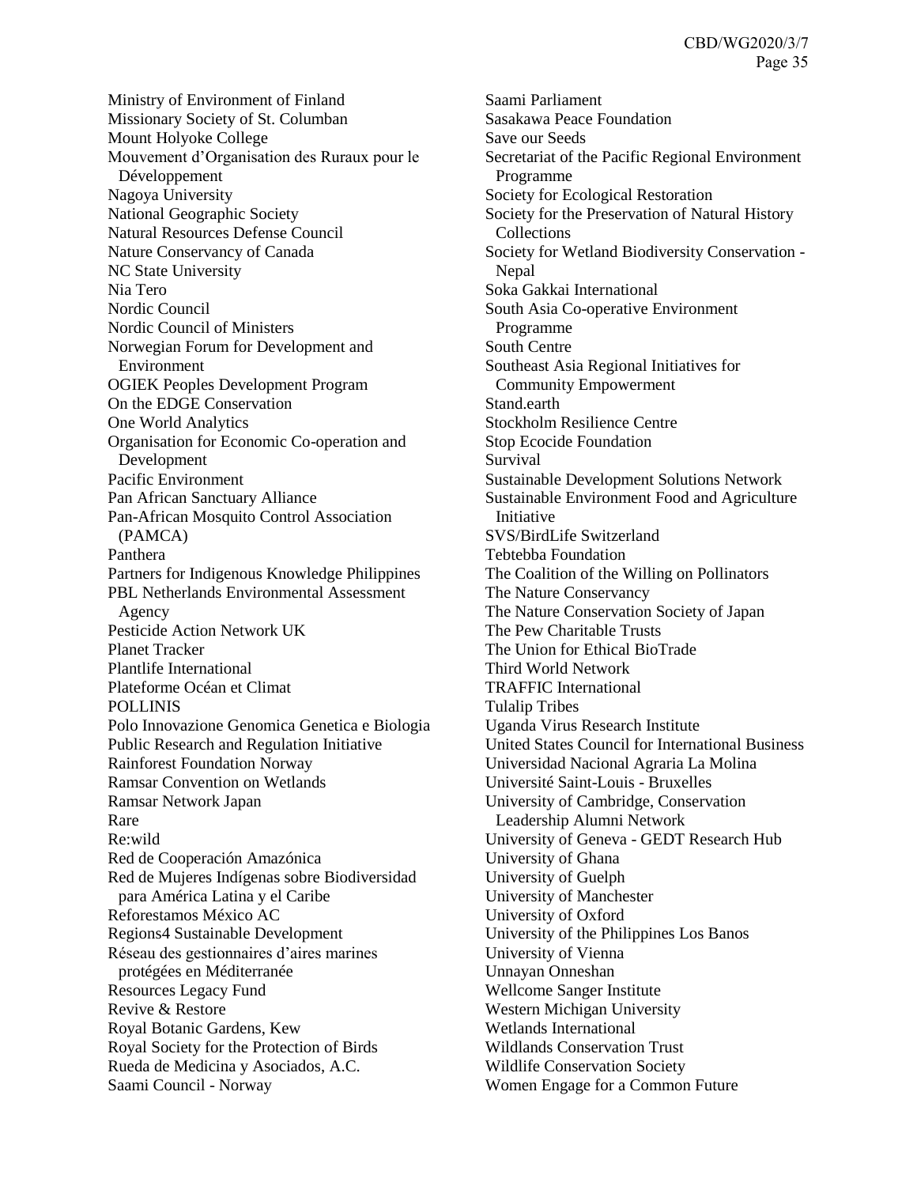Ministry of Environment of Finland
Missionary Society of St. Columban
Mount Holyoke College
Mouvement d'Organisation des Ruraux pour le Développement
Nagoya University
National Geographic Society
Natural Resources Defense Council
Nature Conservancy of Canada
NC State University
Nia Tero
Nordic Council
Nordic Council of Ministers
Norwegian Forum for Development and Environment
OGIEK Peoples Development Program
On the EDGE Conservation
One World Analytics
Organisation for Economic Co-operation and Development
Pacific Environment
Pan African Sanctuary Alliance
Pan-African Mosquito Control Association (PAMCA)
Panthera
Partners for Indigenous Knowledge Philippines
PBL Netherlands Environmental Assessment Agency
Pesticide Action Network UK
Planet Tracker
Plantlife International
Plateforme Océan et Climat
POLLINIS
Polo Innovazione Genomica Genetica e Biologia
Public Research and Regulation Initiative
Rainforest Foundation Norway
Ramsar Convention on Wetlands
Ramsar Network Japan
Rare
Re:wild
Red de Cooperación Amazónica
Red de Mujeres Indígenas sobre Biodiversidad para América Latina y el Caribe
Reforestamos México AC
Regions4 Sustainable Development
Réseau des gestionnaires d'aires marines protégées en Méditerranée
Resources Legacy Fund
Revive & Restore
Royal Botanic Gardens, Kew
Royal Society for the Protection of Birds
Rueda de Medicina y Asociados, A.C.
Saami Council - Norway
Saami Parliament
Sasakawa Peace Foundation
Save our Seeds
Secretariat of the Pacific Regional Environment Programme
Society for Ecological Restoration
Society for the Preservation of Natural History Collections
Society for Wetland Biodiversity Conservation - Nepal
Soka Gakkai International
South Asia Co-operative Environment Programme
South Centre
Southeast Asia Regional Initiatives for Community Empowerment
Stand.earth
Stockholm Resilience Centre
Stop Ecocide Foundation
Survival
Sustainable Development Solutions Network
Sustainable Environment Food and Agriculture Initiative
SVS/BirdLife Switzerland
Tebtebba Foundation
The Coalition of the Willing on Pollinators
The Nature Conservancy
The Nature Conservation Society of Japan
The Pew Charitable Trusts
The Union for Ethical BioTrade
Third World Network
TRAFFIC International
Tulalip Tribes
Uganda Virus Research Institute
United States Council for International Business
Universidad Nacional Agraria La Molina
Université Saint-Louis - Bruxelles
University of Cambridge, Conservation Leadership Alumni Network
University of Geneva - GEDT Research Hub
University of Ghana
University of Guelph
University of Manchester
University of Oxford
University of the Philippines Los Banos
University of Vienna
Unnayan Onneshan
Wellcome Sanger Institute
Western Michigan University
Wetlands International
Wildlands Conservation Trust
Wildlife Conservation Society
Women Engage for a Common Future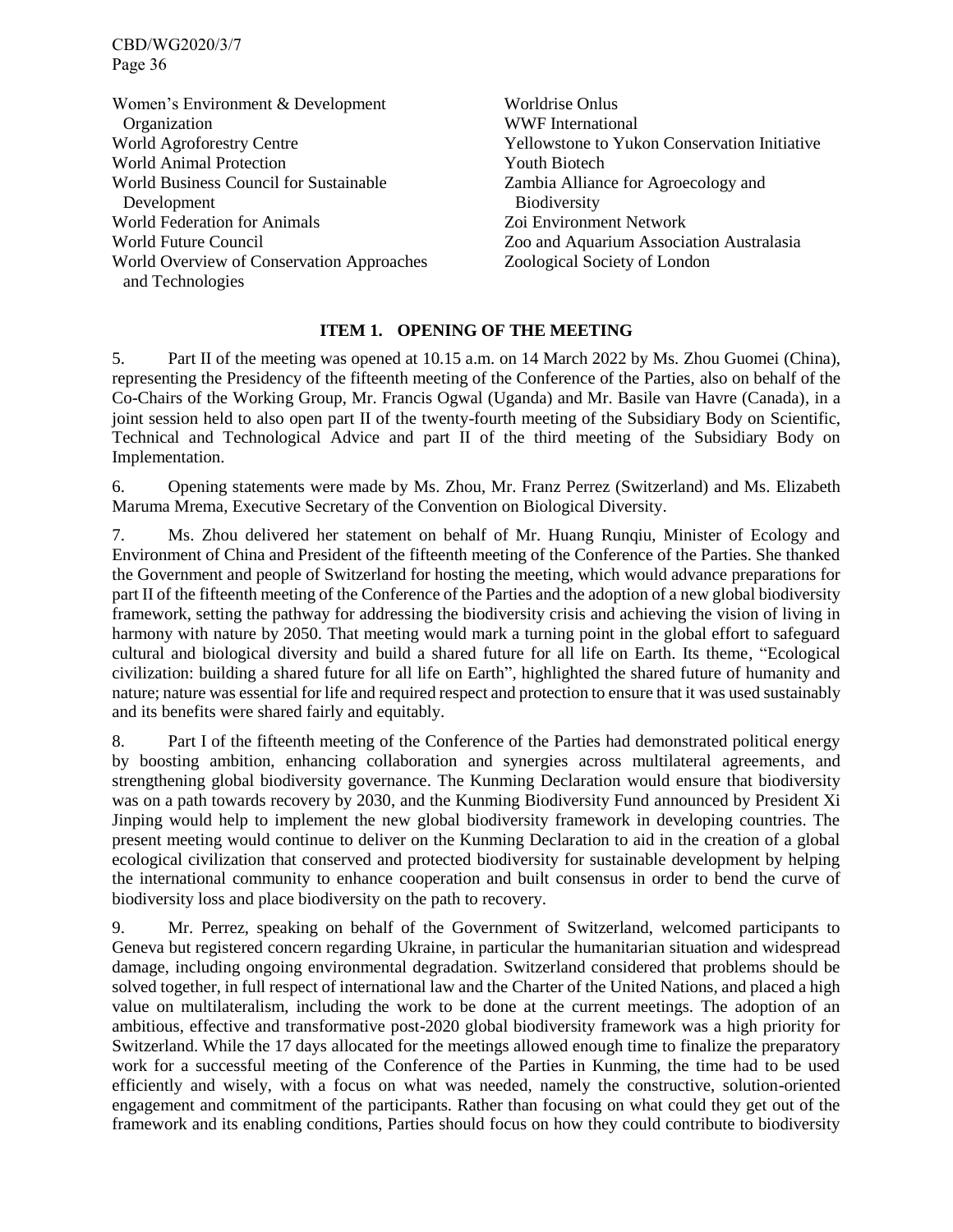Women's Environment & Development Organization
World Agroforestry Centre
World Animal Protection
World Business Council for Sustainable Development
World Federation for Animals
World Future Council
World Overview of Conservation Approaches and Technologies
Worldrise Onlus
WWF International
Yellowstone to Yukon Conservation Initiative
Youth Biotech
Zambia Alliance for Agroecology and Biodiversity
Zoi Environment Network
Zoo and Aquarium Association Australasia
Zoological Society of London

## ITEM 1. OPENING OF THE MEETING

5. Part II of the meeting was opened at 10.15 a.m. on 14 March 2022 by Ms. Zhou Guomei (China), representing the Presidency of the fifteenth meeting of the Conference of the Parties, also on behalf of the Co-Chairs of the Working Group, Mr. Francis Ogwal (Uganda) and Mr. Basile van Havre (Canada), in a joint session held to also open part II of the twenty-fourth meeting of the Subsidiary Body on Scientific, Technical and Technological Advice and part II of the third meeting of the Subsidiary Body on Implementation.

6. Opening statements were made by Ms. Zhou, Mr. Franz Perrez (Switzerland) and Ms. Elizabeth Maruma Mrema, Executive Secretary of the Convention on Biological Diversity.

7. Ms. Zhou delivered her statement on behalf of Mr. Huang Runqiu, Minister of Ecology and Environment of China and President of the fifteenth meeting of the Conference of the Parties. She thanked the Government and people of Switzerland for hosting the meeting, which would advance preparations for part II of the fifteenth meeting of the Conference of the Parties and the adoption of a new global biodiversity framework, setting the pathway for addressing the biodiversity crisis and achieving the vision of living in harmony with nature by 2050. That meeting would mark a turning point in the global effort to safeguard cultural and biological diversity and build a shared future for all life on Earth. Its theme, "Ecological civilization: building a shared future for all life on Earth", highlighted the shared future of humanity and nature; nature was essential for life and required respect and protection to ensure that it was used sustainably and its benefits were shared fairly and equitably.

8. Part I of the fifteenth meeting of the Conference of the Parties had demonstrated political energy by boosting ambition, enhancing collaboration and synergies across multilateral agreements, and strengthening global biodiversity governance. The Kunming Declaration would ensure that biodiversity was on a path towards recovery by 2030, and the Kunming Biodiversity Fund announced by President Xi Jinping would help to implement the new global biodiversity framework in developing countries. The present meeting would continue to deliver on the Kunming Declaration to aid in the creation of a global ecological civilization that conserved and protected biodiversity for sustainable development by helping the international community to enhance cooperation and built consensus in order to bend the curve of biodiversity loss and place biodiversity on the path to recovery.

9. Mr. Perrez, speaking on behalf of the Government of Switzerland, welcomed participants to Geneva but registered concern regarding Ukraine, in particular the humanitarian situation and widespread damage, including ongoing environmental degradation. Switzerland considered that problems should be solved together, in full respect of international law and the Charter of the United Nations, and placed a high value on multilateralism, including the work to be done at the current meetings. The adoption of an ambitious, effective and transformative post-2020 global biodiversity framework was a high priority for Switzerland. While the 17 days allocated for the meetings allowed enough time to finalize the preparatory work for a successful meeting of the Conference of the Parties in Kunming, the time had to be used efficiently and wisely, with a focus on what was needed, namely the constructive, solution-oriented engagement and commitment of the participants. Rather than focusing on what could they get out of the framework and its enabling conditions, Parties should focus on how they could contribute to biodiversity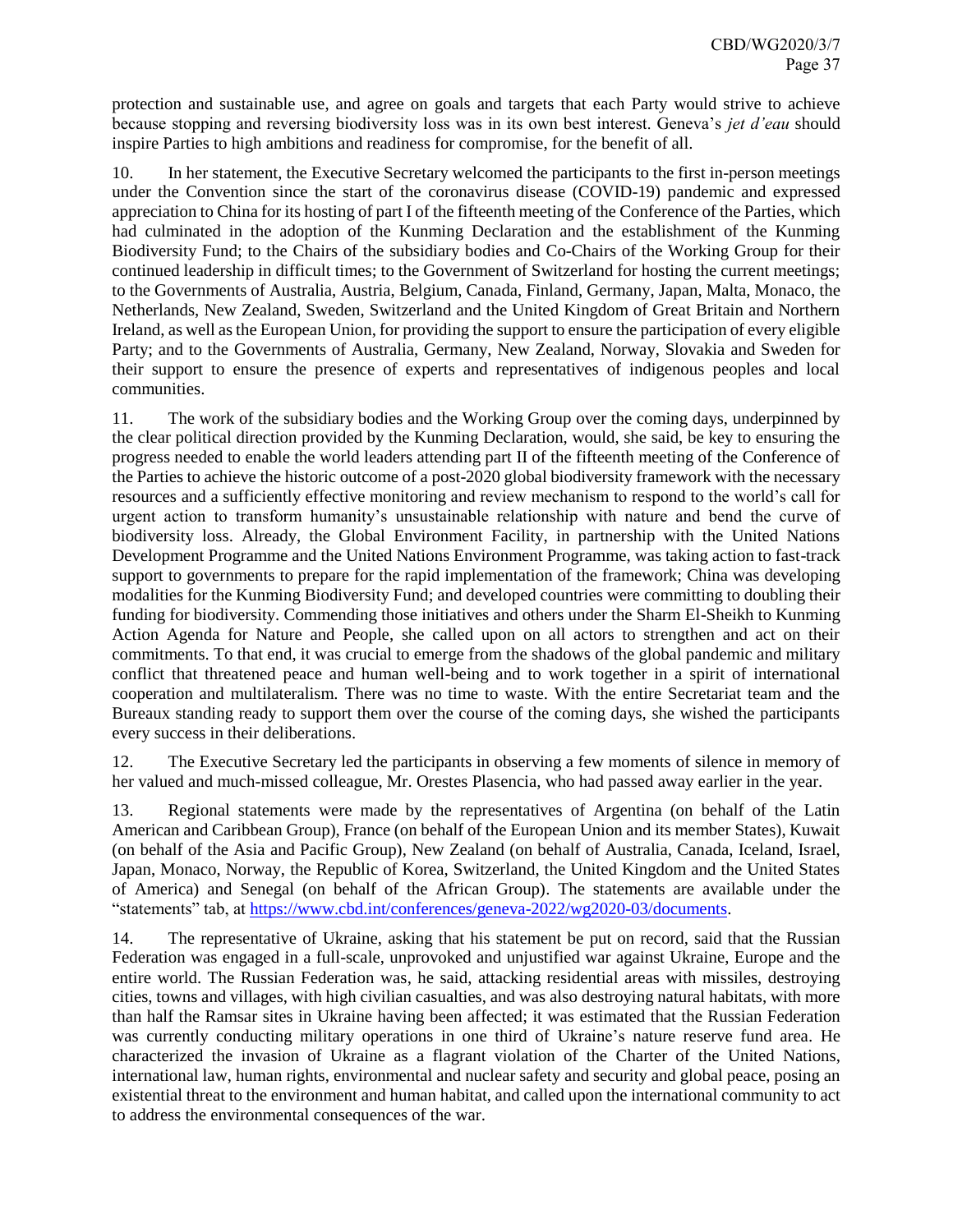protection and sustainable use, and agree on goals and targets that each Party would strive to achieve because stopping and reversing biodiversity loss was in its own best interest. Geneva's *jet d'eau* should inspire Parties to high ambitions and readiness for compromise, for the benefit of all.

10. In her statement, the Executive Secretary welcomed the participants to the first in-person meetings under the Convention since the start of the coronavirus disease (COVID-19) pandemic and expressed appreciation to China for its hosting of part I of the fifteenth meeting of the Conference of the Parties, which had culminated in the adoption of the Kunming Declaration and the establishment of the Kunming Biodiversity Fund; to the Chairs of the subsidiary bodies and Co-Chairs of the Working Group for their continued leadership in difficult times; to the Government of Switzerland for hosting the current meetings; to the Governments of Australia, Austria, Belgium, Canada, Finland, Germany, Japan, Malta, Monaco, the Netherlands, New Zealand, Sweden, Switzerland and the United Kingdom of Great Britain and Northern Ireland, as well as the European Union, for providing the support to ensure the participation of every eligible Party; and to the Governments of Australia, Germany, New Zealand, Norway, Slovakia and Sweden for their support to ensure the presence of experts and representatives of indigenous peoples and local communities.

11. The work of the subsidiary bodies and the Working Group over the coming days, underpinned by the clear political direction provided by the Kunming Declaration, would, she said, be key to ensuring the progress needed to enable the world leaders attending part II of the fifteenth meeting of the Conference of the Parties to achieve the historic outcome of a post-2020 global biodiversity framework with the necessary resources and a sufficiently effective monitoring and review mechanism to respond to the world's call for urgent action to transform humanity's unsustainable relationship with nature and bend the curve of biodiversity loss. Already, the Global Environment Facility, in partnership with the United Nations Development Programme and the United Nations Environment Programme, was taking action to fast-track support to governments to prepare for the rapid implementation of the framework; China was developing modalities for the Kunming Biodiversity Fund; and developed countries were committing to doubling their funding for biodiversity. Commending those initiatives and others under the Sharm El-Sheikh to Kunming Action Agenda for Nature and People, she called upon on all actors to strengthen and act on their commitments. To that end, it was crucial to emerge from the shadows of the global pandemic and military conflict that threatened peace and human well-being and to work together in a spirit of international cooperation and multilateralism. There was no time to waste. With the entire Secretariat team and the Bureaux standing ready to support them over the course of the coming days, she wished the participants every success in their deliberations.

12. The Executive Secretary led the participants in observing a few moments of silence in memory of her valued and much-missed colleague, Mr. Orestes Plasencia, who had passed away earlier in the year.

13. Regional statements were made by the representatives of Argentina (on behalf of the Latin American and Caribbean Group), France (on behalf of the European Union and its member States), Kuwait (on behalf of the Asia and Pacific Group), New Zealand (on behalf of Australia, Canada, Iceland, Israel, Japan, Monaco, Norway, the Republic of Korea, Switzerland, the United Kingdom and the United States of America) and Senegal (on behalf of the African Group). The statements are available under the "statements" tab, at https://www.cbd.int/conferences/geneva-2022/wg2020-03/documents.

14. The representative of Ukraine, asking that his statement be put on record, said that the Russian Federation was engaged in a full-scale, unprovoked and unjustified war against Ukraine, Europe and the entire world. The Russian Federation was, he said, attacking residential areas with missiles, destroying cities, towns and villages, with high civilian casualties, and was also destroying natural habitats, with more than half the Ramsar sites in Ukraine having been affected; it was estimated that the Russian Federation was currently conducting military operations in one third of Ukraine's nature reserve fund area. He characterized the invasion of Ukraine as a flagrant violation of the Charter of the United Nations, international law, human rights, environmental and nuclear safety and security and global peace, posing an existential threat to the environment and human habitat, and called upon the international community to act to address the environmental consequences of the war.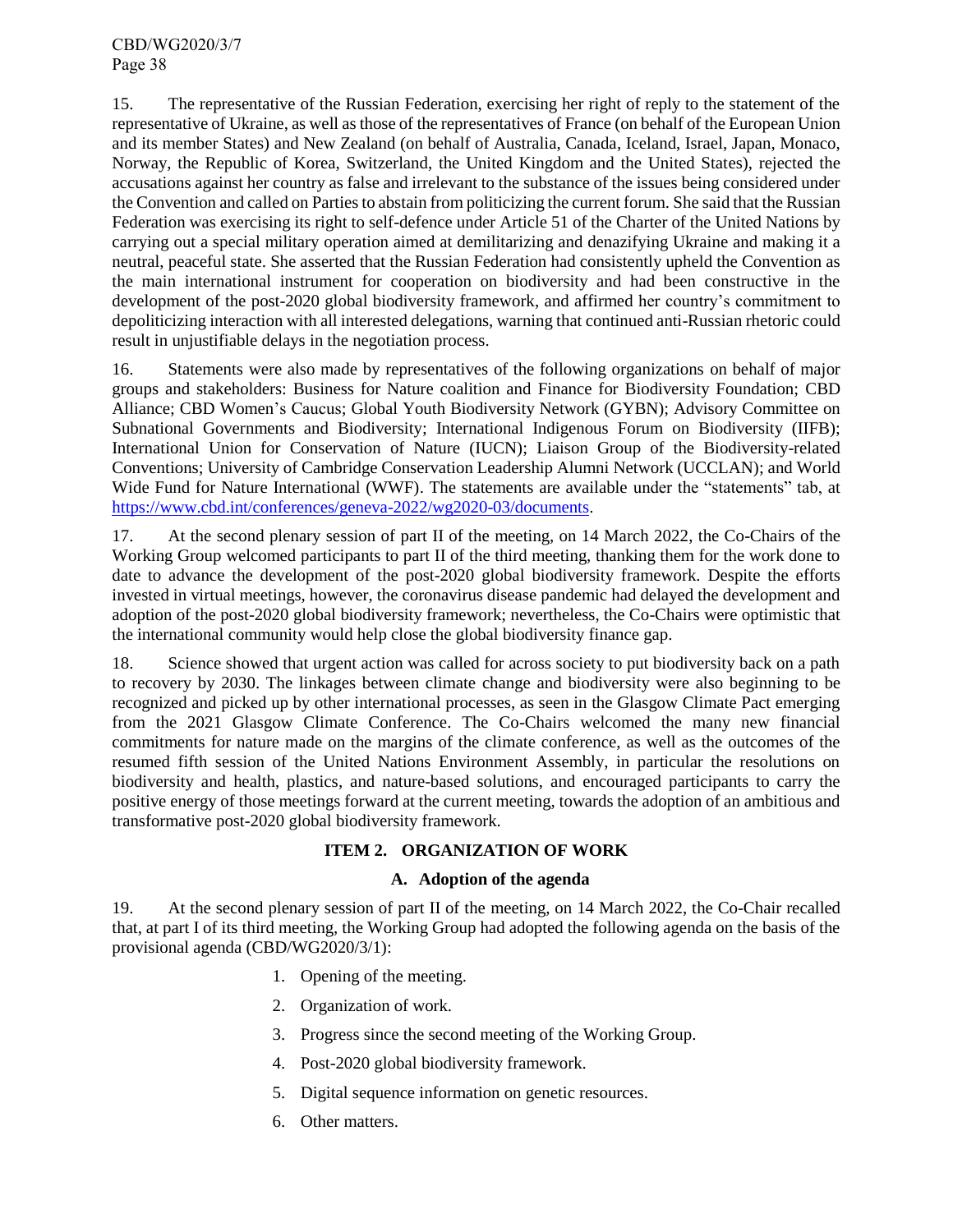15. The representative of the Russian Federation, exercising her right of reply to the statement of the representative of Ukraine, as well as those of the representatives of France (on behalf of the European Union and its member States) and New Zealand (on behalf of Australia, Canada, Iceland, Israel, Japan, Monaco, Norway, the Republic of Korea, Switzerland, the United Kingdom and the United States), rejected the accusations against her country as false and irrelevant to the substance of the issues being considered under the Convention and called on Parties to abstain from politicizing the current forum. She said that the Russian Federation was exercising its right to self-defence under Article 51 of the Charter of the United Nations by carrying out a special military operation aimed at demilitarizing and denazifying Ukraine and making it a neutral, peaceful state. She asserted that the Russian Federation had consistently upheld the Convention as the main international instrument for cooperation on biodiversity and had been constructive in the development of the post-2020 global biodiversity framework, and affirmed her country's commitment to depoliticizing interaction with all interested delegations, warning that continued anti-Russian rhetoric could result in unjustifiable delays in the negotiation process.

16. Statements were also made by representatives of the following organizations on behalf of major groups and stakeholders: Business for Nature coalition and Finance for Biodiversity Foundation; CBD Alliance; CBD Women's Caucus; Global Youth Biodiversity Network (GYBN); Advisory Committee on Subnational Governments and Biodiversity; International Indigenous Forum on Biodiversity (IIFB); International Union for Conservation of Nature (IUCN); Liaison Group of the Biodiversity-related Conventions; University of Cambridge Conservation Leadership Alumni Network (UCCLAN); and World Wide Fund for Nature International (WWF). The statements are available under the "statements" tab, at https://www.cbd.int/conferences/geneva-2022/wg2020-03/documents.

17. At the second plenary session of part II of the meeting, on 14 March 2022, the Co-Chairs of the Working Group welcomed participants to part II of the third meeting, thanking them for the work done to date to advance the development of the post-2020 global biodiversity framework. Despite the efforts invested in virtual meetings, however, the coronavirus disease pandemic had delayed the development and adoption of the post-2020 global biodiversity framework; nevertheless, the Co-Chairs were optimistic that the international community would help close the global biodiversity finance gap.

18. Science showed that urgent action was called for across society to put biodiversity back on a path to recovery by 2030. The linkages between climate change and biodiversity were also beginning to be recognized and picked up by other international processes, as seen in the Glasgow Climate Pact emerging from the 2021 Glasgow Climate Conference. The Co-Chairs welcomed the many new financial commitments for nature made on the margins of the climate conference, as well as the outcomes of the resumed fifth session of the United Nations Environment Assembly, in particular the resolutions on biodiversity and health, plastics, and nature-based solutions, and encouraged participants to carry the positive energy of those meetings forward at the current meeting, towards the adoption of an ambitious and transformative post-2020 global biodiversity framework.

## ITEM 2. ORGANIZATION OF WORK

### A. Adoption of the agenda

19. At the second plenary session of part II of the meeting, on 14 March 2022, the Co-Chair recalled that, at part I of its third meeting, the Working Group had adopted the following agenda on the basis of the provisional agenda (CBD/WG2020/3/1):

1. Opening of the meeting.
2. Organization of work.
3. Progress since the second meeting of the Working Group.
4. Post-2020 global biodiversity framework.
5. Digital sequence information on genetic resources.
6. Other matters.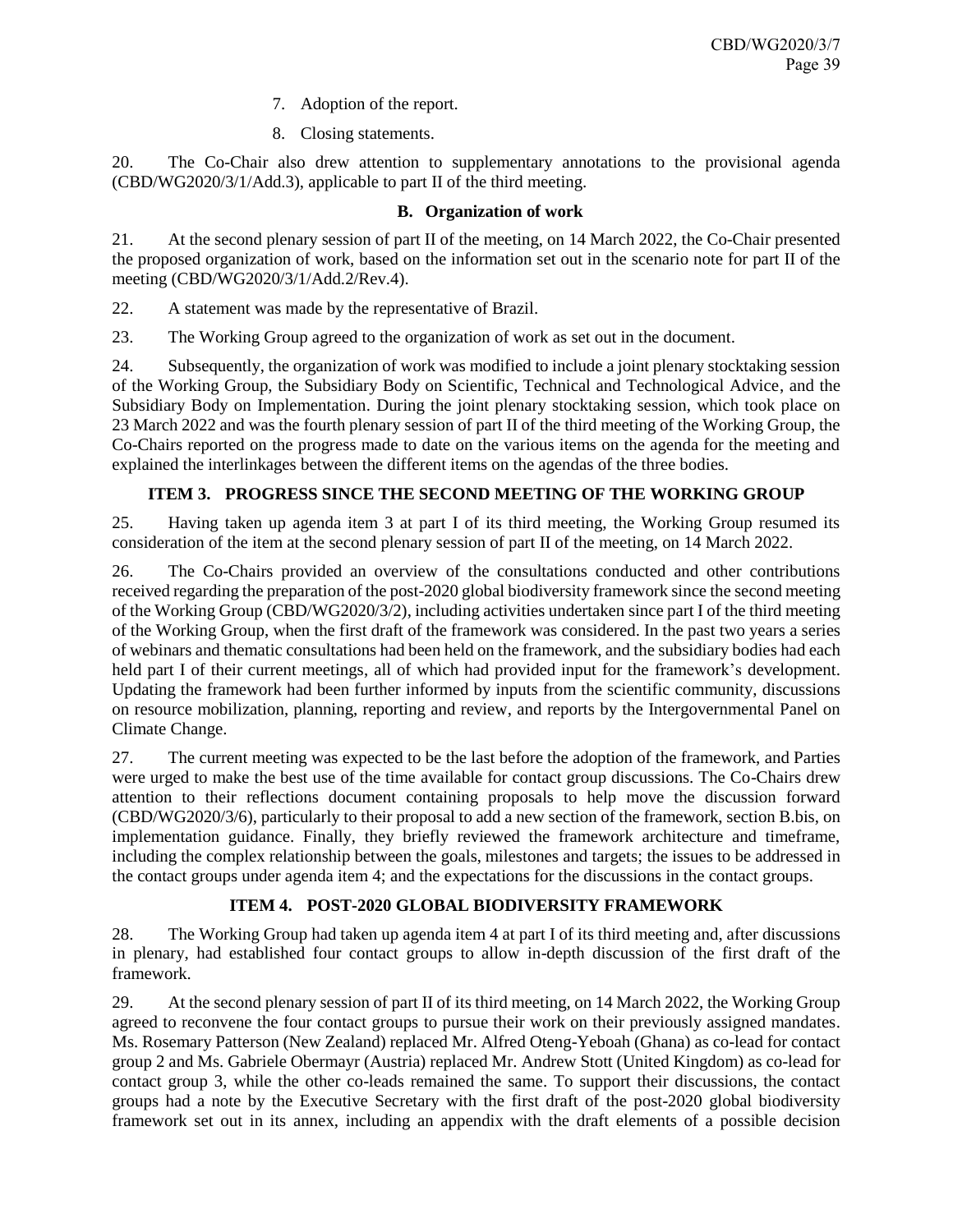7. Adoption of the report.
8. Closing statements.

20. The Co-Chair also drew attention to supplementary annotations to the provisional agenda (CBD/WG2020/3/1/Add.3), applicable to part II of the third meeting.

### B. Organization of work

21. At the second plenary session of part II of the meeting, on 14 March 2022, the Co-Chair presented the proposed organization of work, based on the information set out in the scenario note for part II of the meeting (CBD/WG2020/3/1/Add.2/Rev.4).

22. A statement was made by the representative of Brazil.

23. The Working Group agreed to the organization of work as set out in the document.

24. Subsequently, the organization of work was modified to include a joint plenary stocktaking session of the Working Group, the Subsidiary Body on Scientific, Technical and Technological Advice, and the Subsidiary Body on Implementation. During the joint plenary stocktaking session, which took place on 23 March 2022 and was the fourth plenary session of part II of the third meeting of the Working Group, the Co-Chairs reported on the progress made to date on the various items on the agenda for the meeting and explained the interlinkages between the different items on the agendas of the three bodies.

## ITEM 3. PROGRESS SINCE THE SECOND MEETING OF THE WORKING GROUP

25. Having taken up agenda item 3 at part I of its third meeting, the Working Group resumed its consideration of the item at the second plenary session of part II of the meeting, on 14 March 2022.

26. The Co-Chairs provided an overview of the consultations conducted and other contributions received regarding the preparation of the post-2020 global biodiversity framework since the second meeting of the Working Group (CBD/WG2020/3/2), including activities undertaken since part I of the third meeting of the Working Group, when the first draft of the framework was considered. In the past two years a series of webinars and thematic consultations had been held on the framework, and the subsidiary bodies had each held part I of their current meetings, all of which had provided input for the framework's development. Updating the framework had been further informed by inputs from the scientific community, discussions on resource mobilization, planning, reporting and review, and reports by the Intergovernmental Panel on Climate Change.

27. The current meeting was expected to be the last before the adoption of the framework, and Parties were urged to make the best use of the time available for contact group discussions. The Co-Chairs drew attention to their reflections document containing proposals to help move the discussion forward (CBD/WG2020/3/6), particularly to their proposal to add a new section of the framework, section B.bis, on implementation guidance. Finally, they briefly reviewed the framework architecture and timeframe, including the complex relationship between the goals, milestones and targets; the issues to be addressed in the contact groups under agenda item 4; and the expectations for the discussions in the contact groups.

## ITEM 4. POST-2020 GLOBAL BIODIVERSITY FRAMEWORK

28. The Working Group had taken up agenda item 4 at part I of its third meeting and, after discussions in plenary, had established four contact groups to allow in-depth discussion of the first draft of the framework.

29. At the second plenary session of part II of its third meeting, on 14 March 2022, the Working Group agreed to reconvene the four contact groups to pursue their work on their previously assigned mandates. Ms. Rosemary Patterson (New Zealand) replaced Mr. Alfred Oteng-Yeboah (Ghana) as co-lead for contact group 2 and Ms. Gabriele Obermayr (Austria) replaced Mr. Andrew Stott (United Kingdom) as co-lead for contact group 3, while the other co-leads remained the same. To support their discussions, the contact groups had a note by the Executive Secretary with the first draft of the post-2020 global biodiversity framework set out in its annex, including an appendix with the draft elements of a possible decision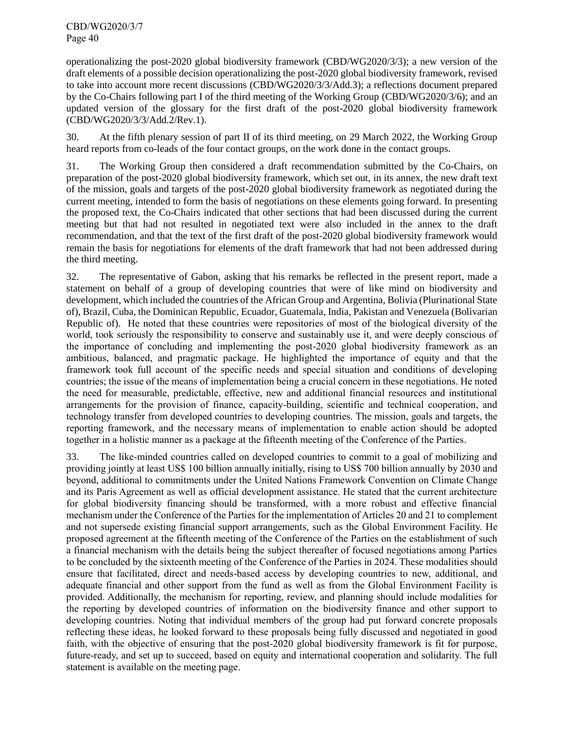operationalizing the post-2020 global biodiversity framework (CBD/WG2020/3/3); a new version of the draft elements of a possible decision operationalizing the post-2020 global biodiversity framework, revised to take into account more recent discussions (CBD/WG2020/3/3/Add.3); a reflections document prepared by the Co-Chairs following part I of the third meeting of the Working Group (CBD/WG2020/3/6); and an updated version of the glossary for the first draft of the post-2020 global biodiversity framework (CBD/WG2020/3/3/Add.2/Rev.1).

30. At the fifth plenary session of part II of its third meeting, on 29 March 2022, the Working Group heard reports from co-leads of the four contact groups, on the work done in the contact groups.

31. The Working Group then considered a draft recommendation submitted by the Co-Chairs, on preparation of the post-2020 global biodiversity framework, which set out, in its annex, the new draft text of the mission, goals and targets of the post-2020 global biodiversity framework as negotiated during the current meeting, intended to form the basis of negotiations on these elements going forward. In presenting the proposed text, the Co-Chairs indicated that other sections that had been discussed during the current meeting but that had not resulted in negotiated text were also included in the annex to the draft recommendation, and that the text of the first draft of the post-2020 global biodiversity framework would remain the basis for negotiations for elements of the draft framework that had not been addressed during the third meeting.

32. The representative of Gabon, asking that his remarks be reflected in the present report, made a statement on behalf of a group of developing countries that were of like mind on biodiversity and development, which included the countries of the African Group and Argentina, Bolivia (Plurinational State of), Brazil, Cuba, the Dominican Republic, Ecuador, Guatemala, India, Pakistan and Venezuela (Bolivarian Republic of). He noted that these countries were repositories of most of the biological diversity of the world, took seriously the responsibility to conserve and sustainably use it, and were deeply conscious of the importance of concluding and implementing the post-2020 global biodiversity framework as an ambitious, balanced, and pragmatic package. He highlighted the importance of equity and that the framework took full account of the specific needs and special situation and conditions of developing countries; the issue of the means of implementation being a crucial concern in these negotiations. He noted the need for measurable, predictable, effective, new and additional financial resources and institutional arrangements for the provision of finance, capacity-building, scientific and technical cooperation, and technology transfer from developed countries to developing countries. The mission, goals and targets, the reporting framework, and the necessary means of implementation to enable action should be adopted together in a holistic manner as a package at the fifteenth meeting of the Conference of the Parties.

33. The like-minded countries called on developed countries to commit to a goal of mobilizing and providing jointly at least US$ 100 billion annually initially, rising to US$ 700 billion annually by 2030 and beyond, additional to commitments under the United Nations Framework Convention on Climate Change and its Paris Agreement as well as official development assistance. He stated that the current architecture for global biodiversity financing should be transformed, with a more robust and effective financial mechanism under the Conference of the Parties for the implementation of Articles 20 and 21 to complement and not supersede existing financial support arrangements, such as the Global Environment Facility. He proposed agreement at the fifteenth meeting of the Conference of the Parties on the establishment of such a financial mechanism with the details being the subject thereafter of focused negotiations among Parties to be concluded by the sixteenth meeting of the Conference of the Parties in 2024. These modalities should ensure that facilitated, direct and needs-based access by developing countries to new, additional, and adequate financial and other support from the fund as well as from the Global Environment Facility is provided. Additionally, the mechanism for reporting, review, and planning should include modalities for the reporting by developed countries of information on the biodiversity finance and other support to developing countries. Noting that individual members of the group had put forward concrete proposals reflecting these ideas, he looked forward to these proposals being fully discussed and negotiated in good faith, with the objective of ensuring that the post-2020 global biodiversity framework is fit for purpose, future-ready, and set up to succeed, based on equity and international cooperation and solidarity. The full statement is available on the meeting page.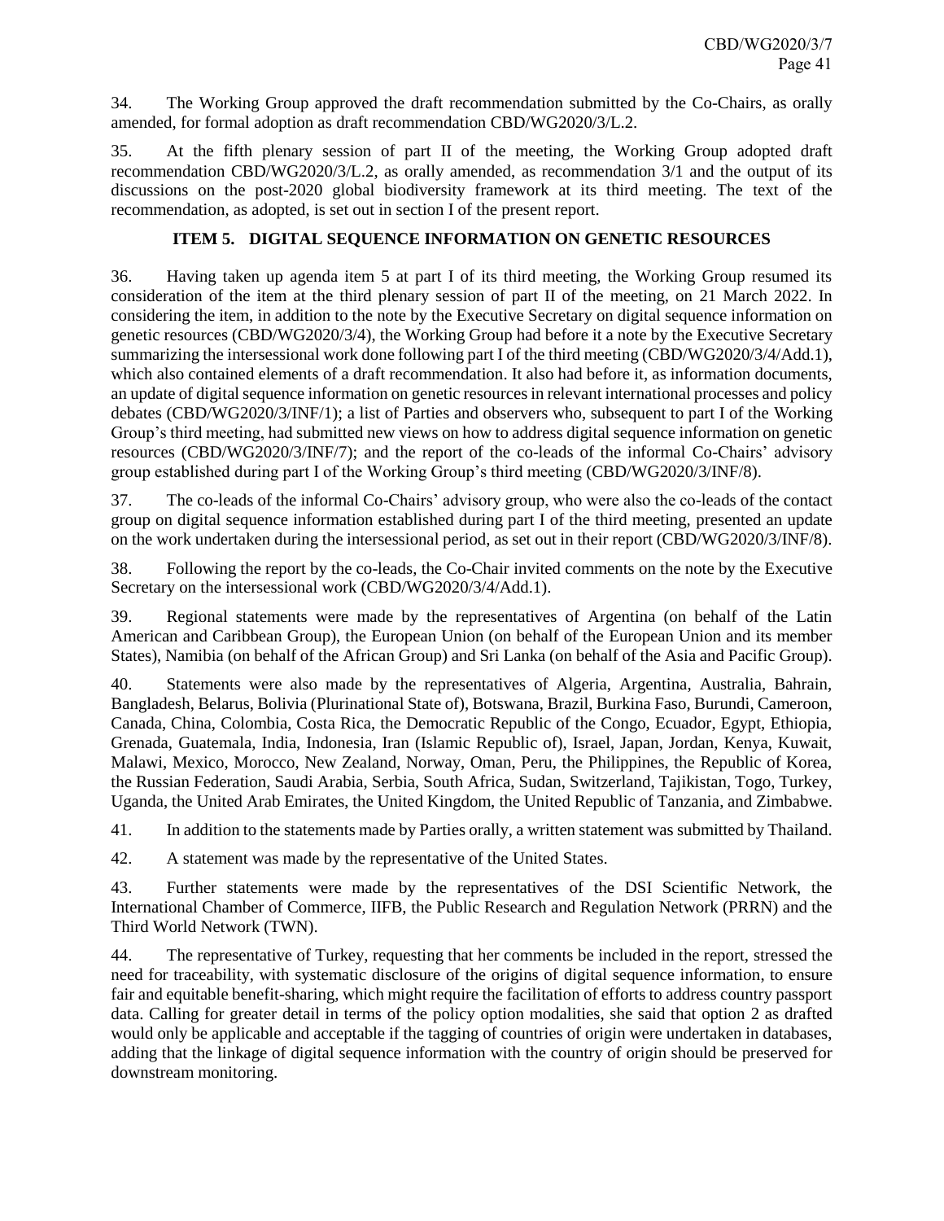34. The Working Group approved the draft recommendation submitted by the Co-Chairs, as orally amended, for formal adoption as draft recommendation CBD/WG2020/3/L.2.

35. At the fifth plenary session of part II of the meeting, the Working Group adopted draft recommendation CBD/WG2020/3/L.2, as orally amended, as recommendation 3/1 and the output of its discussions on the post-2020 global biodiversity framework at its third meeting. The text of the recommendation, as adopted, is set out in section I of the present report.

## ITEM 5. DIGITAL SEQUENCE INFORMATION ON GENETIC RESOURCES

36. Having taken up agenda item 5 at part I of its third meeting, the Working Group resumed its consideration of the item at the third plenary session of part II of the meeting, on 21 March 2022. In considering the item, in addition to the note by the Executive Secretary on digital sequence information on genetic resources (CBD/WG2020/3/4), the Working Group had before it a note by the Executive Secretary summarizing the intersessional work done following part I of the third meeting (CBD/WG2020/3/4/Add.1), which also contained elements of a draft recommendation. It also had before it, as information documents, an update of digital sequence information on genetic resources in relevant international processes and policy debates (CBD/WG2020/3/INF/1); a list of Parties and observers who, subsequent to part I of the Working Group's third meeting, had submitted new views on how to address digital sequence information on genetic resources (CBD/WG2020/3/INF/7); and the report of the co-leads of the informal Co-Chairs' advisory group established during part I of the Working Group's third meeting (CBD/WG2020/3/INF/8).

37. The co-leads of the informal Co-Chairs' advisory group, who were also the co-leads of the contact group on digital sequence information established during part I of the third meeting, presented an update on the work undertaken during the intersessional period, as set out in their report (CBD/WG2020/3/INF/8).

38. Following the report by the co-leads, the Co-Chair invited comments on the note by the Executive Secretary on the intersessional work (CBD/WG2020/3/4/Add.1).

39. Regional statements were made by the representatives of Argentina (on behalf of the Latin American and Caribbean Group), the European Union (on behalf of the European Union and its member States), Namibia (on behalf of the African Group) and Sri Lanka (on behalf of the Asia and Pacific Group).

40. Statements were also made by the representatives of Algeria, Argentina, Australia, Bahrain, Bangladesh, Belarus, Bolivia (Plurinational State of), Botswana, Brazil, Burkina Faso, Burundi, Cameroon, Canada, China, Colombia, Costa Rica, the Democratic Republic of the Congo, Ecuador, Egypt, Ethiopia, Grenada, Guatemala, India, Indonesia, Iran (Islamic Republic of), Israel, Japan, Jordan, Kenya, Kuwait, Malawi, Mexico, Morocco, New Zealand, Norway, Oman, Peru, the Philippines, the Republic of Korea, the Russian Federation, Saudi Arabia, Serbia, South Africa, Sudan, Switzerland, Tajikistan, Togo, Turkey, Uganda, the United Arab Emirates, the United Kingdom, the United Republic of Tanzania, and Zimbabwe.

41. In addition to the statements made by Parties orally, a written statement was submitted by Thailand.

42. A statement was made by the representative of the United States.

43. Further statements were made by the representatives of the DSI Scientific Network, the International Chamber of Commerce, IIFB, the Public Research and Regulation Network (PRRN) and the Third World Network (TWN).

44. The representative of Turkey, requesting that her comments be included in the report, stressed the need for traceability, with systematic disclosure of the origins of digital sequence information, to ensure fair and equitable benefit-sharing, which might require the facilitation of efforts to address country passport data. Calling for greater detail in terms of the policy option modalities, she said that option 2 as drafted would only be applicable and acceptable if the tagging of countries of origin were undertaken in databases, adding that the linkage of digital sequence information with the country of origin should be preserved for downstream monitoring.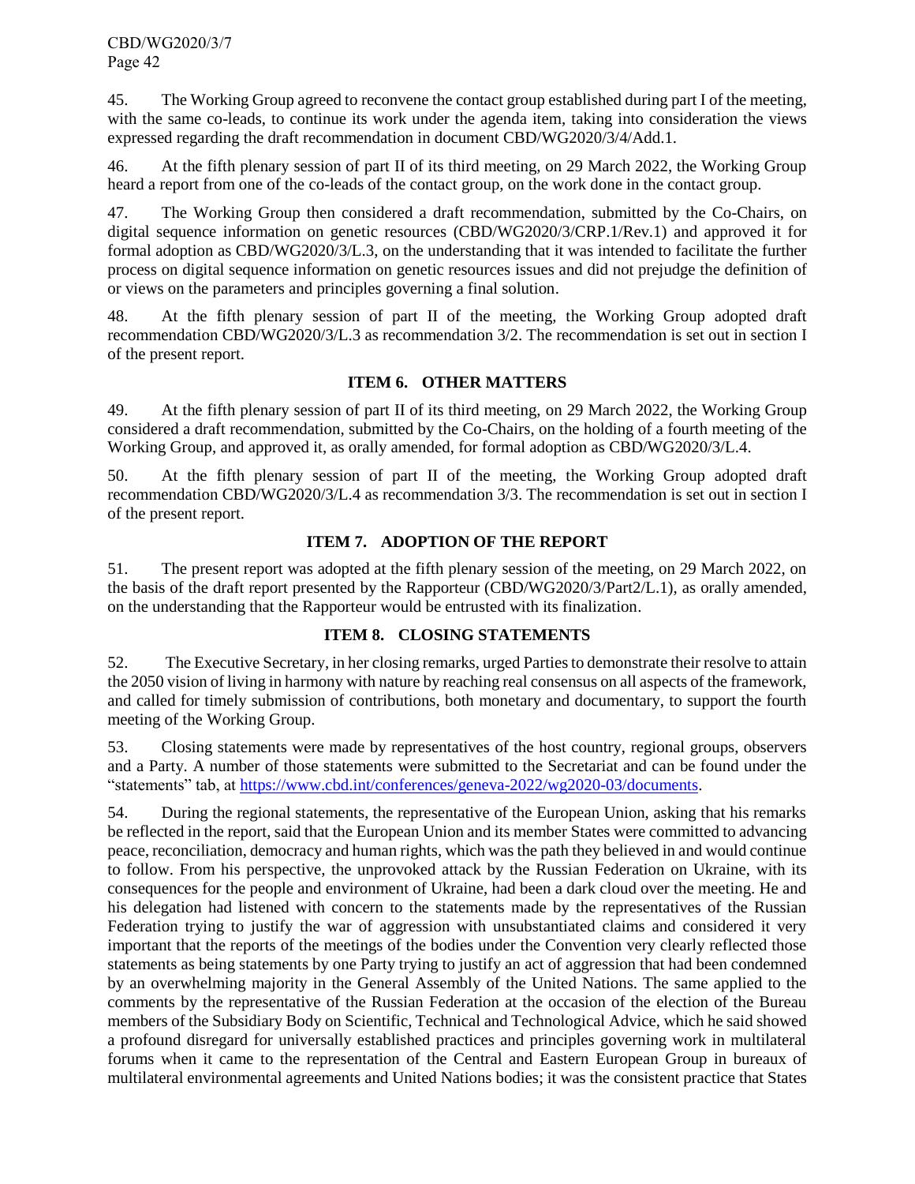45. The Working Group agreed to reconvene the contact group established during part I of the meeting, with the same co-leads, to continue its work under the agenda item, taking into consideration the views expressed regarding the draft recommendation in document CBD/WG2020/3/4/Add.1.

46. At the fifth plenary session of part II of its third meeting, on 29 March 2022, the Working Group heard a report from one of the co-leads of the contact group, on the work done in the contact group.

47. The Working Group then considered a draft recommendation, submitted by the Co-Chairs, on digital sequence information on genetic resources (CBD/WG2020/3/CRP.1/Rev.1) and approved it for formal adoption as CBD/WG2020/3/L.3, on the understanding that it was intended to facilitate the further process on digital sequence information on genetic resources issues and did not prejudge the definition of or views on the parameters and principles governing a final solution.

48. At the fifth plenary session of part II of the meeting, the Working Group adopted draft recommendation CBD/WG2020/3/L.3 as recommendation 3/2. The recommendation is set out in section I of the present report.

## ITEM 6. OTHER MATTERS

49. At the fifth plenary session of part II of its third meeting, on 29 March 2022, the Working Group considered a draft recommendation, submitted by the Co-Chairs, on the holding of a fourth meeting of the Working Group, and approved it, as orally amended, for formal adoption as CBD/WG2020/3/L.4.

50. At the fifth plenary session of part II of the meeting, the Working Group adopted draft recommendation CBD/WG2020/3/L.4 as recommendation 3/3. The recommendation is set out in section I of the present report.

## ITEM 7. ADOPTION OF THE REPORT

51. The present report was adopted at the fifth plenary session of the meeting, on 29 March 2022, on the basis of the draft report presented by the Rapporteur (CBD/WG2020/3/Part2/L.1), as orally amended, on the understanding that the Rapporteur would be entrusted with its finalization.

## ITEM 8. CLOSING STATEMENTS

52. The Executive Secretary, in her closing remarks, urged Parties to demonstrate their resolve to attain the 2050 vision of living in harmony with nature by reaching real consensus on all aspects of the framework, and called for timely submission of contributions, both monetary and documentary, to support the fourth meeting of the Working Group.

53. Closing statements were made by representatives of the host country, regional groups, observers and a Party. A number of those statements were submitted to the Secretariat and can be found under the "statements" tab, at https://www.cbd.int/conferences/geneva-2022/wg2020-03/documents.

54. During the regional statements, the representative of the European Union, asking that his remarks be reflected in the report, said that the European Union and its member States were committed to advancing peace, reconciliation, democracy and human rights, which was the path they believed in and would continue to follow. From his perspective, the unprovoked attack by the Russian Federation on Ukraine, with its consequences for the people and environment of Ukraine, had been a dark cloud over the meeting. He and his delegation had listened with concern to the statements made by the representatives of the Russian Federation trying to justify the war of aggression with unsubstantiated claims and considered it very important that the reports of the meetings of the bodies under the Convention very clearly reflected those statements as being statements by one Party trying to justify an act of aggression that had been condemned by an overwhelming majority in the General Assembly of the United Nations. The same applied to the comments by the representative of the Russian Federation at the occasion of the election of the Bureau members of the Subsidiary Body on Scientific, Technical and Technological Advice, which he said showed a profound disregard for universally established practices and principles governing work in multilateral forums when it came to the representation of the Central and Eastern European Group in bureaux of multilateral environmental agreements and United Nations bodies; it was the consistent practice that States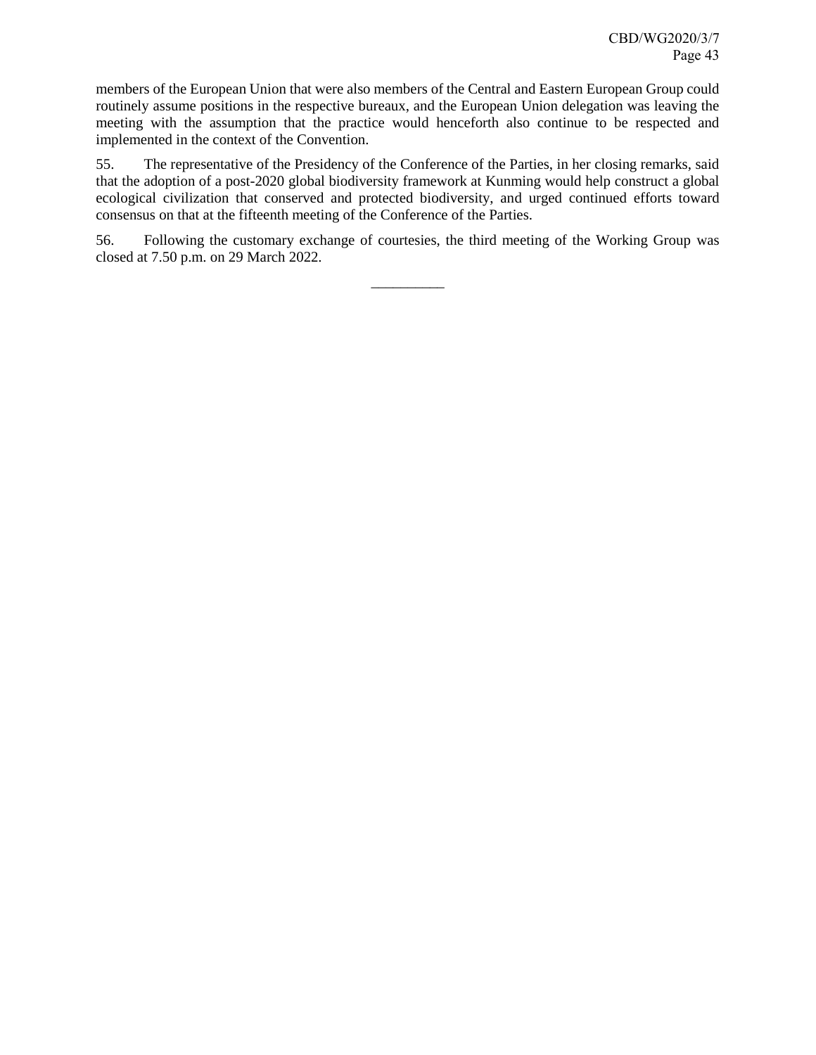members of the European Union that were also members of the Central and Eastern European Group could routinely assume positions in the respective bureaux, and the European Union delegation was leaving the meeting with the assumption that the practice would henceforth also continue to be respected and implemented in the context of the Convention.

55. The representative of the Presidency of the Conference of the Parties, in her closing remarks, said that the adoption of a post-2020 global biodiversity framework at Kunming would help construct a global ecological civilization that conserved and protected biodiversity, and urged continued efforts toward consensus on that at the fifteenth meeting of the Conference of the Parties.

56. Following the customary exchange of courtesies, the third meeting of the Working Group was closed at 7.50 p.m. on 29 March 2022.

\_\_\_\_\_\_\_\_\_\_